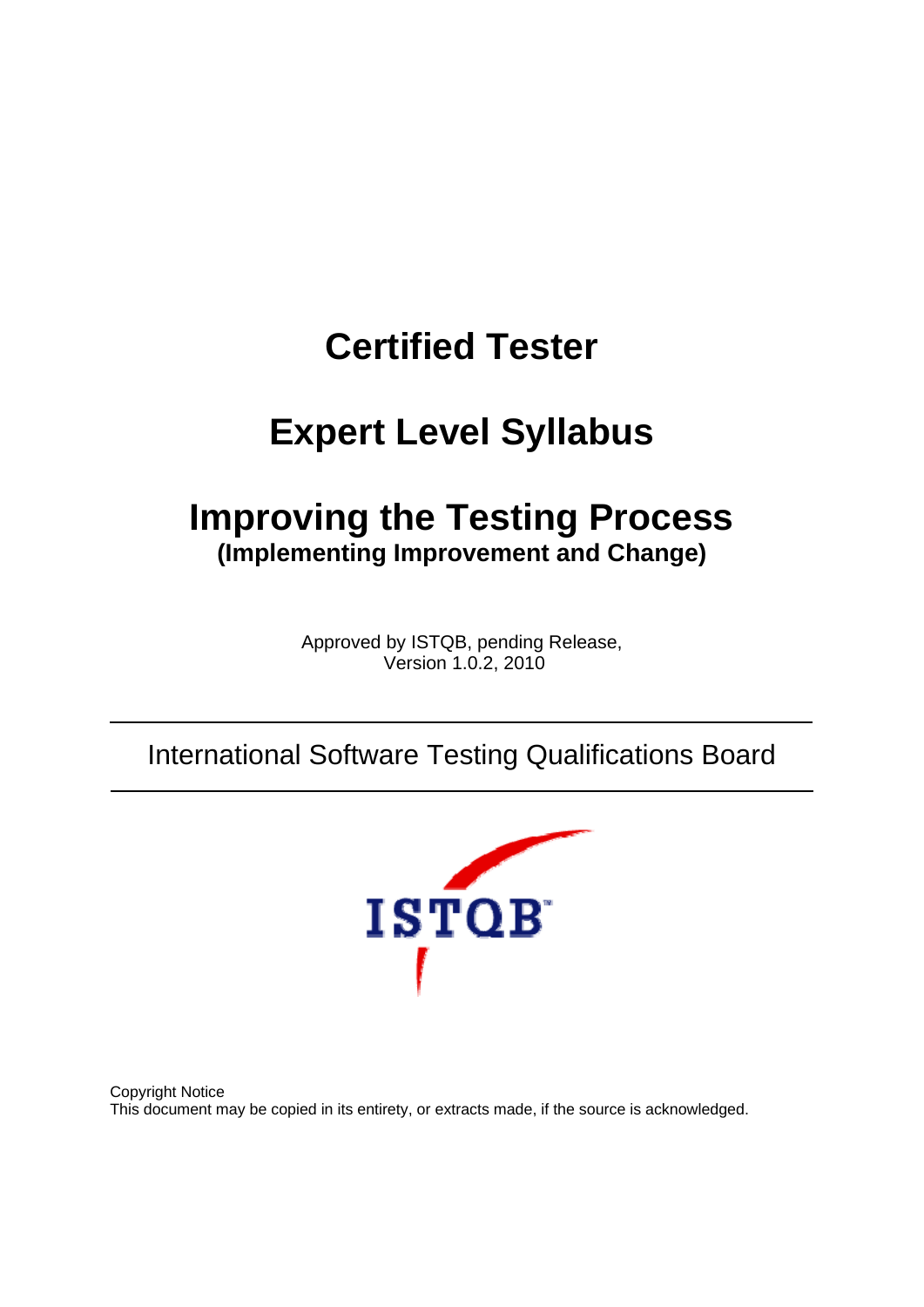# Certified Tester

# Expert Level Syllabus

# Improving the Testing Process

**(Implementing Improvement and Change)**

Approved by ISTQB, pending Release,
Version 1.0.2, 2010

International Software Testing Qualifications Board

Copyright Notice
This document may be copied in its entirety, or extracts made, if the source is acknowledged.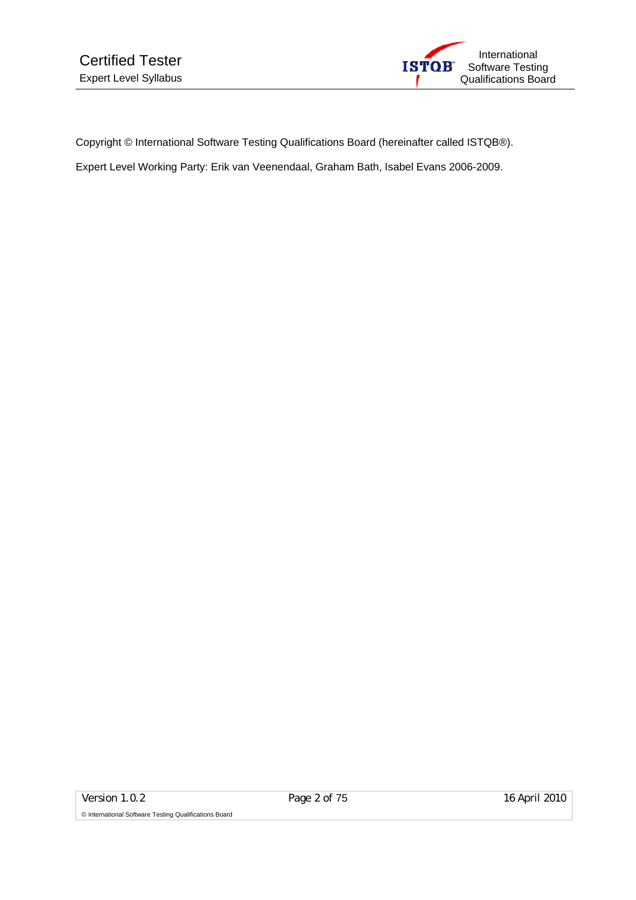Copyright © International Software Testing Qualifications Board (hereinafter called ISTQB®).

Expert Level Working Party: Erik van Veenendaal, Graham Bath, Isabel Evans 2006-2009.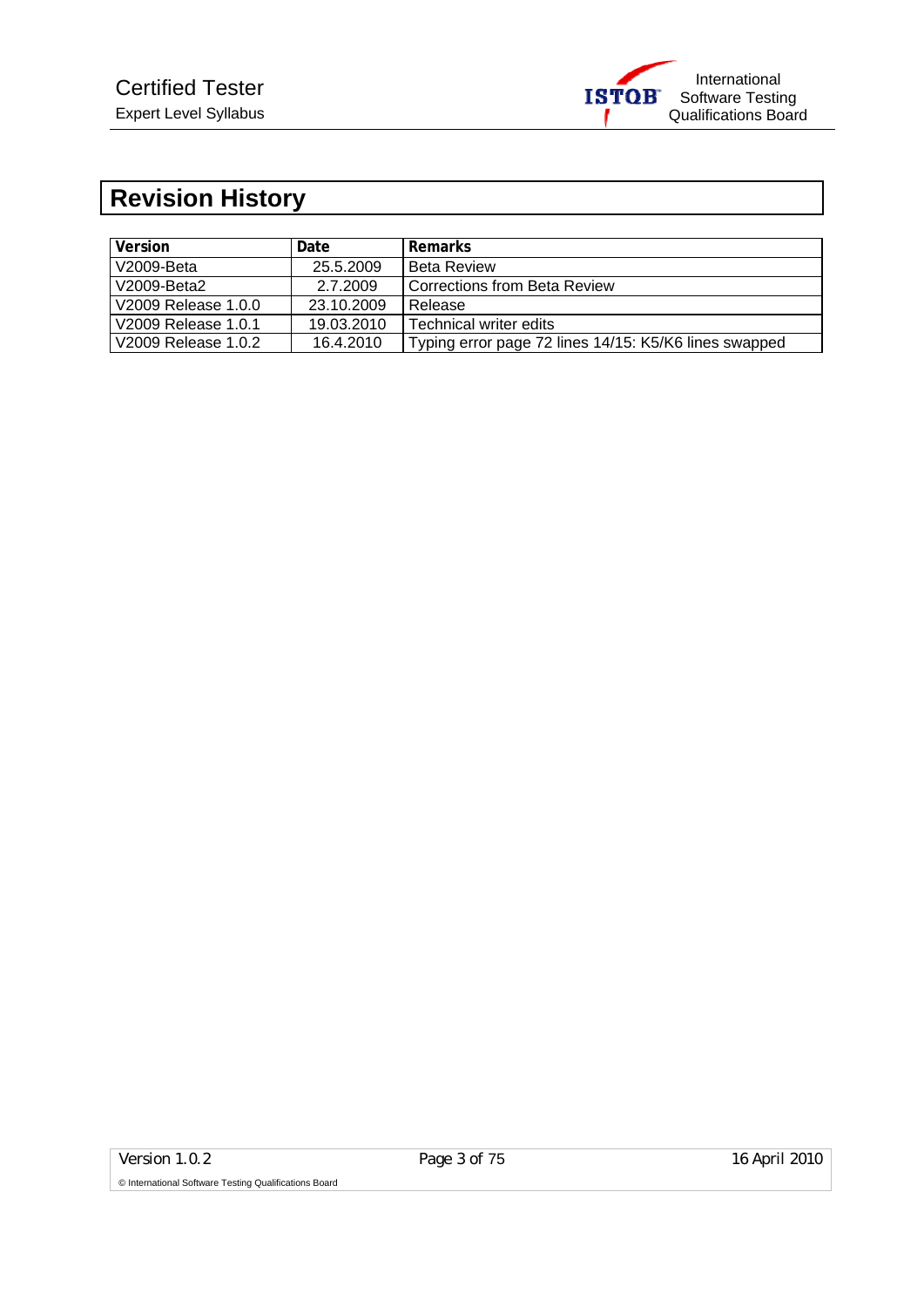# Revision History

| Version | Date | Remarks |
|---|---|---|
| V2009-Beta | 25.5.2009 | Beta Review |
| V2009-Beta2 | 2.7.2009 | Corrections from Beta Review |
| V2009 Release 1.0.0 | 23.10.2009 | Release |
| V2009 Release 1.0.1 | 19.03.2010 | Technical writer edits |
| V2009 Release 1.0.2 | 16.4.2010 | Typing error page 72 lines 14/15: K5/K6 lines swapped |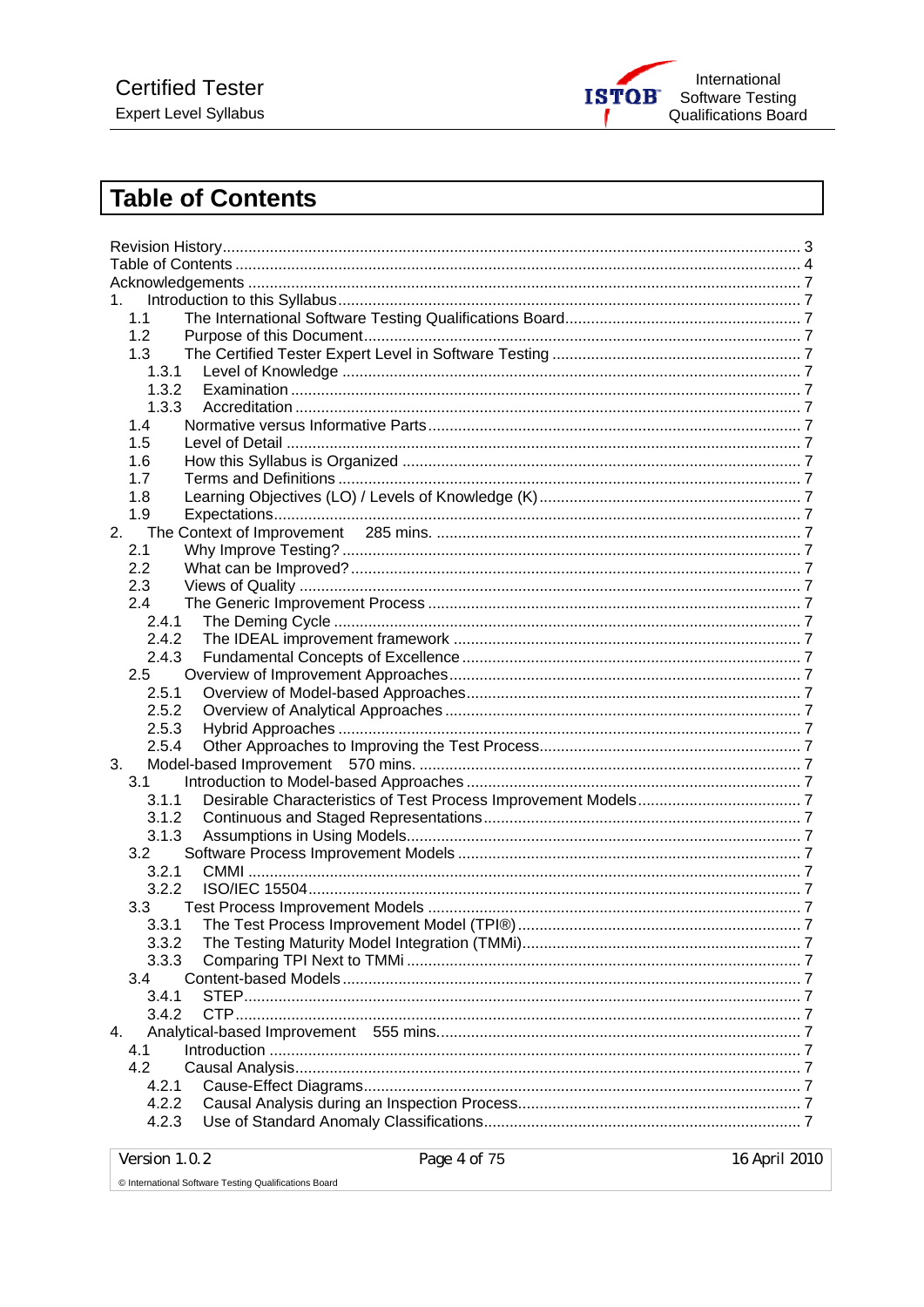# Table of Contents

Revision History .......... 3
Table of Contents .......... 4
Acknowledgements .......... 7
1. Introduction to this Syllabus .......... 7
- 1.1 The International Software Testing Qualifications Board .......... 7
- 1.2 Purpose of this Document .......... 7
- 1.3 The Certified Tester Expert Level in Software Testing .......... 7
  - 1.3.1 Level of Knowledge .......... 7
  - 1.3.2 Examination .......... 7
  - 1.3.3 Accreditation .......... 7
- 1.4 Normative versus Informative Parts .......... 7
- 1.5 Level of Detail .......... 7
- 1.6 How this Syllabus is Organized .......... 7
- 1.7 Terms and Definitions .......... 7
- 1.8 Learning Objectives (LO) / Levels of Knowledge (K) .......... 7
- 1.9 Expectations .......... 7

2. The Context of Improvement 285 mins. .......... 7
- 2.1 Why Improve Testing? .......... 7
- 2.2 What can be Improved? .......... 7
- 2.3 Views of Quality .......... 7
- 2.4 The Generic Improvement Process .......... 7
  - 2.4.1 The Deming Cycle .......... 7
  - 2.4.2 The IDEAL improvement framework .......... 7
  - 2.4.3 Fundamental Concepts of Excellence .......... 7
- 2.5 Overview of Improvement Approaches .......... 7
  - 2.5.1 Overview of Model-based Approaches .......... 7
  - 2.5.2 Overview of Analytical Approaches .......... 7
  - 2.5.3 Hybrid Approaches .......... 7
  - 2.5.4 Other Approaches to Improving the Test Process .......... 7

3. Model-based Improvement 570 mins. .......... 7
- 3.1 Introduction to Model-based Approaches .......... 7
  - 3.1.1 Desirable Characteristics of Test Process Improvement Models .......... 7
  - 3.1.2 Continuous and Staged Representations .......... 7
  - 3.1.3 Assumptions in Using Models .......... 7
- 3.2 Software Process Improvement Models .......... 7
  - 3.2.1 CMMI .......... 7
  - 3.2.2 ISO/IEC 15504 .......... 7
- 3.3 Test Process Improvement Models .......... 7
  - 3.3.1 The Test Process Improvement Model (TPI®) .......... 7
  - 3.3.2 The Testing Maturity Model Integration (TMMi) .......... 7
  - 3.3.3 Comparing TPI Next to TMMi .......... 7
- 3.4 Content-based Models .......... 7
  - 3.4.1 STEP .......... 7
  - 3.4.2 CTP .......... 7

4. Analytical-based Improvement 555 mins. .......... 7
- 4.1 Introduction .......... 7
- 4.2 Causal Analysis .......... 7
  - 4.2.1 Cause-Effect Diagrams .......... 7
  - 4.2.2 Causal Analysis during an Inspection Process .......... 7
  - 4.2.3 Use of Standard Anomaly Classifications .......... 7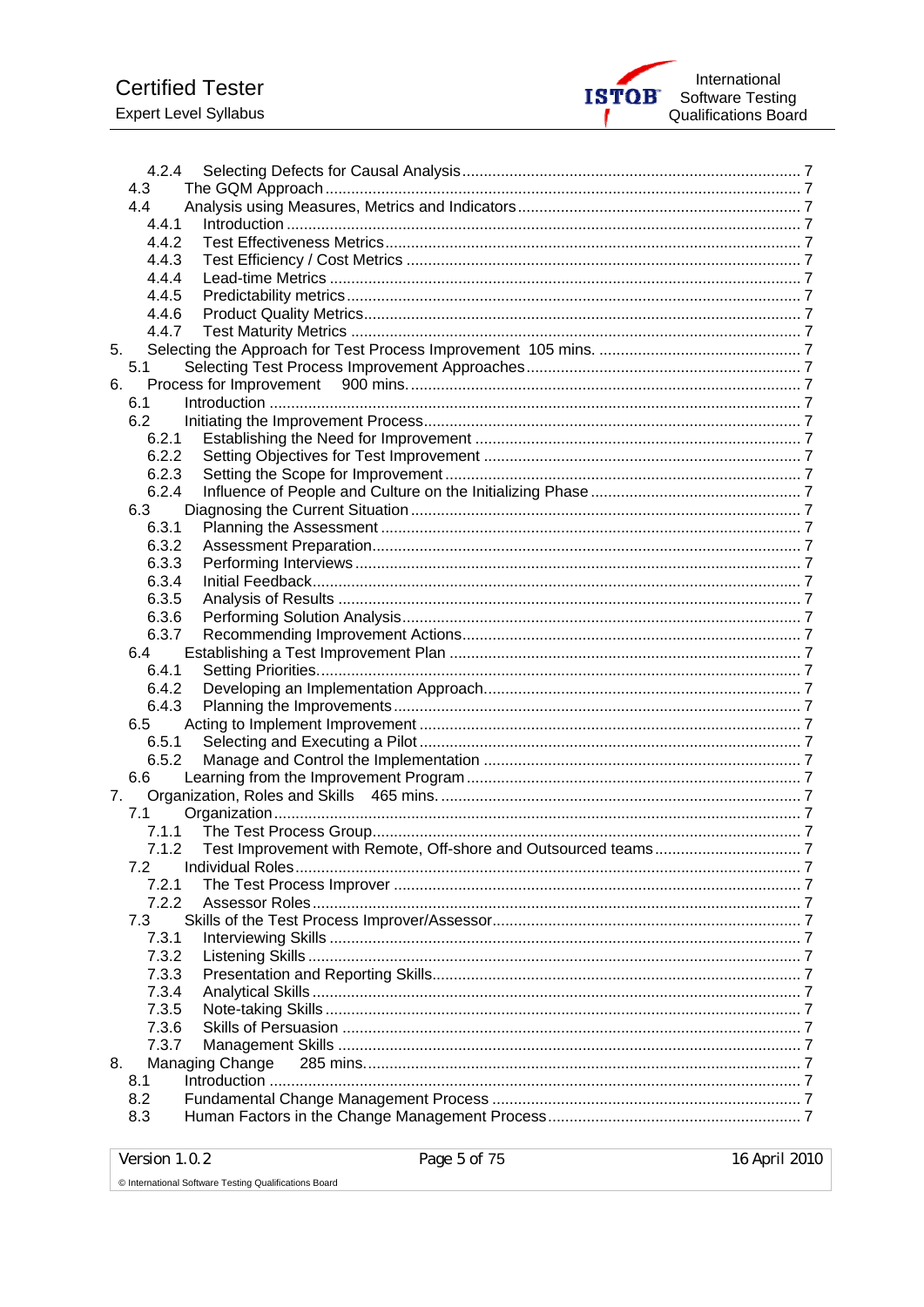4.2.4 Selecting Defects for Causal Analysis ... 7
4.3 The GQM Approach ... 7
4.4 Analysis using Measures, Metrics and Indicators ... 7
4.4.1 Introduction ... 7
4.4.2 Test Effectiveness Metrics ... 7
4.4.3 Test Efficiency / Cost Metrics ... 7
4.4.4 Lead-time Metrics ... 7
4.4.5 Predictability metrics ... 7
4.4.6 Product Quality Metrics ... 7
4.4.7 Test Maturity Metrics ... 7
5. Selecting the Approach for Test Process Improvement 105 mins. ... 7
5.1 Selecting Test Process Improvement Approaches ... 7
6. Process for Improvement 900 mins. ... 7
6.1 Introduction ... 7
6.2 Initiating the Improvement Process ... 7
6.2.1 Establishing the Need for Improvement ... 7
6.2.2 Setting Objectives for Test Improvement ... 7
6.2.3 Setting the Scope for Improvement ... 7
6.2.4 Influence of People and Culture on the Initializing Phase ... 7
6.3 Diagnosing the Current Situation ... 7
6.3.1 Planning the Assessment ... 7
6.3.2 Assessment Preparation ... 7
6.3.3 Performing Interviews ... 7
6.3.4 Initial Feedback ... 7
6.3.5 Analysis of Results ... 7
6.3.6 Performing Solution Analysis ... 7
6.3.7 Recommending Improvement Actions ... 7
6.4 Establishing a Test Improvement Plan ... 7
6.4.1 Setting Priorities ... 7
6.4.2 Developing an Implementation Approach ... 7
6.4.3 Planning the Improvements ... 7
6.5 Acting to Implement Improvement ... 7
6.5.1 Selecting and Executing a Pilot ... 7
6.5.2 Manage and Control the Implementation ... 7
6.6 Learning from the Improvement Program ... 7
7. Organization, Roles and Skills 465 mins. ... 7
7.1 Organization ... 7
7.1.1 The Test Process Group ... 7
7.1.2 Test Improvement with Remote, Off-shore and Outsourced teams ... 7
7.2 Individual Roles ... 7
7.2.1 The Test Process Improver ... 7
7.2.2 Assessor Roles ... 7
7.3 Skills of the Test Process Improver/Assessor ... 7
7.3.1 Interviewing Skills ... 7
7.3.2 Listening Skills ... 7
7.3.3 Presentation and Reporting Skills ... 7
7.3.4 Analytical Skills ... 7
7.3.5 Note-taking Skills ... 7
7.3.6 Skills of Persuasion ... 7
7.3.7 Management Skills ... 7
8. Managing Change 285 mins. ... 7
8.1 Introduction ... 7
8.2 Fundamental Change Management Process ... 7
8.3 Human Factors in the Change Management Process ... 7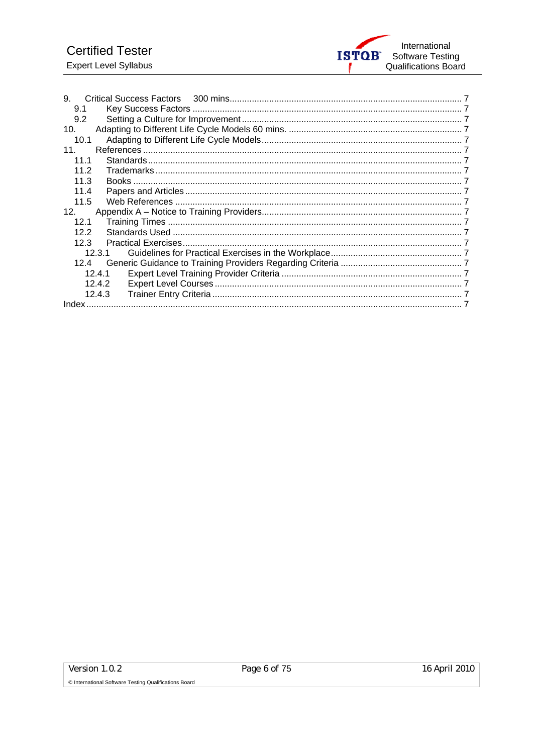9. Critical Success Factors 300 mins. 7
 9.1 Key Success Factors 7
 9.2 Setting a Culture for Improvement 7
10. Adapting to Different Life Cycle Models 60 mins. 7
 10.1 Adapting to Different Life Cycle Models 7
11. References 7
 11.1 Standards 7
 11.2 Trademarks 7
 11.3 Books 7
 11.4 Papers and Articles 7
 11.5 Web References 7
12. Appendix A – Notice to Training Providers 7
 12.1 Training Times 7
 12.2 Standards Used 7
 12.3 Practical Exercises 7
  12.3.1 Guidelines for Practical Exercises in the Workplace 7
 12.4 Generic Guidance to Training Providers Regarding Criteria 7
  12.4.1 Expert Level Training Provider Criteria 7
  12.4.2 Expert Level Courses 7
  12.4.3 Trainer Entry Criteria 7
Index 7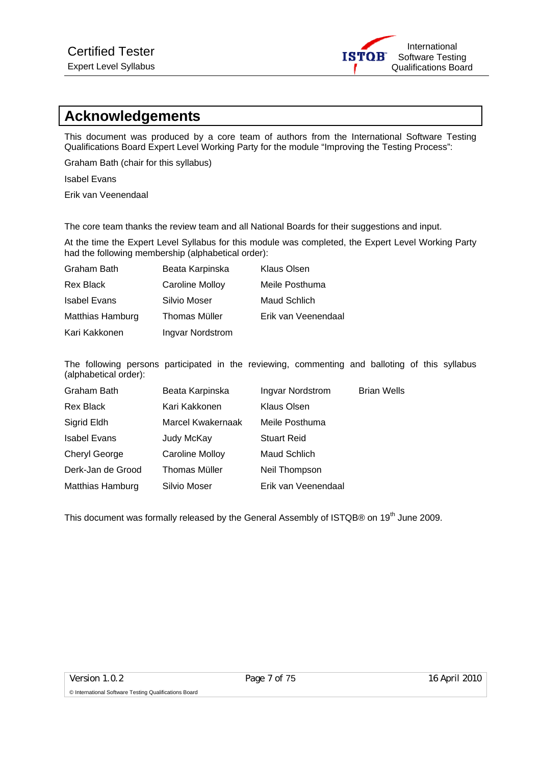# Acknowledgements

This document was produced by a core team of authors from the International Software Testing Qualifications Board Expert Level Working Party for the module “Improving the Testing Process”:

Graham Bath (chair for this syllabus)

Isabel Evans

Erik van Veenendaal

The core team thanks the review team and all National Boards for their suggestions and input.

At the time the Expert Level Syllabus for this module was completed, the Expert Level Working Party had the following membership (alphabetical order):

| | | |
|---|---|---|
| Graham Bath | Beata Karpinska | Klaus Olsen |
| Rex Black | Caroline Molloy | Meile Posthuma |
| Isabel Evans | Silvio Moser | Maud Schlich |
| Matthias Hamburg | Thomas Müller | Erik van Veenendaal |
| Kari Kakkonen | Ingvar Nordstrom | |

The following persons participated in the reviewing, commenting and balloting of this syllabus (alphabetical order):

| | | | |
|---|---|---|---|
| Graham Bath | Beata Karpinska | Ingvar Nordstrom | Brian Wells |
| Rex Black | Kari Kakkonen | Klaus Olsen | |
| Sigrid Eldh | Marcel Kwakernaak | Meile Posthuma | |
| Isabel Evans | Judy McKay | Stuart Reid | |
| Cheryl George | Caroline Molloy | Maud Schlich | |
| Derk-Jan de Grood | Thomas Müller | Neil Thompson | |
| Matthias Hamburg | Silvio Moser | Erik van Veenendaal | |

This document was formally released by the General Assembly of ISTQB® on 19th June 2009.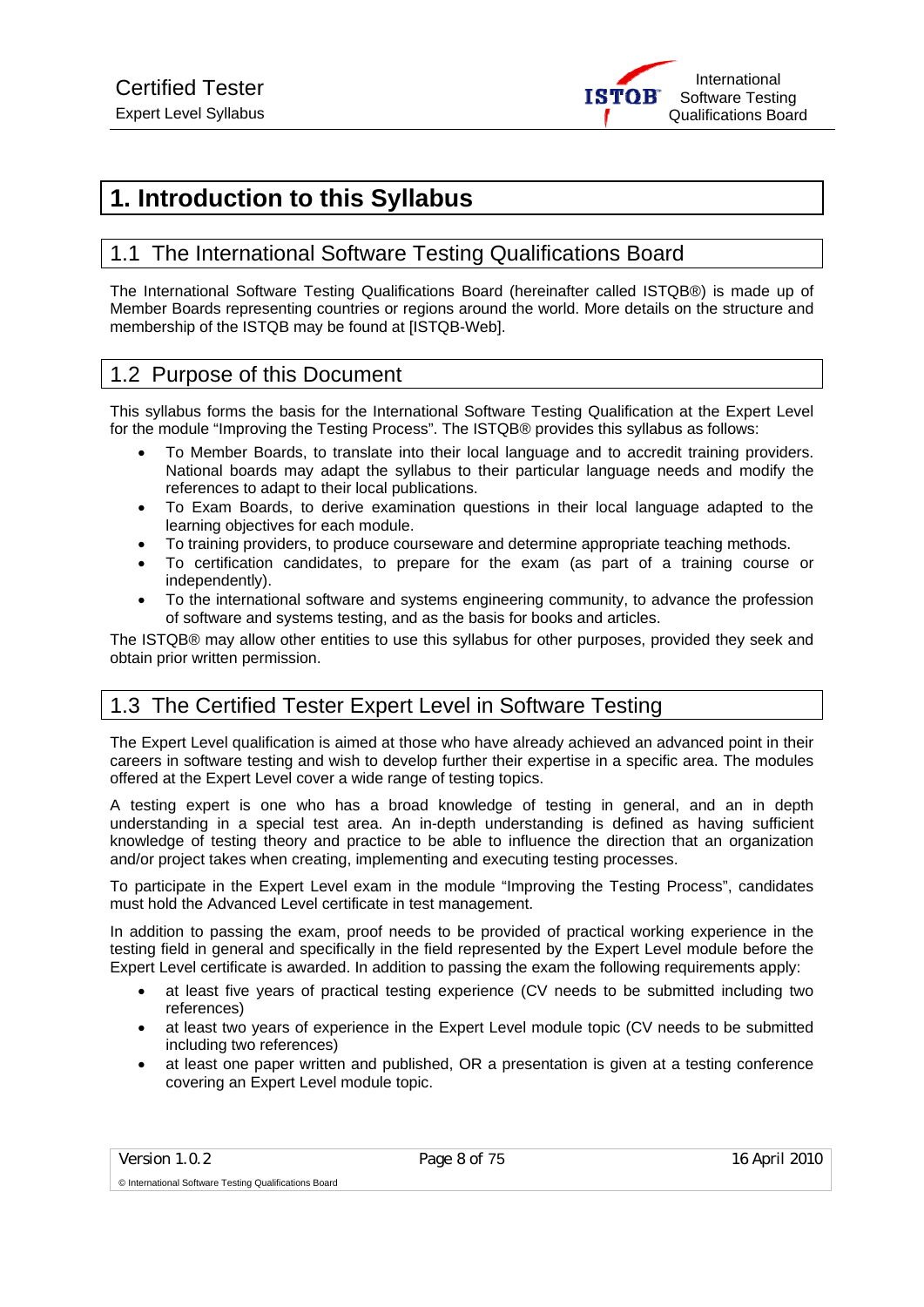# 1. Introduction to this Syllabus

## 1.1 The International Software Testing Qualifications Board

The International Software Testing Qualifications Board (hereinafter called ISTQB®) is made up of Member Boards representing countries or regions around the world. More details on the structure and membership of the ISTQB may be found at [ISTQB-Web].

## 1.2 Purpose of this Document

This syllabus forms the basis for the International Software Testing Qualification at the Expert Level for the module "Improving the Testing Process". The ISTQB® provides this syllabus as follows:

- To Member Boards, to translate into their local language and to accredit training providers. National boards may adapt the syllabus to their particular language needs and modify the references to adapt to their local publications.
- To Exam Boards, to derive examination questions in their local language adapted to the learning objectives for each module.
- To training providers, to produce courseware and determine appropriate teaching methods.
- To certification candidates, to prepare for the exam (as part of a training course or independently).
- To the international software and systems engineering community, to advance the profession of software and systems testing, and as the basis for books and articles.

The ISTQB® may allow other entities to use this syllabus for other purposes, provided they seek and obtain prior written permission.

## 1.3 The Certified Tester Expert Level in Software Testing

The Expert Level qualification is aimed at those who have already achieved an advanced point in their careers in software testing and wish to develop further their expertise in a specific area. The modules offered at the Expert Level cover a wide range of testing topics.

A testing expert is one who has a broad knowledge of testing in general, and an in depth understanding in a special test area. An in-depth understanding is defined as having sufficient knowledge of testing theory and practice to be able to influence the direction that an organization and/or project takes when creating, implementing and executing testing processes.

To participate in the Expert Level exam in the module "Improving the Testing Process", candidates must hold the Advanced Level certificate in test management.

In addition to passing the exam, proof needs to be provided of practical working experience in the testing field in general and specifically in the field represented by the Expert Level module before the Expert Level certificate is awarded. In addition to passing the exam the following requirements apply:

- at least five years of practical testing experience (CV needs to be submitted including two references)
- at least two years of experience in the Expert Level module topic (CV needs to be submitted including two references)
- at least one paper written and published, OR a presentation is given at a testing conference covering an Expert Level module topic.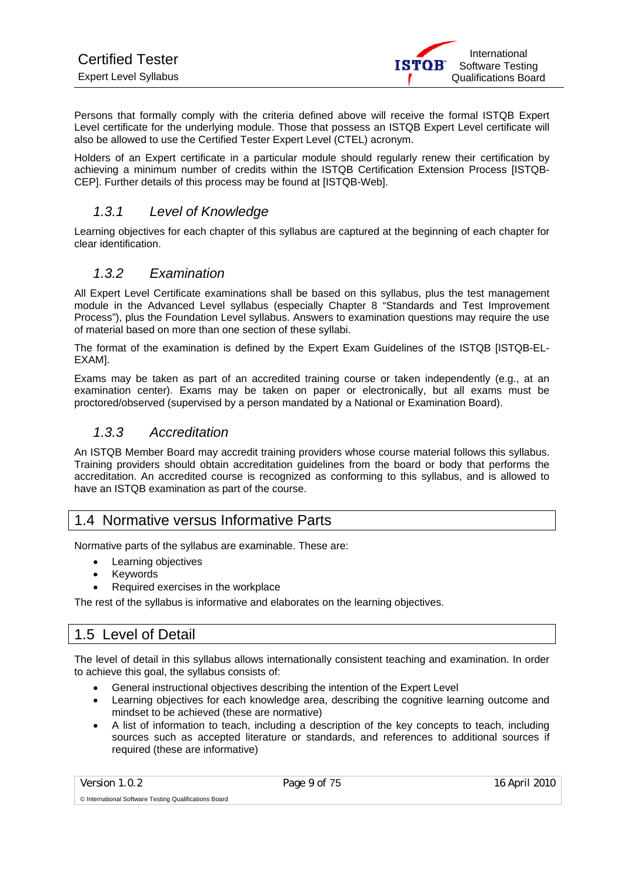Persons that formally comply with the criteria defined above will receive the formal ISTQB Expert Level certificate for the underlying module. Those that possess an ISTQB Expert Level certificate will also be allowed to use the Certified Tester Expert Level (CTEL) acronym.

Holders of an Expert certificate in a particular module should regularly renew their certification by achieving a minimum number of credits within the ISTQB Certification Extension Process [ISTQB-CEP]. Further details of this process may be found at [ISTQB-Web].

### *1.3.1 Level of Knowledge*

Learning objectives for each chapter of this syllabus are captured at the beginning of each chapter for clear identification.

### *1.3.2 Examination*

All Expert Level Certificate examinations shall be based on this syllabus, plus the test management module in the Advanced Level syllabus (especially Chapter 8 "Standards and Test Improvement Process"), plus the Foundation Level syllabus. Answers to examination questions may require the use of material based on more than one section of these syllabi.

The format of the examination is defined by the Expert Exam Guidelines of the ISTQB [ISTQB-EL-EXAM].

Exams may be taken as part of an accredited training course or taken independently (e.g., at an examination center). Exams may be taken on paper or electronically, but all exams must be proctored/observed (supervised by a person mandated by a National or Examination Board).

### *1.3.3 Accreditation*

An ISTQB Member Board may accredit training providers whose course material follows this syllabus. Training providers should obtain accreditation guidelines from the board or body that performs the accreditation. An accredited course is recognized as conforming to this syllabus, and is allowed to have an ISTQB examination as part of the course.

## 1.4 Normative versus Informative Parts

Normative parts of the syllabus are examinable. These are:

- Learning objectives
- Keywords
- Required exercises in the workplace

The rest of the syllabus is informative and elaborates on the learning objectives.

## 1.5 Level of Detail

The level of detail in this syllabus allows internationally consistent teaching and examination. In order to achieve this goal, the syllabus consists of:

- General instructional objectives describing the intention of the Expert Level
- Learning objectives for each knowledge area, describing the cognitive learning outcome and mindset to be achieved (these are normative)
- A list of information to teach, including a description of the key concepts to teach, including sources such as accepted literature or standards, and references to additional sources if required (these are informative)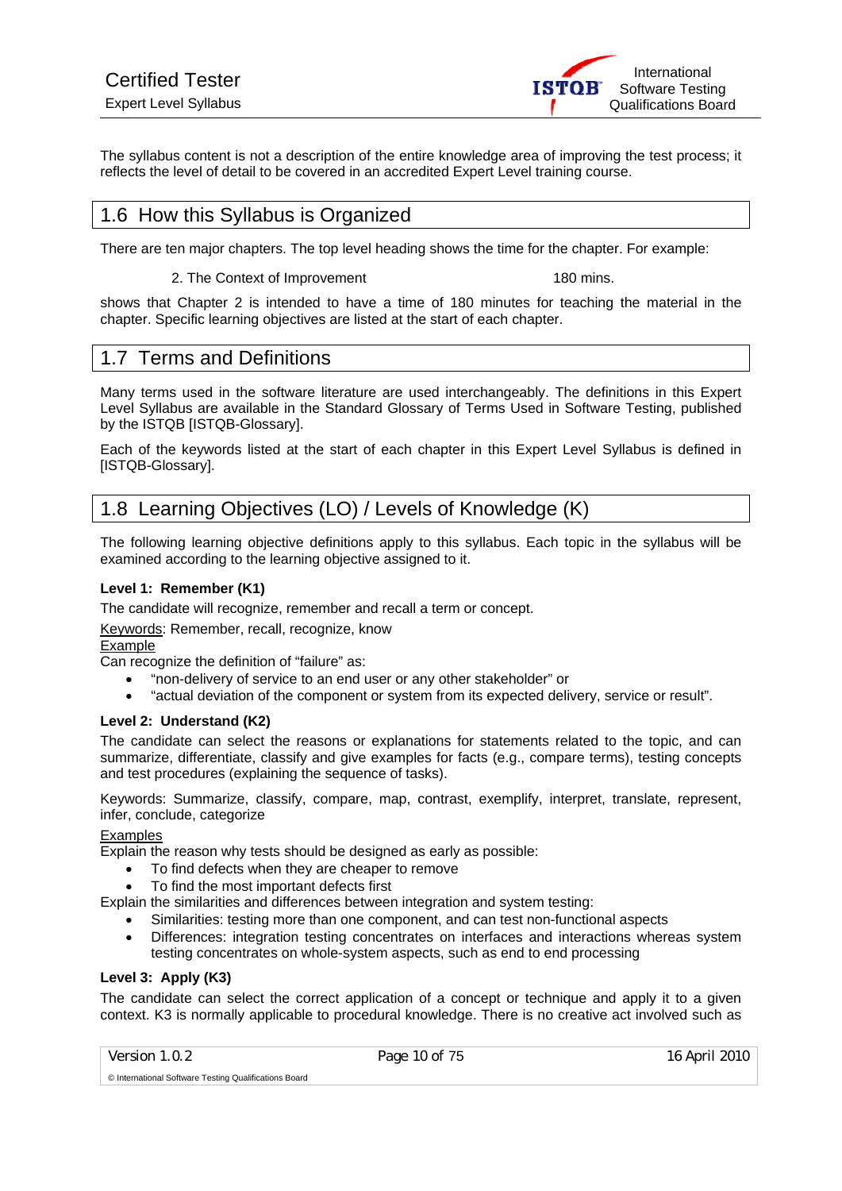The syllabus content is not a description of the entire knowledge area of improving the test process; it reflects the level of detail to be covered in an accredited Expert Level training course.

## 1.6 How this Syllabus is Organized

There are ten major chapters. The top level heading shows the time for the chapter. For example:

2. The Context of Improvement 180 mins.

shows that Chapter 2 is intended to have a time of 180 minutes for teaching the material in the chapter. Specific learning objectives are listed at the start of each chapter.

## 1.7 Terms and Definitions

Many terms used in the software literature are used interchangeably. The definitions in this Expert Level Syllabus are available in the Standard Glossary of Terms Used in Software Testing, published by the ISTQB [ISTQB-Glossary].

Each of the keywords listed at the start of each chapter in this Expert Level Syllabus is defined in [ISTQB-Glossary].

## 1.8 Learning Objectives (LO) / Levels of Knowledge (K)

The following learning objective definitions apply to this syllabus. Each topic in the syllabus will be examined according to the learning objective assigned to it.

**Level 1: Remember (K1)**

The candidate will recognize, remember and recall a term or concept.

Keywords: Remember, recall, recognize, know

Example

Can recognize the definition of "failure" as:

- "non-delivery of service to an end user or any other stakeholder" or
- "actual deviation of the component or system from its expected delivery, service or result".

**Level 2: Understand (K2)**

The candidate can select the reasons or explanations for statements related to the topic, and can summarize, differentiate, classify and give examples for facts (e.g., compare terms), testing concepts and test procedures (explaining the sequence of tasks).

Keywords: Summarize, classify, compare, map, contrast, exemplify, interpret, translate, represent, infer, conclude, categorize

Examples

Explain the reason why tests should be designed as early as possible:

- To find defects when they are cheaper to remove
- To find the most important defects first

Explain the similarities and differences between integration and system testing:

- Similarities: testing more than one component, and can test non-functional aspects
- Differences: integration testing concentrates on interfaces and interactions whereas system testing concentrates on whole-system aspects, such as end to end processing

**Level 3: Apply (K3)**

The candidate can select the correct application of a concept or technique and apply it to a given context. K3 is normally applicable to procedural knowledge. There is no creative act involved such as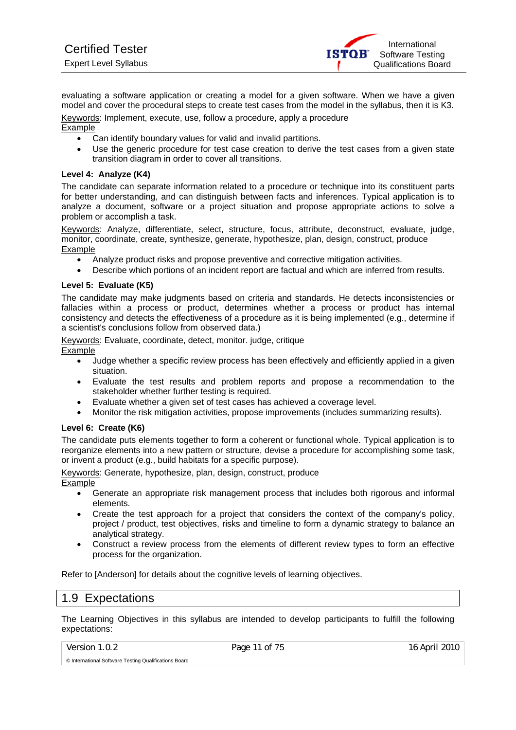evaluating a software application or creating a model for a given software. When we have a given model and cover the procedural steps to create test cases from the model in the syllabus, then it is K3.

Keywords: Implement, execute, use, follow a procedure, apply a procedure

Example

- Can identify boundary values for valid and invalid partitions.
- Use the generic procedure for test case creation to derive the test cases from a given state transition diagram in order to cover all transitions.

**Level 4: Analyze (K4)**

The candidate can separate information related to a procedure or technique into its constituent parts for better understanding, and can distinguish between facts and inferences. Typical application is to analyze a document, software or a project situation and propose appropriate actions to solve a problem or accomplish a task.

Keywords: Analyze, differentiate, select, structure, focus, attribute, deconstruct, evaluate, judge, monitor, coordinate, create, synthesize, generate, hypothesize, plan, design, construct, produce

Example

- Analyze product risks and propose preventive and corrective mitigation activities.
- Describe which portions of an incident report are factual and which are inferred from results.

**Level 5: Evaluate (K5)**

The candidate may make judgments based on criteria and standards. He detects inconsistencies or fallacies within a process or product, determines whether a process or product has internal consistency and detects the effectiveness of a procedure as it is being implemented (e.g., determine if a scientist's conclusions follow from observed data.)

Keywords: Evaluate, coordinate, detect, monitor. judge, critique

Example

- Judge whether a specific review process has been effectively and efficiently applied in a given situation.
- Evaluate the test results and problem reports and propose a recommendation to the stakeholder whether further testing is required.
- Evaluate whether a given set of test cases has achieved a coverage level.
- Monitor the risk mitigation activities, propose improvements (includes summarizing results).

**Level 6: Create (K6)**

The candidate puts elements together to form a coherent or functional whole. Typical application is to reorganize elements into a new pattern or structure, devise a procedure for accomplishing some task, or invent a product (e.g., build habitats for a specific purpose).

Keywords: Generate, hypothesize, plan, design, construct, produce

Example

- Generate an appropriate risk management process that includes both rigorous and informal elements.
- Create the test approach for a project that considers the context of the company's policy, project / product, test objectives, risks and timeline to form a dynamic strategy to balance an analytical strategy.
- Construct a review process from the elements of different review types to form an effective process for the organization.

Refer to [Anderson] for details about the cognitive levels of learning objectives.

## 1.9 Expectations

The Learning Objectives in this syllabus are intended to develop participants to fulfill the following expectations: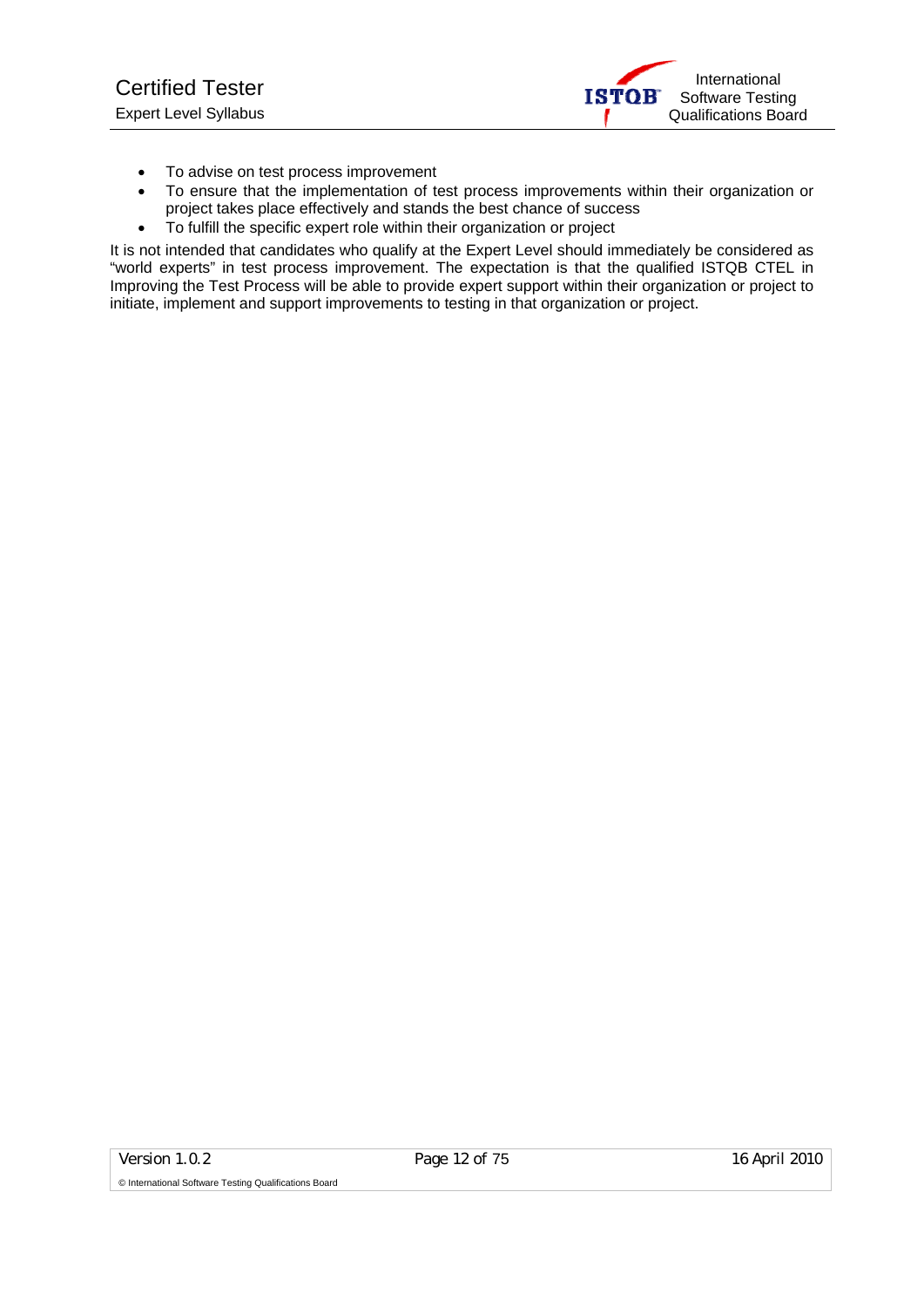- To advise on test process improvement
- To ensure that the implementation of test process improvements within their organization or project takes place effectively and stands the best chance of success
- To fulfill the specific expert role within their organization or project

It is not intended that candidates who qualify at the Expert Level should immediately be considered as "world experts" in test process improvement. The expectation is that the qualified ISTQB CTEL in Improving the Test Process will be able to provide expert support within their organization or project to initiate, implement and support improvements to testing in that organization or project.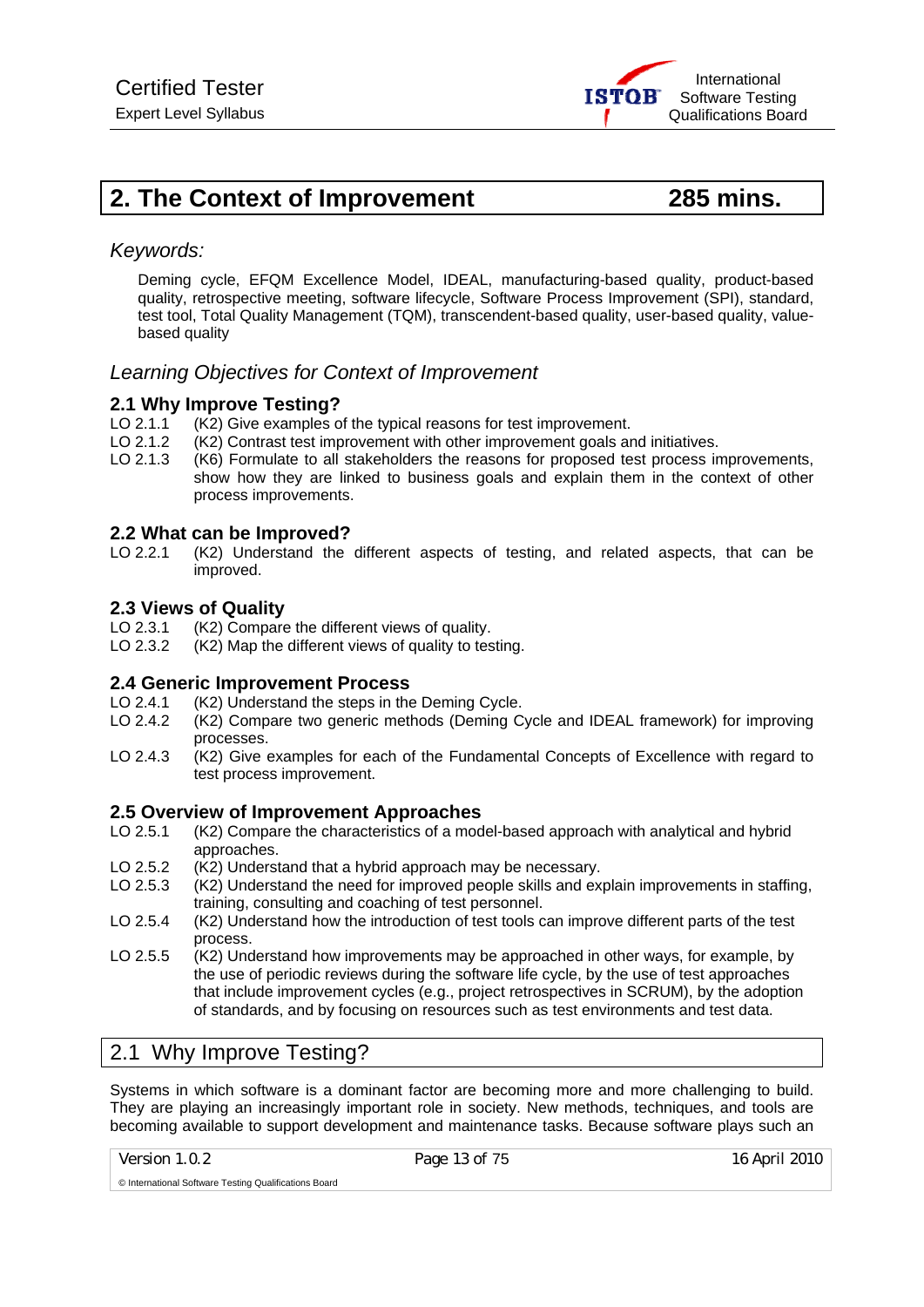# 2. The Context of Improvement 285 mins.

*Keywords:*

Deming cycle, EFQM Excellence Model, IDEAL, manufacturing-based quality, product-based quality, retrospective meeting, software lifecycle, Software Process Improvement (SPI), standard, test tool, Total Quality Management (TQM), transcendent-based quality, user-based quality, value-based quality

## *Learning Objectives for Context of Improvement*

### 2.1 Why Improve Testing?

LO 2.1.1 (K2) Give examples of the typical reasons for test improvement.
LO 2.1.2 (K2) Contrast test improvement with other improvement goals and initiatives.
LO 2.1.3 (K6) Formulate to all stakeholders the reasons for proposed test process improvements, show how they are linked to business goals and explain them in the context of other process improvements.

### 2.2 What can be Improved?

LO 2.2.1 (K2) Understand the different aspects of testing, and related aspects, that can be improved.

### 2.3 Views of Quality

LO 2.3.1 (K2) Compare the different views of quality.
LO 2.3.2 (K2) Map the different views of quality to testing.

### 2.4 Generic Improvement Process

LO 2.4.1 (K2) Understand the steps in the Deming Cycle.
LO 2.4.2 (K2) Compare two generic methods (Deming Cycle and IDEAL framework) for improving processes.
LO 2.4.3 (K2) Give examples for each of the Fundamental Concepts of Excellence with regard to test process improvement.

### 2.5 Overview of Improvement Approaches

LO 2.5.1 (K2) Compare the characteristics of a model-based approach with analytical and hybrid approaches.
LO 2.5.2 (K2) Understand that a hybrid approach may be necessary.
LO 2.5.3 (K2) Understand the need for improved people skills and explain improvements in staffing, training, consulting and coaching of test personnel.
LO 2.5.4 (K2) Understand how the introduction of test tools can improve different parts of the test process.
LO 2.5.5 (K2) Understand how improvements may be approached in other ways, for example, by the use of periodic reviews during the software life cycle, by the use of test approaches that include improvement cycles (e.g., project retrospectives in SCRUM), by the adoption of standards, and by focusing on resources such as test environments and test data.

## 2.1 Why Improve Testing?

Systems in which software is a dominant factor are becoming more and more challenging to build. They are playing an increasingly important role in society. New methods, techniques, and tools are becoming available to support development and maintenance tasks. Because software plays such an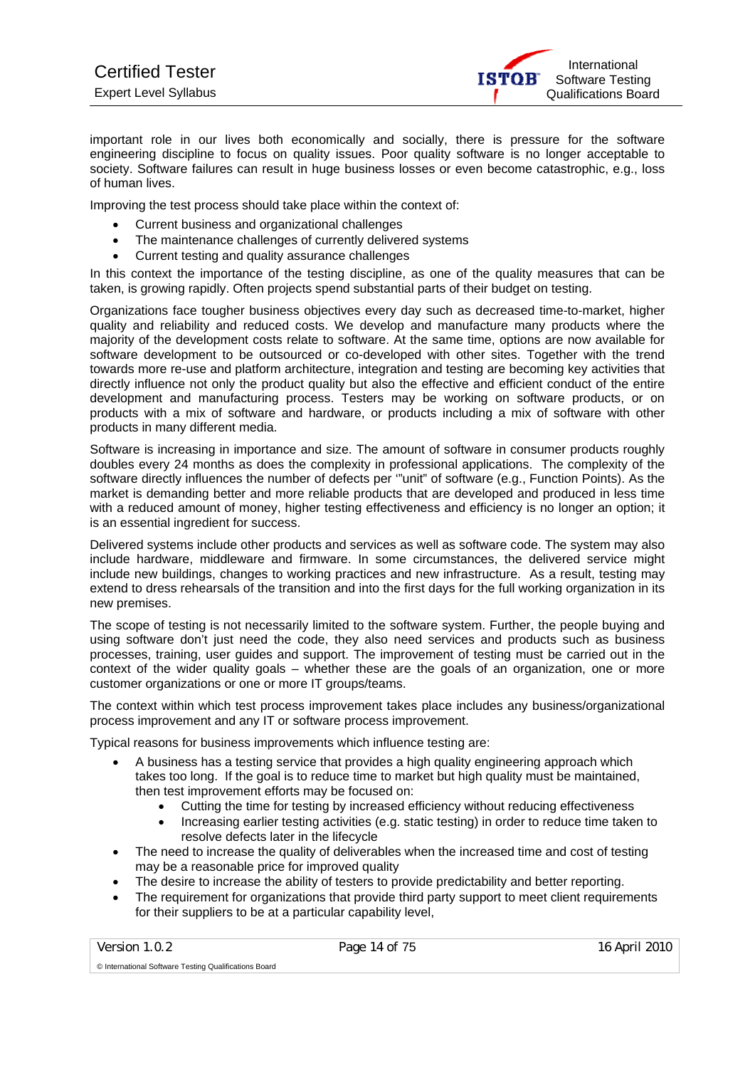important role in our lives both economically and socially, there is pressure for the software engineering discipline to focus on quality issues. Poor quality software is no longer acceptable to society. Software failures can result in huge business losses or even become catastrophic, e.g., loss of human lives.

Improving the test process should take place within the context of:

- Current business and organizational challenges
- The maintenance challenges of currently delivered systems
- Current testing and quality assurance challenges

In this context the importance of the testing discipline, as one of the quality measures that can be taken, is growing rapidly. Often projects spend substantial parts of their budget on testing.

Organizations face tougher business objectives every day such as decreased time-to-market, higher quality and reliability and reduced costs. We develop and manufacture many products where the majority of the development costs relate to software. At the same time, options are now available for software development to be outsourced or co-developed with other sites. Together with the trend towards more re-use and platform architecture, integration and testing are becoming key activities that directly influence not only the product quality but also the effective and efficient conduct of the entire development and manufacturing process. Testers may be working on software products, or on products with a mix of software and hardware, or products including a mix of software with other products in many different media.

Software is increasing in importance and size. The amount of software in consumer products roughly doubles every 24 months as does the complexity in professional applications. The complexity of the software directly influences the number of defects per '"unit" of software (e.g., Function Points). As the market is demanding better and more reliable products that are developed and produced in less time with a reduced amount of money, higher testing effectiveness and efficiency is no longer an option; it is an essential ingredient for success.

Delivered systems include other products and services as well as software code. The system may also include hardware, middleware and firmware. In some circumstances, the delivered service might include new buildings, changes to working practices and new infrastructure. As a result, testing may extend to dress rehearsals of the transition and into the first days for the full working organization in its new premises.

The scope of testing is not necessarily limited to the software system. Further, the people buying and using software don't just need the code, they also need services and products such as business processes, training, user guides and support. The improvement of testing must be carried out in the context of the wider quality goals – whether these are the goals of an organization, one or more customer organizations or one or more IT groups/teams.

The context within which test process improvement takes place includes any business/organizational process improvement and any IT or software process improvement.

Typical reasons for business improvements which influence testing are:

- A business has a testing service that provides a high quality engineering approach which takes too long. If the goal is to reduce time to market but high quality must be maintained, then test improvement efforts may be focused on:
  - Cutting the time for testing by increased efficiency without reducing effectiveness
  - Increasing earlier testing activities (e.g. static testing) in order to reduce time taken to resolve defects later in the lifecycle
- The need to increase the quality of deliverables when the increased time and cost of testing may be a reasonable price for improved quality
- The desire to increase the ability of testers to provide predictability and better reporting.
- The requirement for organizations that provide third party support to meet client requirements for their suppliers to be at a particular capability level,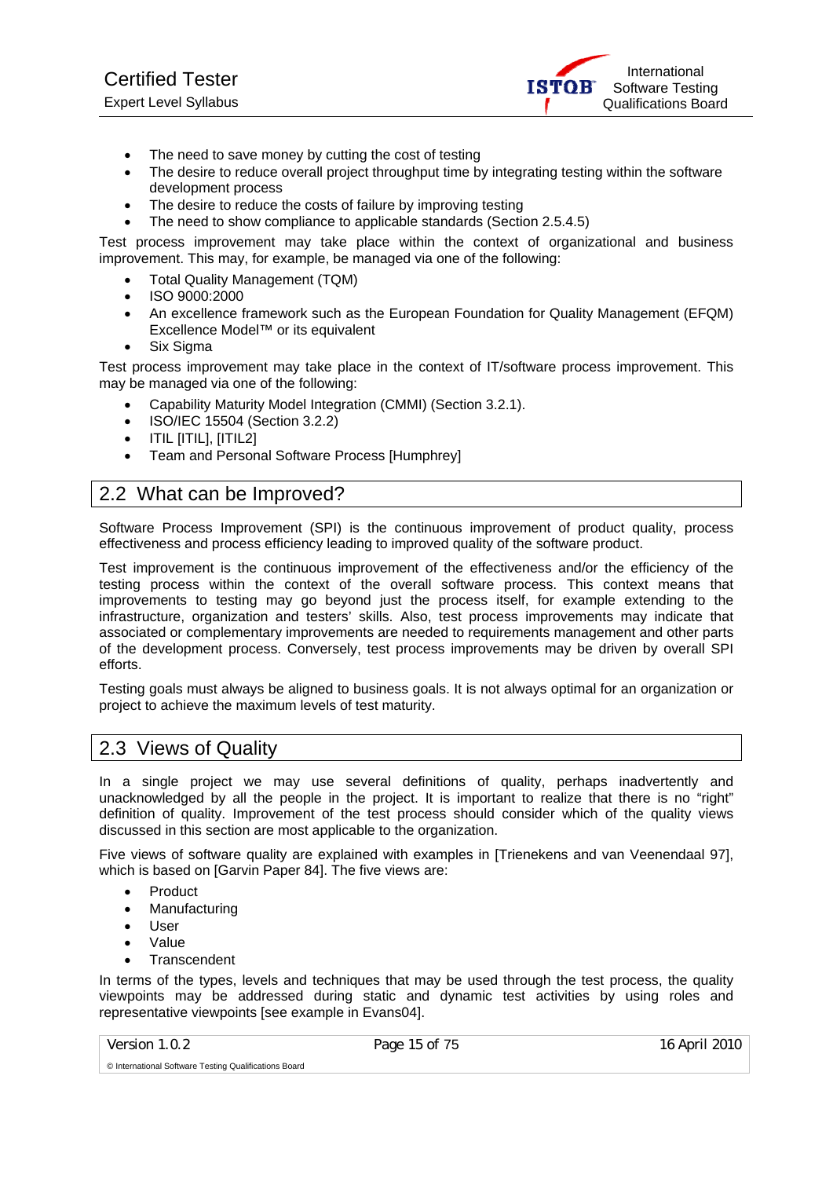- The need to save money by cutting the cost of testing
- The desire to reduce overall project throughput time by integrating testing within the software development process
- The desire to reduce the costs of failure by improving testing
- The need to show compliance to applicable standards (Section 2.5.4.5)

Test process improvement may take place within the context of organizational and business improvement. This may, for example, be managed via one of the following:

- Total Quality Management (TQM)
- ISO 9000:2000
- An excellence framework such as the European Foundation for Quality Management (EFQM) Excellence Model™ or its equivalent
- Six Sigma

Test process improvement may take place in the context of IT/software process improvement. This may be managed via one of the following:

- Capability Maturity Model Integration (CMMI) (Section 3.2.1).
- ISO/IEC 15504 (Section 3.2.2)
- ITIL [ITIL], [ITIL2]
- Team and Personal Software Process [Humphrey]

## 2.2 What can be Improved?

Software Process Improvement (SPI) is the continuous improvement of product quality, process effectiveness and process efficiency leading to improved quality of the software product.

Test improvement is the continuous improvement of the effectiveness and/or the efficiency of the testing process within the context of the overall software process. This context means that improvements to testing may go beyond just the process itself, for example extending to the infrastructure, organization and testers' skills. Also, test process improvements may indicate that associated or complementary improvements are needed to requirements management and other parts of the development process. Conversely, test process improvements may be driven by overall SPI efforts.

Testing goals must always be aligned to business goals. It is not always optimal for an organization or project to achieve the maximum levels of test maturity.

## 2.3 Views of Quality

In a single project we may use several definitions of quality, perhaps inadvertently and unacknowledged by all the people in the project. It is important to realize that there is no "right" definition of quality. Improvement of the test process should consider which of the quality views discussed in this section are most applicable to the organization.

Five views of software quality are explained with examples in [Trienekens and van Veenendaal 97], which is based on [Garvin Paper 84]. The five views are:

- Product
- Manufacturing
- User
- Value
- Transcendent

In terms of the types, levels and techniques that may be used through the test process, the quality viewpoints may be addressed during static and dynamic test activities by using roles and representative viewpoints [see example in Evans04].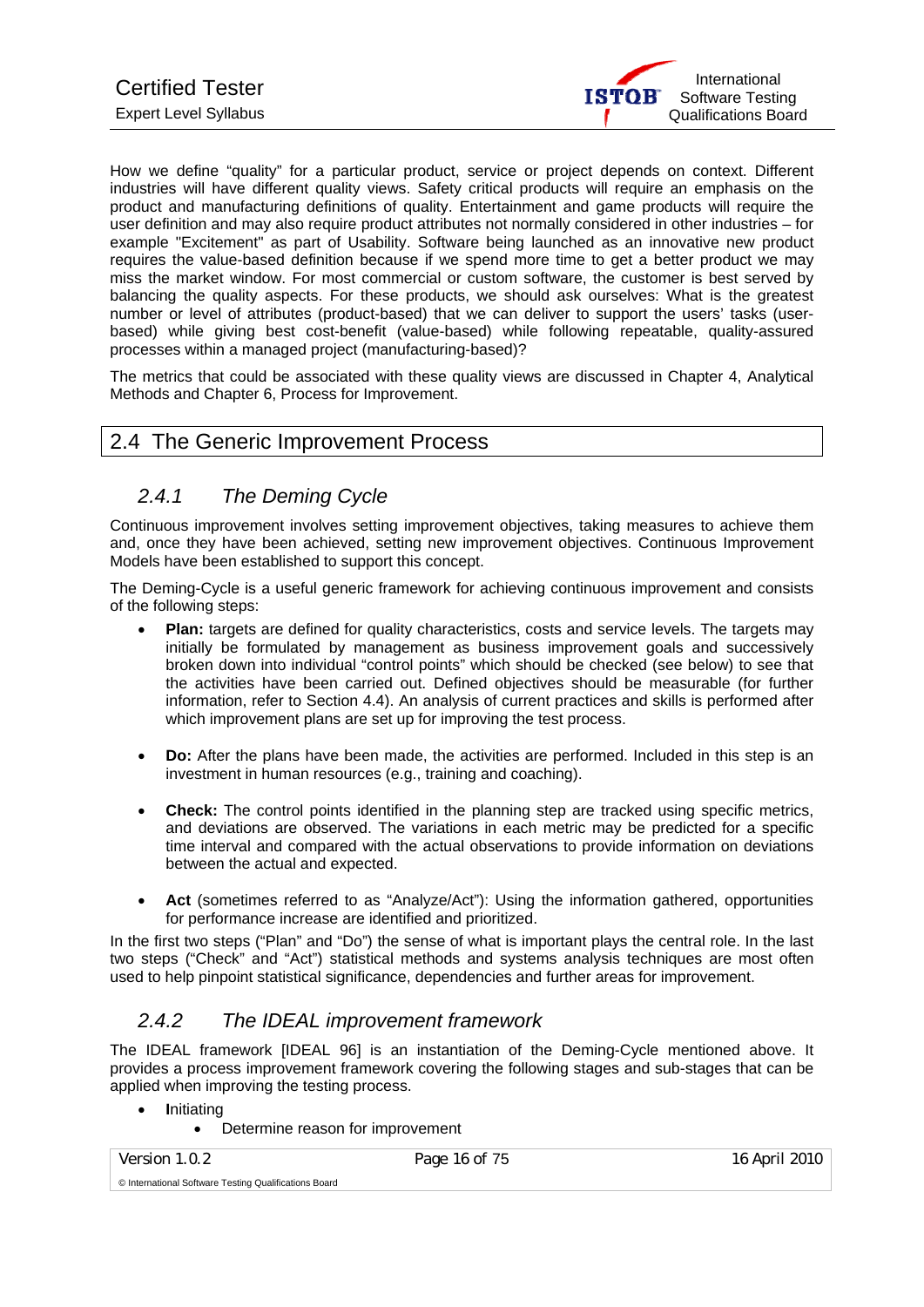How we define "quality" for a particular product, service or project depends on context. Different industries will have different quality views. Safety critical products will require an emphasis on the product and manufacturing definitions of quality. Entertainment and game products will require the user definition and may also require product attributes not normally considered in other industries – for example "Excitement" as part of Usability. Software being launched as an innovative new product requires the value-based definition because if we spend more time to get a better product we may miss the market window. For most commercial or custom software, the customer is best served by balancing the quality aspects. For these products, we should ask ourselves: What is the greatest number or level of attributes (product-based) that we can deliver to support the users' tasks (user-based) while giving best cost-benefit (value-based) while following repeatable, quality-assured processes within a managed project (manufacturing-based)?

The metrics that could be associated with these quality views are discussed in Chapter 4, Analytical Methods and Chapter 6, Process for Improvement.

## 2.4 The Generic Improvement Process

### *2.4.1 The Deming Cycle*

Continuous improvement involves setting improvement objectives, taking measures to achieve them and, once they have been achieved, setting new improvement objectives. Continuous Improvement Models have been established to support this concept.

The Deming-Cycle is a useful generic framework for achieving continuous improvement and consists of the following steps:

- **Plan:** targets are defined for quality characteristics, costs and service levels. The targets may initially be formulated by management as business improvement goals and successively broken down into individual "control points" which should be checked (see below) to see that the activities have been carried out. Defined objectives should be measurable (for further information, refer to Section 4.4). An analysis of current practices and skills is performed after which improvement plans are set up for improving the test process.

- **Do:** After the plans have been made, the activities are performed. Included in this step is an investment in human resources (e.g., training and coaching).

- **Check:** The control points identified in the planning step are tracked using specific metrics, and deviations are observed. The variations in each metric may be predicted for a specific time interval and compared with the actual observations to provide information on deviations between the actual and expected.

- **Act** (sometimes referred to as "Analyze/Act"): Using the information gathered, opportunities for performance increase are identified and prioritized.

In the first two steps ("Plan" and "Do") the sense of what is important plays the central role. In the last two steps ("Check" and "Act") statistical methods and systems analysis techniques are most often used to help pinpoint statistical significance, dependencies and further areas for improvement.

### *2.4.2 The IDEAL improvement framework*

The IDEAL framework [IDEAL 96] is an instantiation of the Deming-Cycle mentioned above. It provides a process improvement framework covering the following stages and sub-stages that can be applied when improving the testing process.

- **I**nitiating
  - Determine reason for improvement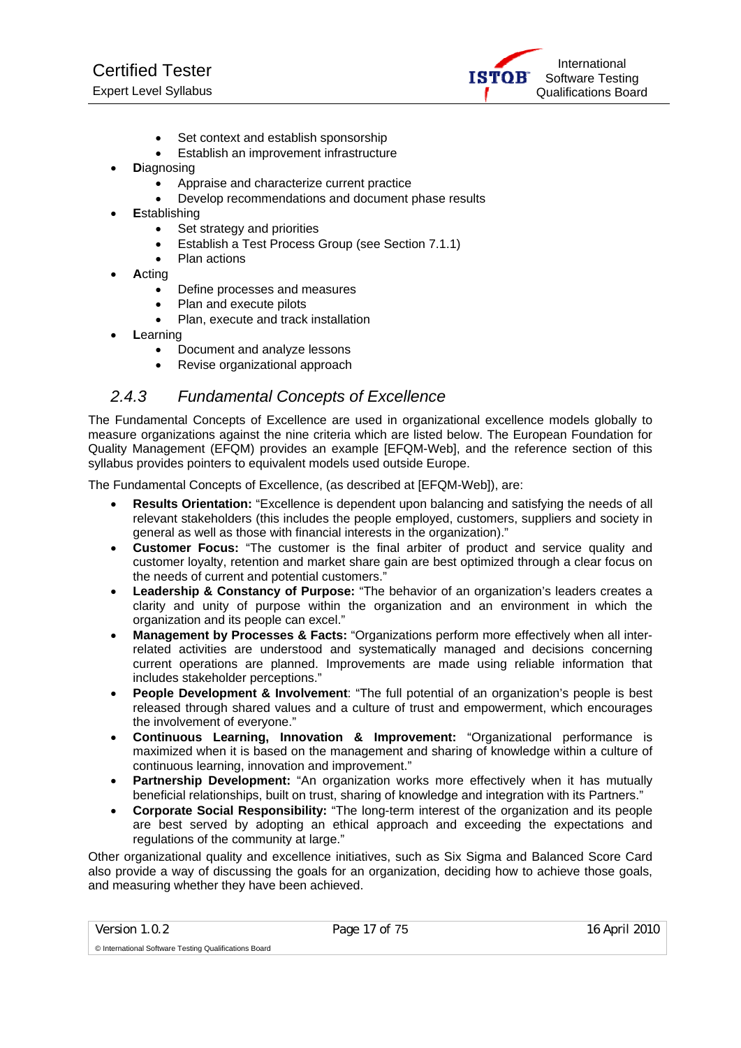- Set context and establish sponsorship
  - Establish an improvement infrastructure
- **D**iagnosing
  - Appraise and characterize current practice
  - Develop recommendations and document phase results
- **E**stablishing
  - Set strategy and priorities
  - Establish a Test Process Group (see Section 7.1.1)
  - Plan actions
- **A**cting
  - Define processes and measures
  - Plan and execute pilots
  - Plan, execute and track installation
- **L**earning
  - Document and analyze lessons
  - Revise organizational approach

### *2.4.3 Fundamental Concepts of Excellence*

The Fundamental Concepts of Excellence are used in organizational excellence models globally to measure organizations against the nine criteria which are listed below. The European Foundation for Quality Management (EFQM) provides an example [EFQM-Web], and the reference section of this syllabus provides pointers to equivalent models used outside Europe.

The Fundamental Concepts of Excellence, (as described at [EFQM-Web]), are:

- **Results Orientation:** "Excellence is dependent upon balancing and satisfying the needs of all relevant stakeholders (this includes the people employed, customers, suppliers and society in general as well as those with financial interests in the organization)."
- **Customer Focus:** "The customer is the final arbiter of product and service quality and customer loyalty, retention and market share gain are best optimized through a clear focus on the needs of current and potential customers."
- **Leadership & Constancy of Purpose:** "The behavior of an organization's leaders creates a clarity and unity of purpose within the organization and an environment in which the organization and its people can excel."
- **Management by Processes & Facts:** "Organizations perform more effectively when all inter-related activities are understood and systematically managed and decisions concerning current operations are planned. Improvements are made using reliable information that includes stakeholder perceptions."
- **People Development & Involvement**: "The full potential of an organization's people is best released through shared values and a culture of trust and empowerment, which encourages the involvement of everyone."
- **Continuous Learning, Innovation & Improvement:** "Organizational performance is maximized when it is based on the management and sharing of knowledge within a culture of continuous learning, innovation and improvement."
- **Partnership Development:** "An organization works more effectively when it has mutually beneficial relationships, built on trust, sharing of knowledge and integration with its Partners."
- **Corporate Social Responsibility:** "The long-term interest of the organization and its people are best served by adopting an ethical approach and exceeding the expectations and regulations of the community at large."

Other organizational quality and excellence initiatives, such as Six Sigma and Balanced Score Card also provide a way of discussing the goals for an organization, deciding how to achieve those goals, and measuring whether they have been achieved.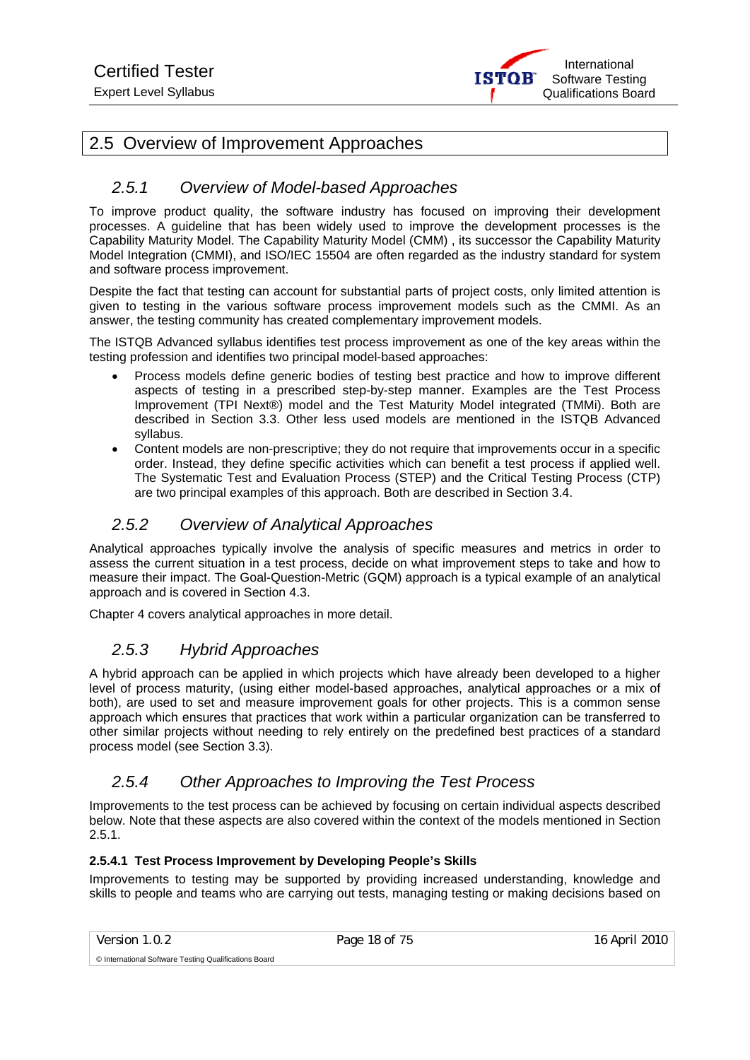## 2.5 Overview of Improvement Approaches

### *2.5.1 Overview of Model-based Approaches*

To improve product quality, the software industry has focused on improving their development processes. A guideline that has been widely used to improve the development processes is the Capability Maturity Model. The Capability Maturity Model (CMM) , its successor the Capability Maturity Model Integration (CMMI), and ISO/IEC 15504 are often regarded as the industry standard for system and software process improvement.

Despite the fact that testing can account for substantial parts of project costs, only limited attention is given to testing in the various software process improvement models such as the CMMI. As an answer, the testing community has created complementary improvement models.

The ISTQB Advanced syllabus identifies test process improvement as one of the key areas within the testing profession and identifies two principal model-based approaches:

- Process models define generic bodies of testing best practice and how to improve different aspects of testing in a prescribed step-by-step manner. Examples are the Test Process Improvement (TPI Next®) model and the Test Maturity Model integrated (TMMi). Both are described in Section 3.3. Other less used models are mentioned in the ISTQB Advanced syllabus.
- Content models are non-prescriptive; they do not require that improvements occur in a specific order. Instead, they define specific activities which can benefit a test process if applied well. The Systematic Test and Evaluation Process (STEP) and the Critical Testing Process (CTP) are two principal examples of this approach. Both are described in Section 3.4.

### *2.5.2 Overview of Analytical Approaches*

Analytical approaches typically involve the analysis of specific measures and metrics in order to assess the current situation in a test process, decide on what improvement steps to take and how to measure their impact. The Goal-Question-Metric (GQM) approach is a typical example of an analytical approach and is covered in Section 4.3.

Chapter 4 covers analytical approaches in more detail.

### *2.5.3 Hybrid Approaches*

A hybrid approach can be applied in which projects which have already been developed to a higher level of process maturity, (using either model-based approaches, analytical approaches or a mix of both), are used to set and measure improvement goals for other projects. This is a common sense approach which ensures that practices that work within a particular organization can be transferred to other similar projects without needing to rely entirely on the predefined best practices of a standard process model (see Section 3.3).

### *2.5.4 Other Approaches to Improving the Test Process*

Improvements to the test process can be achieved by focusing on certain individual aspects described below. Note that these aspects are also covered within the context of the models mentioned in Section 2.5.1.

#### 2.5.4.1 Test Process Improvement by Developing People's Skills

Improvements to testing may be supported by providing increased understanding, knowledge and skills to people and teams who are carrying out tests, managing testing or making decisions based on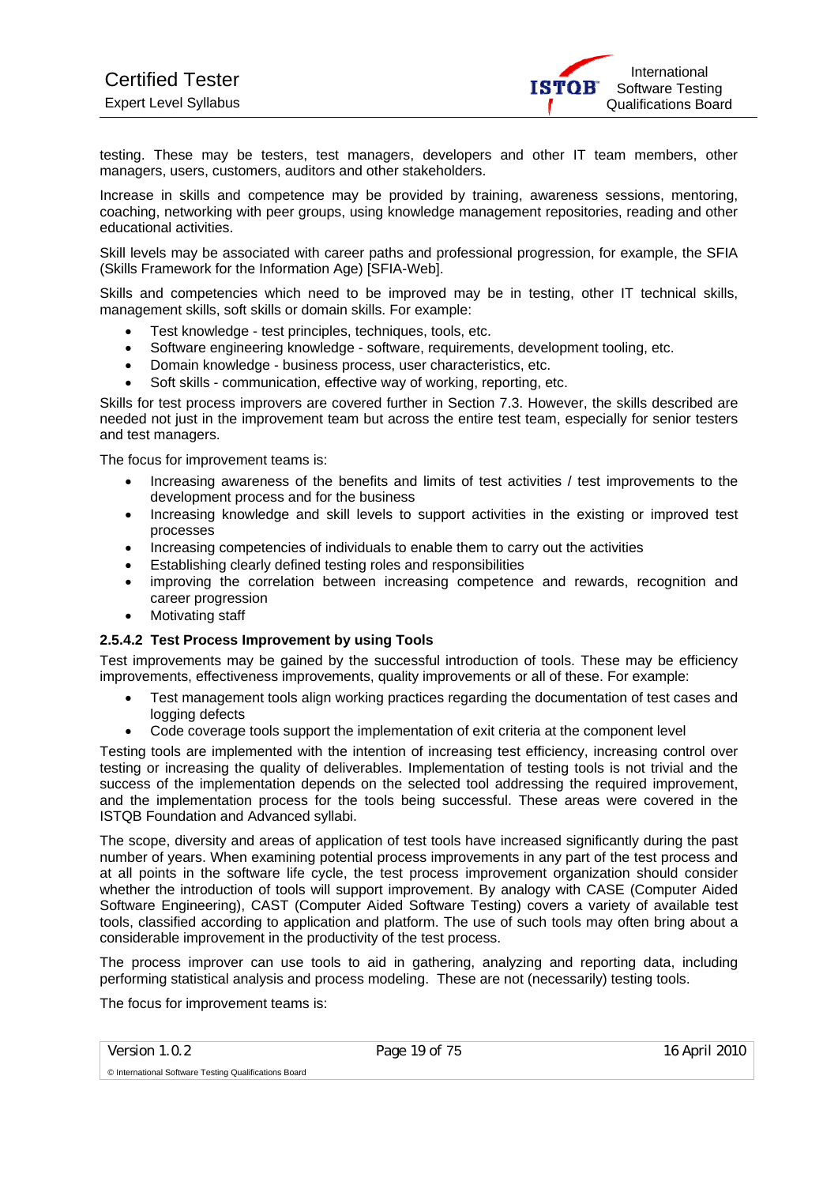testing. These may be testers, test managers, developers and other IT team members, other managers, users, customers, auditors and other stakeholders.

Increase in skills and competence may be provided by training, awareness sessions, mentoring, coaching, networking with peer groups, using knowledge management repositories, reading and other educational activities.

Skill levels may be associated with career paths and professional progression, for example, the SFIA (Skills Framework for the Information Age) [SFIA-Web].

Skills and competencies which need to be improved may be in testing, other IT technical skills, management skills, soft skills or domain skills. For example:

- Test knowledge - test principles, techniques, tools, etc.
- Software engineering knowledge - software, requirements, development tooling, etc.
- Domain knowledge - business process, user characteristics, etc.
- Soft skills - communication, effective way of working, reporting, etc.

Skills for test process improvers are covered further in Section 7.3. However, the skills described are needed not just in the improvement team but across the entire test team, especially for senior testers and test managers.

The focus for improvement teams is:

- Increasing awareness of the benefits and limits of test activities / test improvements to the development process and for the business
- Increasing knowledge and skill levels to support activities in the existing or improved test processes
- Increasing competencies of individuals to enable them to carry out the activities
- Establishing clearly defined testing roles and responsibilities
- improving the correlation between increasing competence and rewards, recognition and career progression
- Motivating staff

#### 2.5.4.2 Test Process Improvement by using Tools

Test improvements may be gained by the successful introduction of tools. These may be efficiency improvements, effectiveness improvements, quality improvements or all of these. For example:

- Test management tools align working practices regarding the documentation of test cases and logging defects
- Code coverage tools support the implementation of exit criteria at the component level

Testing tools are implemented with the intention of increasing test efficiency, increasing control over testing or increasing the quality of deliverables. Implementation of testing tools is not trivial and the success of the implementation depends on the selected tool addressing the required improvement, and the implementation process for the tools being successful. These areas were covered in the ISTQB Foundation and Advanced syllabi.

The scope, diversity and areas of application of test tools have increased significantly during the past number of years. When examining potential process improvements in any part of the test process and at all points in the software life cycle, the test process improvement organization should consider whether the introduction of tools will support improvement. By analogy with CASE (Computer Aided Software Engineering), CAST (Computer Aided Software Testing) covers a variety of available test tools, classified according to application and platform. The use of such tools may often bring about a considerable improvement in the productivity of the test process.

The process improver can use tools to aid in gathering, analyzing and reporting data, including performing statistical analysis and process modeling. These are not (necessarily) testing tools.

The focus for improvement teams is: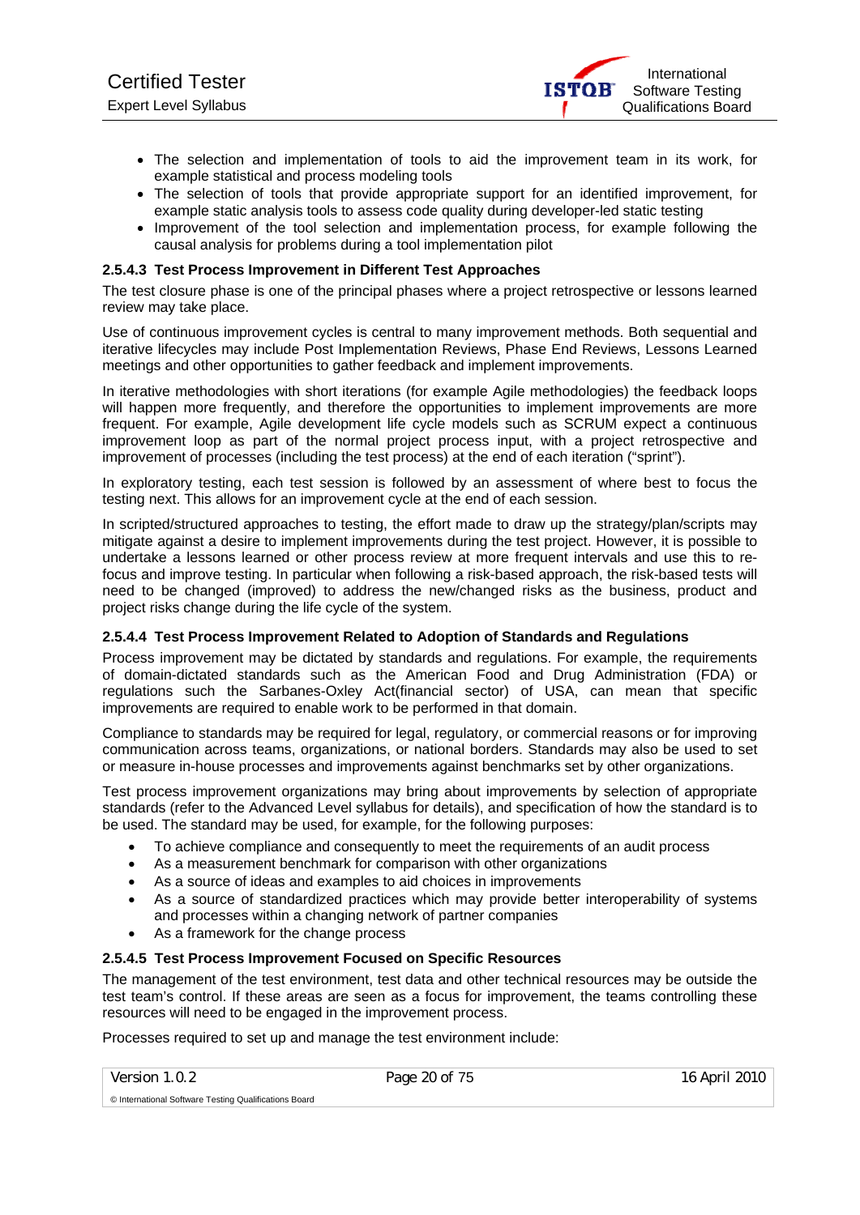- The selection and implementation of tools to aid the improvement team in its work, for example statistical and process modeling tools
- The selection of tools that provide appropriate support for an identified improvement, for example static analysis tools to assess code quality during developer-led static testing
- Improvement of the tool selection and implementation process, for example following the causal analysis for problems during a tool implementation pilot

#### 2.5.4.3 Test Process Improvement in Different Test Approaches

The test closure phase is one of the principal phases where a project retrospective or lessons learned review may take place.

Use of continuous improvement cycles is central to many improvement methods. Both sequential and iterative lifecycles may include Post Implementation Reviews, Phase End Reviews, Lessons Learned meetings and other opportunities to gather feedback and implement improvements.

In iterative methodologies with short iterations (for example Agile methodologies) the feedback loops will happen more frequently, and therefore the opportunities to implement improvements are more frequent. For example, Agile development life cycle models such as SCRUM expect a continuous improvement loop as part of the normal project process input, with a project retrospective and improvement of processes (including the test process) at the end of each iteration ("sprint").

In exploratory testing, each test session is followed by an assessment of where best to focus the testing next. This allows for an improvement cycle at the end of each session.

In scripted/structured approaches to testing, the effort made to draw up the strategy/plan/scripts may mitigate against a desire to implement improvements during the test project. However, it is possible to undertake a lessons learned or other process review at more frequent intervals and use this to re-focus and improve testing. In particular when following a risk-based approach, the risk-based tests will need to be changed (improved) to address the new/changed risks as the business, product and project risks change during the life cycle of the system.

#### 2.5.4.4 Test Process Improvement Related to Adoption of Standards and Regulations

Process improvement may be dictated by standards and regulations. For example, the requirements of domain-dictated standards such as the American Food and Drug Administration (FDA) or regulations such the Sarbanes-Oxley Act(financial sector) of USA, can mean that specific improvements are required to enable work to be performed in that domain.

Compliance to standards may be required for legal, regulatory, or commercial reasons or for improving communication across teams, organizations, or national borders. Standards may also be used to set or measure in-house processes and improvements against benchmarks set by other organizations.

Test process improvement organizations may bring about improvements by selection of appropriate standards (refer to the Advanced Level syllabus for details), and specification of how the standard is to be used. The standard may be used, for example, for the following purposes:

- To achieve compliance and consequently to meet the requirements of an audit process
- As a measurement benchmark for comparison with other organizations
- As a source of ideas and examples to aid choices in improvements
- As a source of standardized practices which may provide better interoperability of systems and processes within a changing network of partner companies
- As a framework for the change process

#### 2.5.4.5 Test Process Improvement Focused on Specific Resources

The management of the test environment, test data and other technical resources may be outside the test team's control. If these areas are seen as a focus for improvement, the teams controlling these resources will need to be engaged in the improvement process.

Processes required to set up and manage the test environment include: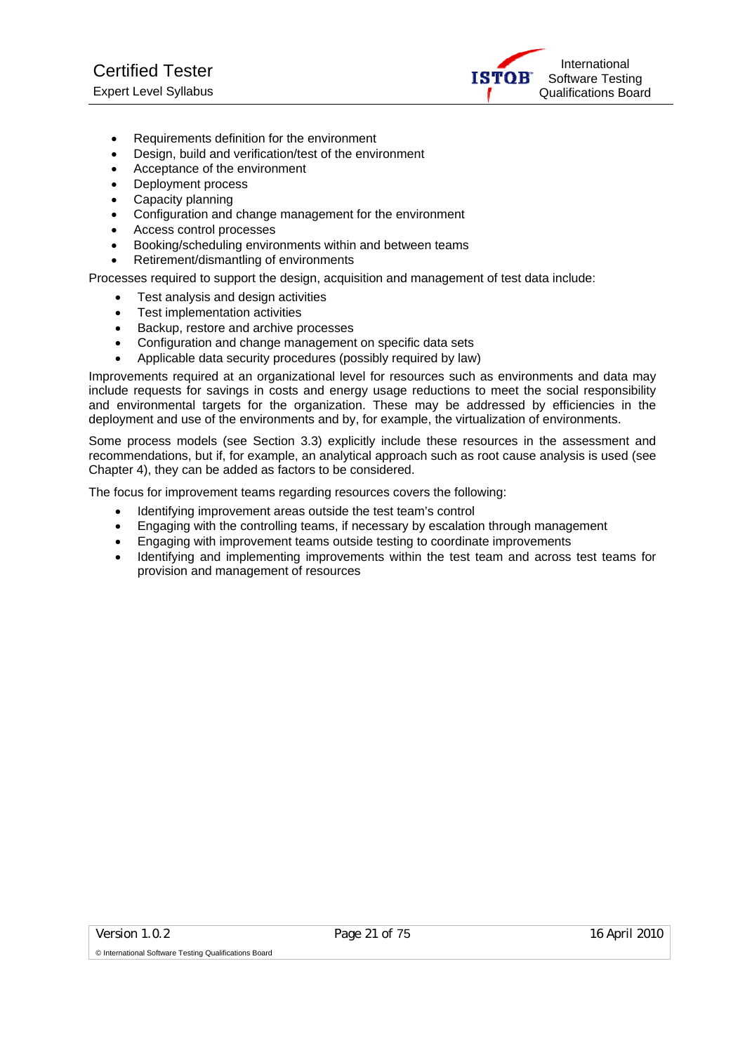- Requirements definition for the environment
- Design, build and verification/test of the environment
- Acceptance of the environment
- Deployment process
- Capacity planning
- Configuration and change management for the environment
- Access control processes
- Booking/scheduling environments within and between teams
- Retirement/dismantling of environments

Processes required to support the design, acquisition and management of test data include:

- Test analysis and design activities
- Test implementation activities
- Backup, restore and archive processes
- Configuration and change management on specific data sets
- Applicable data security procedures (possibly required by law)

Improvements required at an organizational level for resources such as environments and data may include requests for savings in costs and energy usage reductions to meet the social responsibility and environmental targets for the organization. These may be addressed by efficiencies in the deployment and use of the environments and by, for example, the virtualization of environments.

Some process models (see Section 3.3) explicitly include these resources in the assessment and recommendations, but if, for example, an analytical approach such as root cause analysis is used (see Chapter 4), they can be added as factors to be considered.

The focus for improvement teams regarding resources covers the following:

- Identifying improvement areas outside the test team's control
- Engaging with the controlling teams, if necessary by escalation through management
- Engaging with improvement teams outside testing to coordinate improvements
- Identifying and implementing improvements within the test team and across test teams for provision and management of resources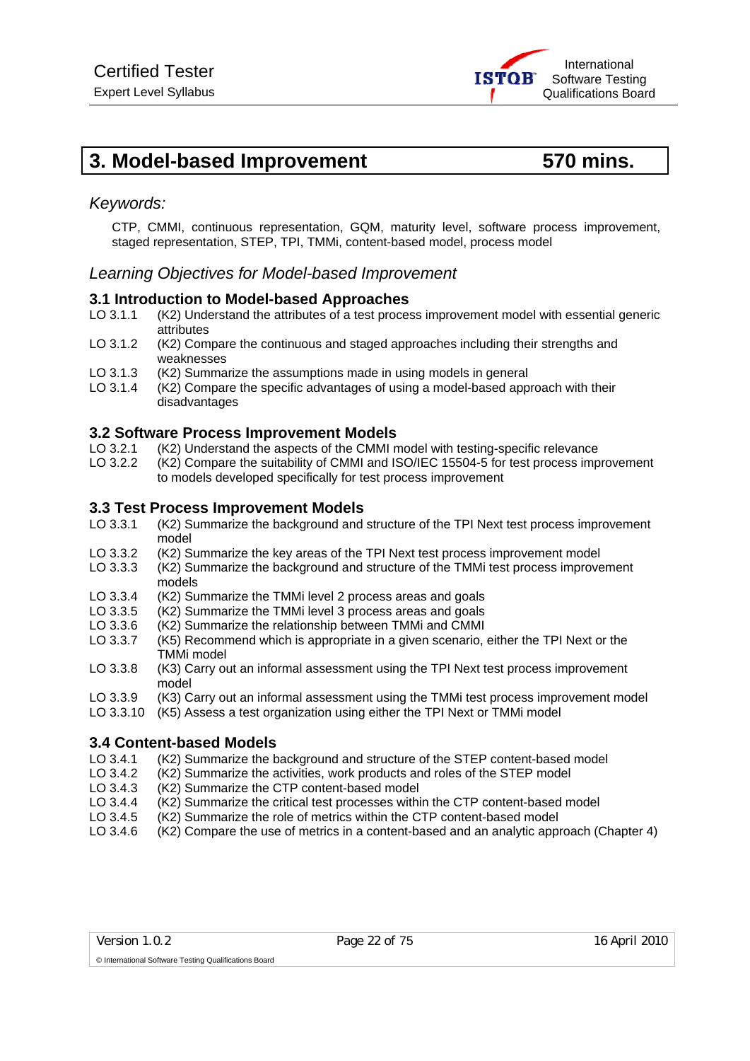# 3. Model-based Improvement 570 mins.

*Keywords:*

CTP, CMMI, continuous representation, GQM, maturity level, software process improvement, staged representation, STEP, TPI, TMMi, content-based model, process model

## *Learning Objectives for Model-based Improvement*

### 3.1 Introduction to Model-based Approaches

- LO 3.1.1 (K2) Understand the attributes of a test process improvement model with essential generic attributes
- LO 3.1.2 (K2) Compare the continuous and staged approaches including their strengths and weaknesses
- LO 3.1.3 (K2) Summarize the assumptions made in using models in general
- LO 3.1.4 (K2) Compare the specific advantages of using a model-based approach with their disadvantages

### 3.2 Software Process Improvement Models

- LO 3.2.1 (K2) Understand the aspects of the CMMI model with testing-specific relevance
- LO 3.2.2 (K2) Compare the suitability of CMMI and ISO/IEC 15504-5 for test process improvement to models developed specifically for test process improvement

### 3.3 Test Process Improvement Models

- LO 3.3.1 (K2) Summarize the background and structure of the TPI Next test process improvement model
- LO 3.3.2 (K2) Summarize the key areas of the TPI Next test process improvement model
- LO 3.3.3 (K2) Summarize the background and structure of the TMMi test process improvement models
- LO 3.3.4 (K2) Summarize the TMMi level 2 process areas and goals
- LO 3.3.5 (K2) Summarize the TMMi level 3 process areas and goals
- LO 3.3.6 (K2) Summarize the relationship between TMMi and CMMI
- LO 3.3.7 (K5) Recommend which is appropriate in a given scenario, either the TPI Next or the TMMi model
- LO 3.3.8 (K3) Carry out an informal assessment using the TPI Next test process improvement model
- LO 3.3.9 (K3) Carry out an informal assessment using the TMMi test process improvement model
- LO 3.3.10 (K5) Assess a test organization using either the TPI Next or TMMi model

### 3.4 Content-based Models

- LO 3.4.1 (K2) Summarize the background and structure of the STEP content-based model
- LO 3.4.2 (K2) Summarize the activities, work products and roles of the STEP model
- LO 3.4.3 (K2) Summarize the CTP content-based model
- LO 3.4.4 (K2) Summarize the critical test processes within the CTP content-based model
- LO 3.4.5 (K2) Summarize the role of metrics within the CTP content-based model
- LO 3.4.6 (K2) Compare the use of metrics in a content-based and an analytic approach (Chapter 4)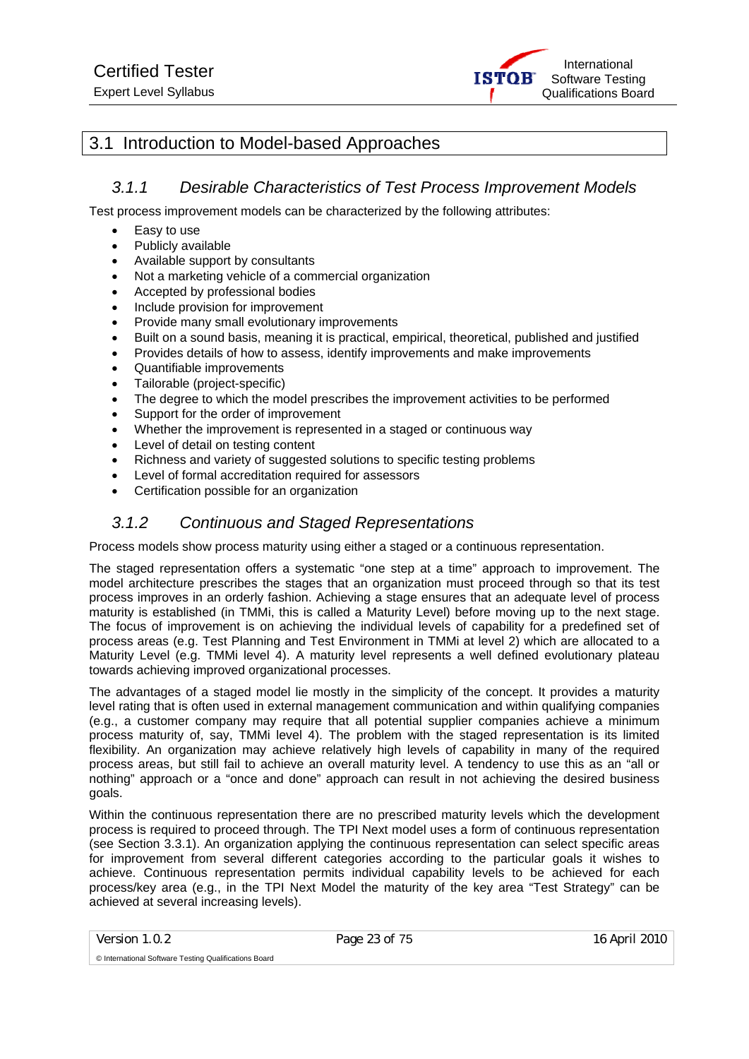## 3.1 Introduction to Model-based Approaches

### 3.1.1 Desirable Characteristics of Test Process Improvement Models

Test process improvement models can be characterized by the following attributes:

- Easy to use
- Publicly available
- Available support by consultants
- Not a marketing vehicle of a commercial organization
- Accepted by professional bodies
- Include provision for improvement
- Provide many small evolutionary improvements
- Built on a sound basis, meaning it is practical, empirical, theoretical, published and justified
- Provides details of how to assess, identify improvements and make improvements
- Quantifiable improvements
- Tailorable (project-specific)
- The degree to which the model prescribes the improvement activities to be performed
- Support for the order of improvement
- Whether the improvement is represented in a staged or continuous way
- Level of detail on testing content
- Richness and variety of suggested solutions to specific testing problems
- Level of formal accreditation required for assessors
- Certification possible for an organization

### 3.1.2 Continuous and Staged Representations

Process models show process maturity using either a staged or a continuous representation.

The staged representation offers a systematic "one step at a time" approach to improvement. The model architecture prescribes the stages that an organization must proceed through so that its test process improves in an orderly fashion. Achieving a stage ensures that an adequate level of process maturity is established (in TMMi, this is called a Maturity Level) before moving up to the next stage. The focus of improvement is on achieving the individual levels of capability for a predefined set of process areas (e.g. Test Planning and Test Environment in TMMi at level 2) which are allocated to a Maturity Level (e.g. TMMi level 4). A maturity level represents a well defined evolutionary plateau towards achieving improved organizational processes.

The advantages of a staged model lie mostly in the simplicity of the concept. It provides a maturity level rating that is often used in external management communication and within qualifying companies (e.g., a customer company may require that all potential supplier companies achieve a minimum process maturity of, say, TMMi level 4). The problem with the staged representation is its limited flexibility. An organization may achieve relatively high levels of capability in many of the required process areas, but still fail to achieve an overall maturity level. A tendency to use this as an "all or nothing" approach or a "once and done" approach can result in not achieving the desired business goals.

Within the continuous representation there are no prescribed maturity levels which the development process is required to proceed through. The TPI Next model uses a form of continuous representation (see Section 3.3.1). An organization applying the continuous representation can select specific areas for improvement from several different categories according to the particular goals it wishes to achieve. Continuous representation permits individual capability levels to be achieved for each process/key area (e.g., in the TPI Next Model the maturity of the key area "Test Strategy" can be achieved at several increasing levels).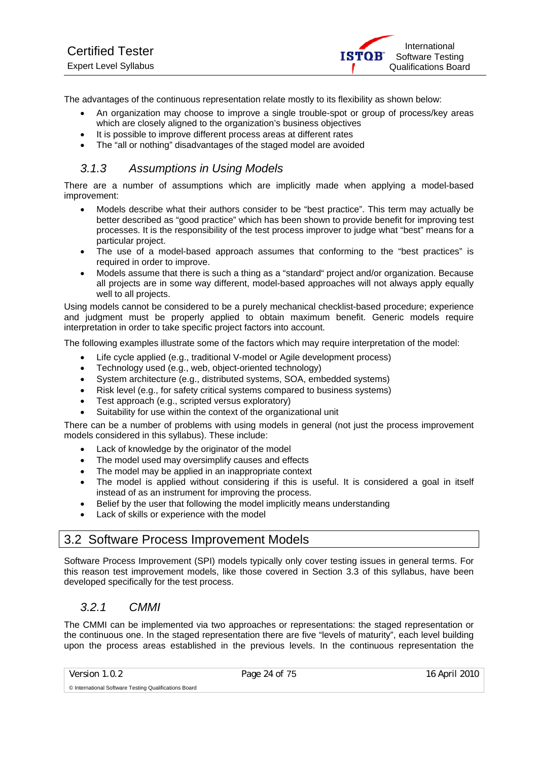The advantages of the continuous representation relate mostly to its flexibility as shown below:

- An organization may choose to improve a single trouble-spot or group of process/key areas which are closely aligned to the organization's business objectives
- It is possible to improve different process areas at different rates
- The "all or nothing" disadvantages of the staged model are avoided

### *3.1.3 Assumptions in Using Models*

There are a number of assumptions which are implicitly made when applying a model-based improvement:

- Models describe what their authors consider to be "best practice". This term may actually be better described as "good practice" which has been shown to provide benefit for improving test processes. It is the responsibility of the test process improver to judge what "best" means for a particular project.
- The use of a model-based approach assumes that conforming to the "best practices" is required in order to improve.
- Models assume that there is such a thing as a "standard" project and/or organization. Because all projects are in some way different, model-based approaches will not always apply equally well to all projects.

Using models cannot be considered to be a purely mechanical checklist-based procedure; experience and judgment must be properly applied to obtain maximum benefit. Generic models require interpretation in order to take specific project factors into account.

The following examples illustrate some of the factors which may require interpretation of the model:

- Life cycle applied (e.g., traditional V-model or Agile development process)
- Technology used (e.g., web, object-oriented technology)
- System architecture (e.g., distributed systems, SOA, embedded systems)
- Risk level (e.g., for safety critical systems compared to business systems)
- Test approach (e.g., scripted versus exploratory)
- Suitability for use within the context of the organizational unit

There can be a number of problems with using models in general (not just the process improvement models considered in this syllabus). These include:

- Lack of knowledge by the originator of the model
- The model used may oversimplify causes and effects
- The model may be applied in an inappropriate context
- The model is applied without considering if this is useful. It is considered a goal in itself instead of as an instrument for improving the process.
- Belief by the user that following the model implicitly means understanding
- Lack of skills or experience with the model

## 3.2 Software Process Improvement Models

Software Process Improvement (SPI) models typically only cover testing issues in general terms. For this reason test improvement models, like those covered in Section 3.3 of this syllabus, have been developed specifically for the test process.

### *3.2.1 CMMI*

The CMMI can be implemented via two approaches or representations: the staged representation or the continuous one. In the staged representation there are five "levels of maturity", each level building upon the process areas established in the previous levels. In the continuous representation the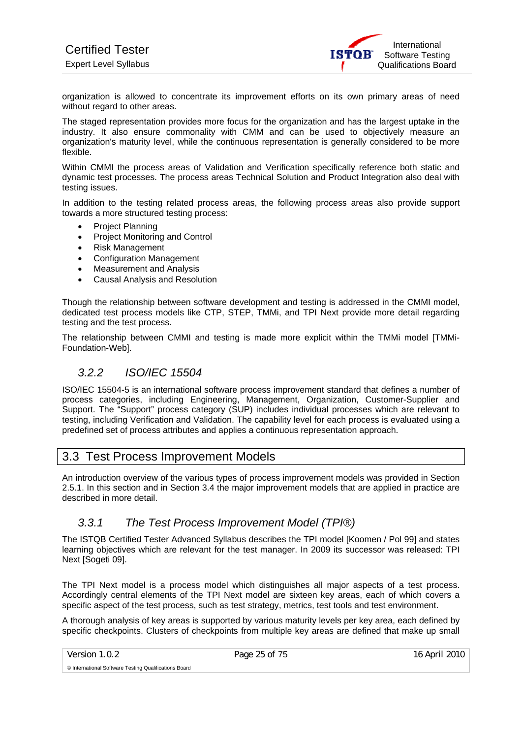organization is allowed to concentrate its improvement efforts on its own primary areas of need without regard to other areas.

The staged representation provides more focus for the organization and has the largest uptake in the industry. It also ensure commonality with CMM and can be used to objectively measure an organization's maturity level, while the continuous representation is generally considered to be more flexible.

Within CMMI the process areas of Validation and Verification specifically reference both static and dynamic test processes. The process areas Technical Solution and Product Integration also deal with testing issues.

In addition to the testing related process areas, the following process areas also provide support towards a more structured testing process:

- Project Planning
- Project Monitoring and Control
- Risk Management
- Configuration Management
- Measurement and Analysis
- Causal Analysis and Resolution

Though the relationship between software development and testing is addressed in the CMMI model, dedicated test process models like CTP, STEP, TMMi, and TPI Next provide more detail regarding testing and the test process.

The relationship between CMMI and testing is made more explicit within the TMMi model [TMMi-Foundation-Web].

### *3.2.2 ISO/IEC 15504*

ISO/IEC 15504-5 is an international software process improvement standard that defines a number of process categories, including Engineering, Management, Organization, Customer-Supplier and Support. The "Support" process category (SUP) includes individual processes which are relevant to testing, including Verification and Validation. The capability level for each process is evaluated using a predefined set of process attributes and applies a continuous representation approach.

## 3.3 Test Process Improvement Models

An introduction overview of the various types of process improvement models was provided in Section 2.5.1. In this section and in Section 3.4 the major improvement models that are applied in practice are described in more detail.

### *3.3.1 The Test Process Improvement Model (TPI®)*

The ISTQB Certified Tester Advanced Syllabus describes the TPI model [Koomen / Pol 99] and states learning objectives which are relevant for the test manager. In 2009 its successor was released: TPI Next [Sogeti 09].

The TPI Next model is a process model which distinguishes all major aspects of a test process. Accordingly central elements of the TPI Next model are sixteen key areas, each of which covers a specific aspect of the test process, such as test strategy, metrics, test tools and test environment.

A thorough analysis of key areas is supported by various maturity levels per key area, each defined by specific checkpoints. Clusters of checkpoints from multiple key areas are defined that make up small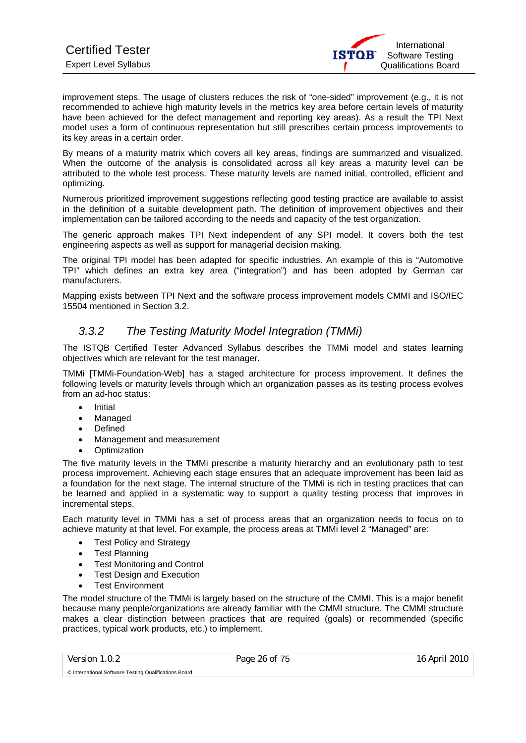improvement steps. The usage of clusters reduces the risk of "one-sided" improvement (e.g., it is not recommended to achieve high maturity levels in the metrics key area before certain levels of maturity have been achieved for the defect management and reporting key areas). As a result the TPI Next model uses a form of continuous representation but still prescribes certain process improvements to its key areas in a certain order.

By means of a maturity matrix which covers all key areas, findings are summarized and visualized. When the outcome of the analysis is consolidated across all key areas a maturity level can be attributed to the whole test process. These maturity levels are named initial, controlled, efficient and optimizing.

Numerous prioritized improvement suggestions reflecting good testing practice are available to assist in the definition of a suitable development path. The definition of improvement objectives and their implementation can be tailored according to the needs and capacity of the test organization.

The generic approach makes TPI Next independent of any SPI model. It covers both the test engineering aspects as well as support for managerial decision making.

The original TPI model has been adapted for specific industries. An example of this is "Automotive TPI" which defines an extra key area ("integration") and has been adopted by German car manufacturers.

Mapping exists between TPI Next and the software process improvement models CMMI and ISO/IEC 15504 mentioned in Section 3.2.

### *3.3.2 The Testing Maturity Model Integration (TMMi)*

The ISTQB Certified Tester Advanced Syllabus describes the TMMi model and states learning objectives which are relevant for the test manager.

TMMi [TMMi-Foundation-Web] has a staged architecture for process improvement. It defines the following levels or maturity levels through which an organization passes as its testing process evolves from an ad-hoc status:

- Initial
- Managed
- Defined
- Management and measurement
- Optimization

The five maturity levels in the TMMi prescribe a maturity hierarchy and an evolutionary path to test process improvement. Achieving each stage ensures that an adequate improvement has been laid as a foundation for the next stage. The internal structure of the TMMi is rich in testing practices that can be learned and applied in a systematic way to support a quality testing process that improves in incremental steps.

Each maturity level in TMMi has a set of process areas that an organization needs to focus on to achieve maturity at that level. For example, the process areas at TMMi level 2 "Managed" are:

- Test Policy and Strategy
- Test Planning
- Test Monitoring and Control
- Test Design and Execution
- Test Environment

The model structure of the TMMi is largely based on the structure of the CMMI. This is a major benefit because many people/organizations are already familiar with the CMMI structure. The CMMI structure makes a clear distinction between practices that are required (goals) or recommended (specific practices, typical work products, etc.) to implement.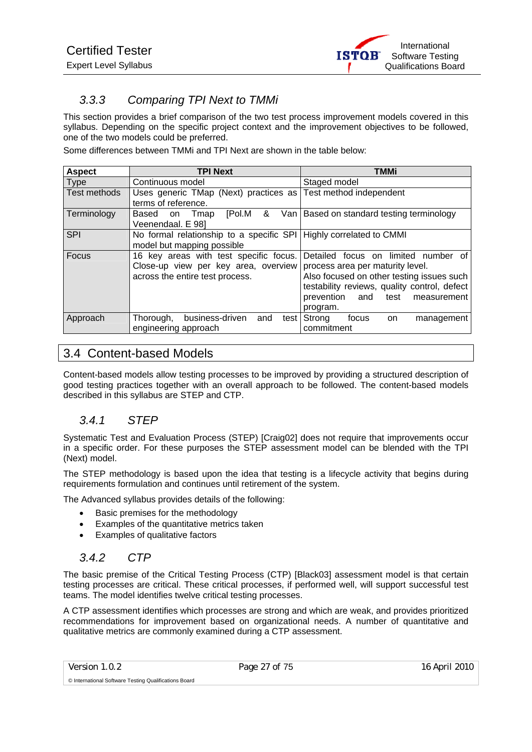### 3.3.3 Comparing TPI Next to TMMi

This section provides a brief comparison of the two test process improvement models covered in this syllabus. Depending on the specific project context and the improvement objectives to be followed, one of the two models could be preferred.

Some differences between TMMi and TPI Next are shown in the table below:

| Aspect | TPI Next | TMMi |
|---|---|---|
| Type | Continuous model | Staged model |
| Test methods | Uses generic TMap (Next) practices as terms of reference. | Test method independent |
| Terminology | Based on Tmap [Pol.M & Van Veenendaal. E 98] | Based on standard testing terminology |
| SPI | No formal relationship to a specific SPI model but mapping possible | Highly correlated to CMMI |
| Focus | 16 key areas with test specific focus. Close-up view per key area, overview across the entire test process. | Detailed focus on limited number of process area per maturity level. Also focused on other testing issues such testability reviews, quality control, defect prevention and test measurement program. |
| Approach | Thorough, business-driven and test engineering approach | Strong focus on management commitment |

## 3.4 Content-based Models

Content-based models allow testing processes to be improved by providing a structured description of good testing practices together with an overall approach to be followed. The content-based models described in this syllabus are STEP and CTP.

### 3.4.1 STEP

Systematic Test and Evaluation Process (STEP) [Craig02] does not require that improvements occur in a specific order. For these purposes the STEP assessment model can be blended with the TPI (Next) model.

The STEP methodology is based upon the idea that testing is a lifecycle activity that begins during requirements formulation and continues until retirement of the system.

The Advanced syllabus provides details of the following:

- Basic premises for the methodology
- Examples of the quantitative metrics taken
- Examples of qualitative factors

### 3.4.2 CTP

The basic premise of the Critical Testing Process (CTP) [Black03] assessment model is that certain testing processes are critical. These critical processes, if performed well, will support successful test teams. The model identifies twelve critical testing processes.

A CTP assessment identifies which processes are strong and which are weak, and provides prioritized recommendations for improvement based on organizational needs. A number of quantitative and qualitative metrics are commonly examined during a CTP assessment.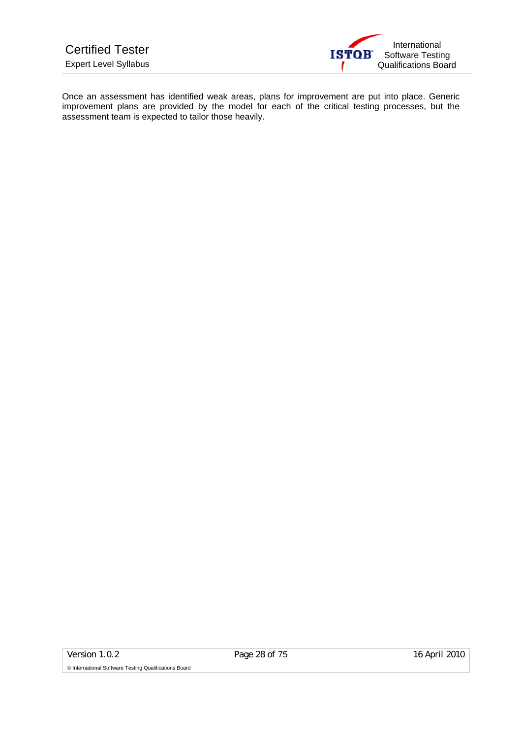Once an assessment has identified weak areas, plans for improvement are put into place. Generic improvement plans are provided by the model for each of the critical testing processes, but the assessment team is expected to tailor those heavily.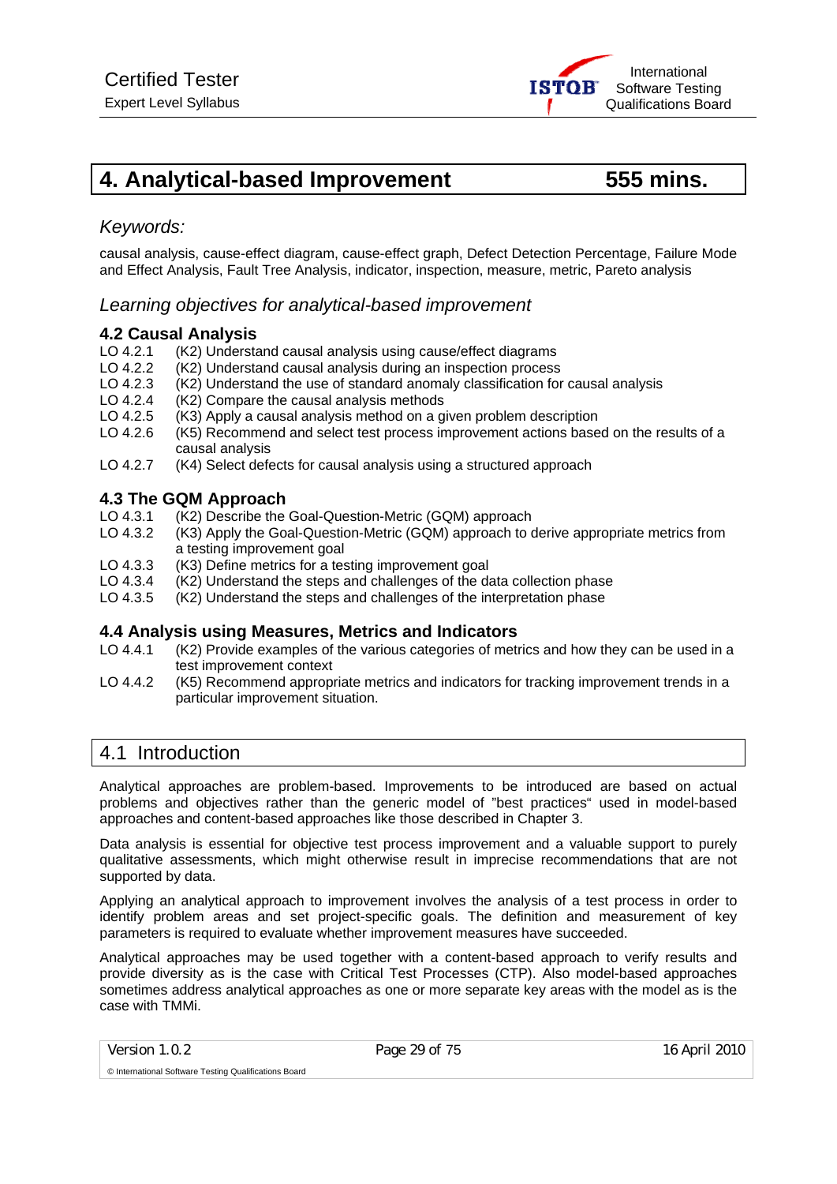# 4. Analytical-based Improvement 555 mins.

*Keywords:*

causal analysis, cause-effect diagram, cause-effect graph, Defect Detection Percentage, Failure Mode and Effect Analysis, Fault Tree Analysis, indicator, inspection, measure, metric, Pareto analysis

## *Learning objectives for analytical-based improvement*

### 4.2 Causal Analysis

LO 4.2.1 (K2) Understand causal analysis using cause/effect diagrams
LO 4.2.2 (K2) Understand causal analysis during an inspection process
LO 4.2.3 (K2) Understand the use of standard anomaly classification for causal analysis
LO 4.2.4 (K2) Compare the causal analysis methods
LO 4.2.5 (K3) Apply a causal analysis method on a given problem description
LO 4.2.6 (K5) Recommend and select test process improvement actions based on the results of a causal analysis
LO 4.2.7 (K4) Select defects for causal analysis using a structured approach

### 4.3 The GQM Approach

LO 4.3.1 (K2) Describe the Goal-Question-Metric (GQM) approach
LO 4.3.2 (K3) Apply the Goal-Question-Metric (GQM) approach to derive appropriate metrics from a testing improvement goal
LO 4.3.3 (K3) Define metrics for a testing improvement goal
LO 4.3.4 (K2) Understand the steps and challenges of the data collection phase
LO 4.3.5 (K2) Understand the steps and challenges of the interpretation phase

### 4.4 Analysis using Measures, Metrics and Indicators

LO 4.4.1 (K2) Provide examples of the various categories of metrics and how they can be used in a test improvement context
LO 4.4.2 (K5) Recommend appropriate metrics and indicators for tracking improvement trends in a particular improvement situation.

## 4.1 Introduction

Analytical approaches are problem-based. Improvements to be introduced are based on actual problems and objectives rather than the generic model of "best practices" used in model-based approaches and content-based approaches like those described in Chapter 3.

Data analysis is essential for objective test process improvement and a valuable support to purely qualitative assessments, which might otherwise result in imprecise recommendations that are not supported by data.

Applying an analytical approach to improvement involves the analysis of a test process in order to identify problem areas and set project-specific goals. The definition and measurement of key parameters is required to evaluate whether improvement measures have succeeded.

Analytical approaches may be used together with a content-based approach to verify results and provide diversity as is the case with Critical Test Processes (CTP). Also model-based approaches sometimes address analytical approaches as one or more separate key areas with the model as is the case with TMMi.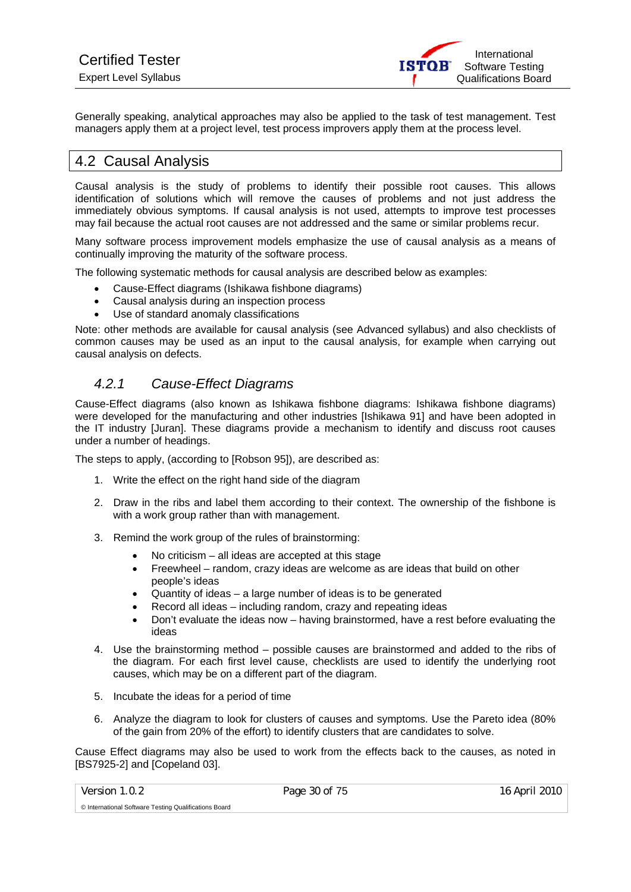Generally speaking, analytical approaches may also be applied to the task of test management. Test managers apply them at a project level, test process improvers apply them at the process level.

## 4.2 Causal Analysis

Causal analysis is the study of problems to identify their possible root causes. This allows identification of solutions which will remove the causes of problems and not just address the immediately obvious symptoms. If causal analysis is not used, attempts to improve test processes may fail because the actual root causes are not addressed and the same or similar problems recur.

Many software process improvement models emphasize the use of causal analysis as a means of continually improving the maturity of the software process.

The following systematic methods for causal analysis are described below as examples:

- Cause-Effect diagrams (Ishikawa fishbone diagrams)
- Causal analysis during an inspection process
- Use of standard anomaly classifications

Note: other methods are available for causal analysis (see Advanced syllabus) and also checklists of common causes may be used as an input to the causal analysis, for example when carrying out causal analysis on defects.

### *4.2.1 Cause-Effect Diagrams*

Cause-Effect diagrams (also known as Ishikawa fishbone diagrams: Ishikawa fishbone diagrams) were developed for the manufacturing and other industries [Ishikawa 91] and have been adopted in the IT industry [Juran]. These diagrams provide a mechanism to identify and discuss root causes under a number of headings.

The steps to apply, (according to [Robson 95]), are described as:

1. Write the effect on the right hand side of the diagram
2. Draw in the ribs and label them according to their context. The ownership of the fishbone is with a work group rather than with management.
3. Remind the work group of the rules of brainstorming:
   - No criticism – all ideas are accepted at this stage
   - Freewheel – random, crazy ideas are welcome as are ideas that build on other people's ideas
   - Quantity of ideas – a large number of ideas is to be generated
   - Record all ideas – including random, crazy and repeating ideas
   - Don't evaluate the ideas now – having brainstormed, have a rest before evaluating the ideas
4. Use the brainstorming method – possible causes are brainstormed and added to the ribs of the diagram. For each first level cause, checklists are used to identify the underlying root causes, which may be on a different part of the diagram.
5. Incubate the ideas for a period of time
6. Analyze the diagram to look for clusters of causes and symptoms. Use the Pareto idea (80% of the gain from 20% of the effort) to identify clusters that are candidates to solve.

Cause Effect diagrams may also be used to work from the effects back to the causes, as noted in [BS7925-2] and [Copeland 03].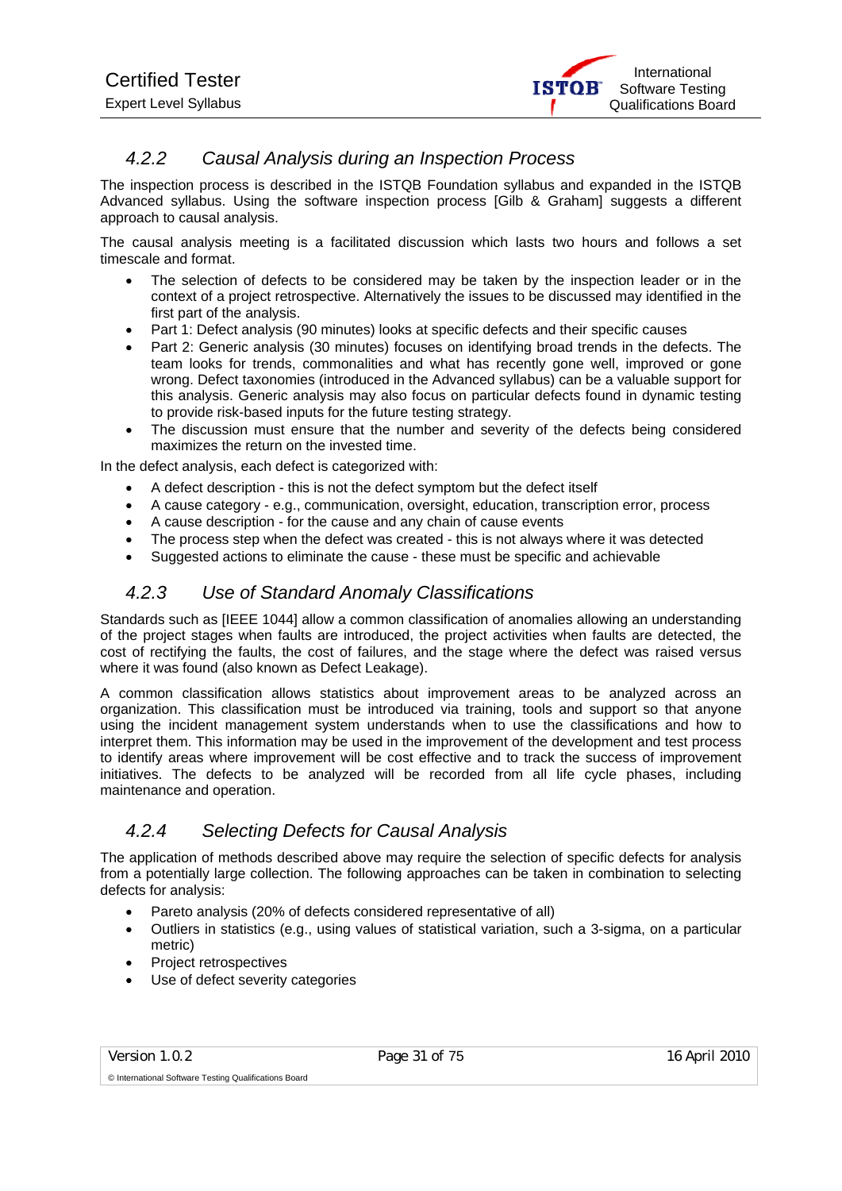### 4.2.2 Causal Analysis during an Inspection Process

The inspection process is described in the ISTQB Foundation syllabus and expanded in the ISTQB Advanced syllabus. Using the software inspection process [Gilb & Graham] suggests a different approach to causal analysis.

The causal analysis meeting is a facilitated discussion which lasts two hours and follows a set timescale and format.

- The selection of defects to be considered may be taken by the inspection leader or in the context of a project retrospective. Alternatively the issues to be discussed may identified in the first part of the analysis.
- Part 1: Defect analysis (90 minutes) looks at specific defects and their specific causes
- Part 2: Generic analysis (30 minutes) focuses on identifying broad trends in the defects. The team looks for trends, commonalities and what has recently gone well, improved or gone wrong. Defect taxonomies (introduced in the Advanced syllabus) can be a valuable support for this analysis. Generic analysis may also focus on particular defects found in dynamic testing to provide risk-based inputs for the future testing strategy.
- The discussion must ensure that the number and severity of the defects being considered maximizes the return on the invested time.

In the defect analysis, each defect is categorized with:

- A defect description - this is not the defect symptom but the defect itself
- A cause category - e.g., communication, oversight, education, transcription error, process
- A cause description - for the cause and any chain of cause events
- The process step when the defect was created - this is not always where it was detected
- Suggested actions to eliminate the cause - these must be specific and achievable

### 4.2.3 Use of Standard Anomaly Classifications

Standards such as [IEEE 1044] allow a common classification of anomalies allowing an understanding of the project stages when faults are introduced, the project activities when faults are detected, the cost of rectifying the faults, the cost of failures, and the stage where the defect was raised versus where it was found (also known as Defect Leakage).

A common classification allows statistics about improvement areas to be analyzed across an organization. This classification must be introduced via training, tools and support so that anyone using the incident management system understands when to use the classifications and how to interpret them. This information may be used in the improvement of the development and test process to identify areas where improvement will be cost effective and to track the success of improvement initiatives. The defects to be analyzed will be recorded from all life cycle phases, including maintenance and operation.

### 4.2.4 Selecting Defects for Causal Analysis

The application of methods described above may require the selection of specific defects for analysis from a potentially large collection. The following approaches can be taken in combination to selecting defects for analysis:

- Pareto analysis (20% of defects considered representative of all)
- Outliers in statistics (e.g., using values of statistical variation, such a 3-sigma, on a particular metric)
- Project retrospectives
- Use of defect severity categories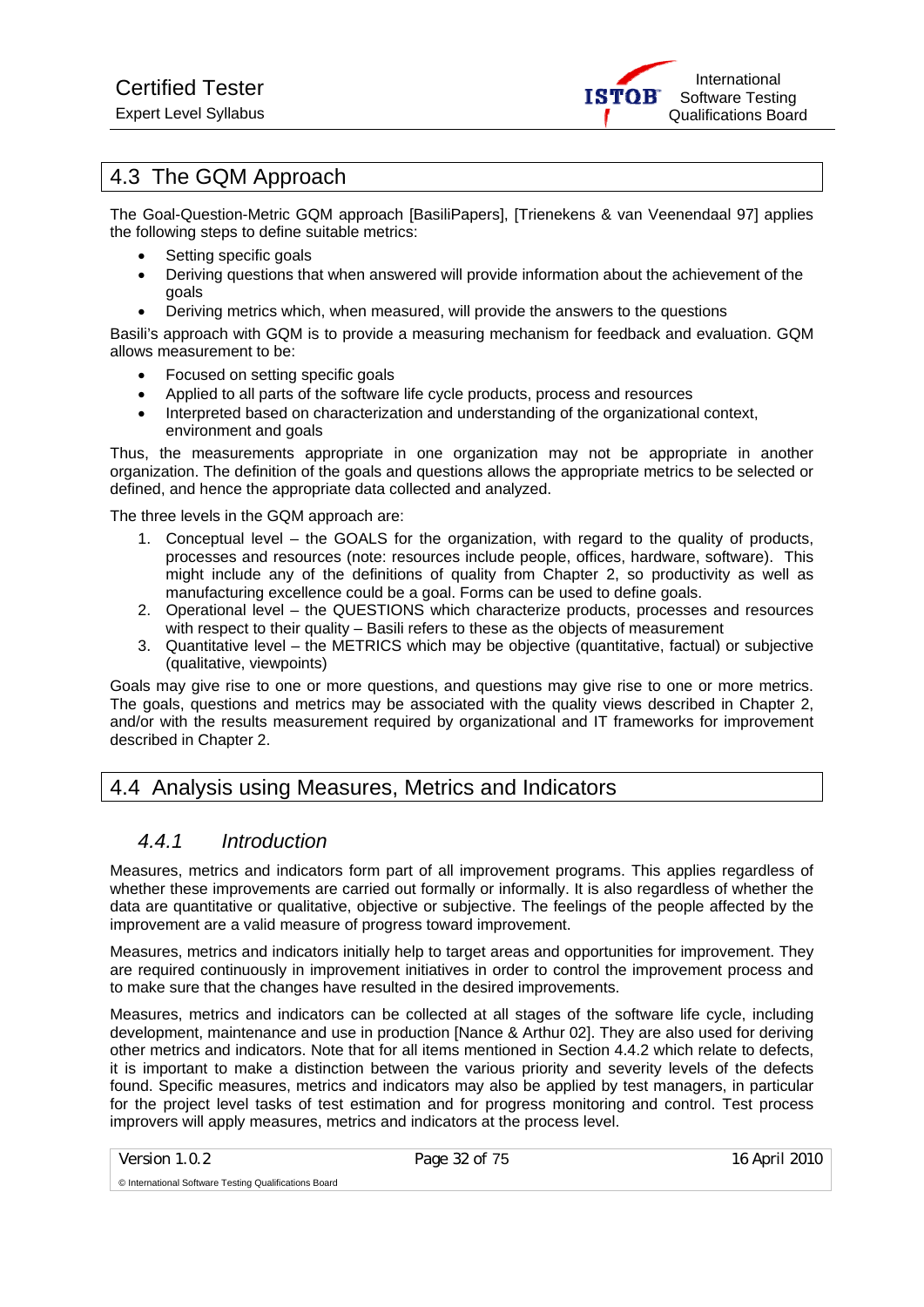## 4.3 The GQM Approach

The Goal-Question-Metric GQM approach [BasiliPapers], [Trienekens & van Veenendaal 97] applies the following steps to define suitable metrics:

- Setting specific goals
- Deriving questions that when answered will provide information about the achievement of the goals
- Deriving metrics which, when measured, will provide the answers to the questions

Basili's approach with GQM is to provide a measuring mechanism for feedback and evaluation. GQM allows measurement to be:

- Focused on setting specific goals
- Applied to all parts of the software life cycle products, process and resources
- Interpreted based on characterization and understanding of the organizational context, environment and goals

Thus, the measurements appropriate in one organization may not be appropriate in another organization. The definition of the goals and questions allows the appropriate metrics to be selected or defined, and hence the appropriate data collected and analyzed.

The three levels in the GQM approach are:

1. Conceptual level – the GOALS for the organization, with regard to the quality of products, processes and resources (note: resources include people, offices, hardware, software). This might include any of the definitions of quality from Chapter 2, so productivity as well as manufacturing excellence could be a goal. Forms can be used to define goals.
2. Operational level – the QUESTIONS which characterize products, processes and resources with respect to their quality – Basili refers to these as the objects of measurement
3. Quantitative level – the METRICS which may be objective (quantitative, factual) or subjective (qualitative, viewpoints)

Goals may give rise to one or more questions, and questions may give rise to one or more metrics. The goals, questions and metrics may be associated with the quality views described in Chapter 2, and/or with the results measurement required by organizational and IT frameworks for improvement described in Chapter 2.

## 4.4 Analysis using Measures, Metrics and Indicators

### *4.4.1 Introduction*

Measures, metrics and indicators form part of all improvement programs. This applies regardless of whether these improvements are carried out formally or informally. It is also regardless of whether the data are quantitative or qualitative, objective or subjective. The feelings of the people affected by the improvement are a valid measure of progress toward improvement.

Measures, metrics and indicators initially help to target areas and opportunities for improvement. They are required continuously in improvement initiatives in order to control the improvement process and to make sure that the changes have resulted in the desired improvements.

Measures, metrics and indicators can be collected at all stages of the software life cycle, including development, maintenance and use in production [Nance & Arthur 02]. They are also used for deriving other metrics and indicators. Note that for all items mentioned in Section 4.4.2 which relate to defects, it is important to make a distinction between the various priority and severity levels of the defects found. Specific measures, metrics and indicators may also be applied by test managers, in particular for the project level tasks of test estimation and for progress monitoring and control. Test process improvers will apply measures, metrics and indicators at the process level.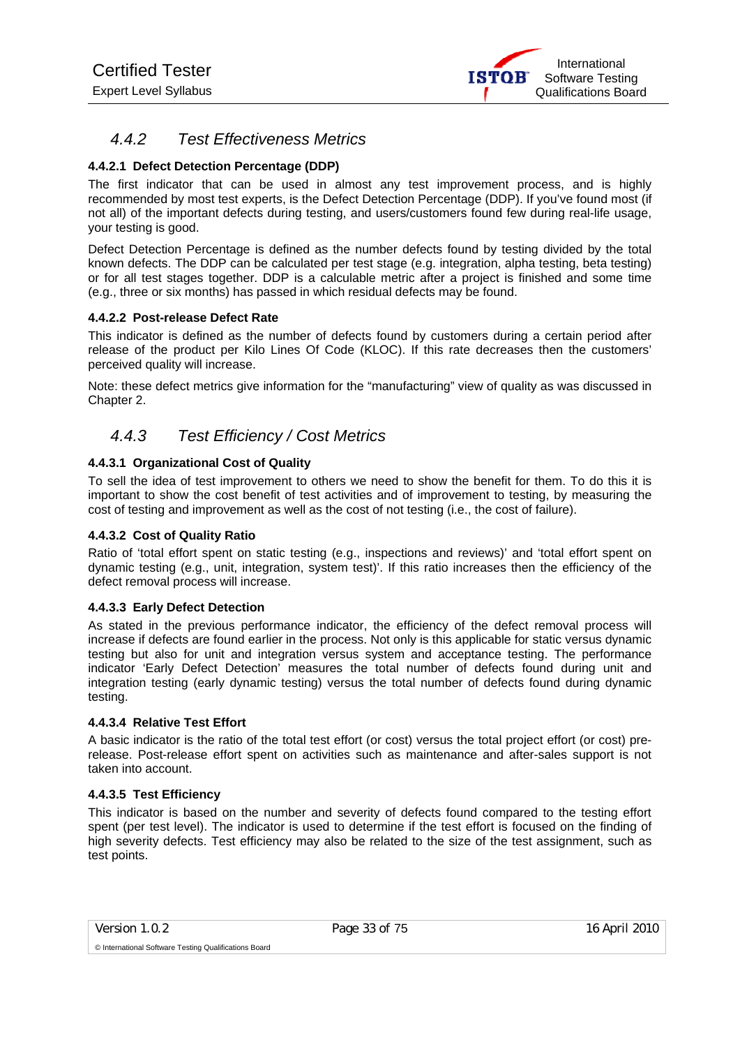### 4.4.2 Test Effectiveness Metrics

#### 4.4.2.1 Defect Detection Percentage (DDP)

The first indicator that can be used in almost any test improvement process, and is highly recommended by most test experts, is the Defect Detection Percentage (DDP). If you've found most (if not all) of the important defects during testing, and users/customers found few during real-life usage, your testing is good.

Defect Detection Percentage is defined as the number defects found by testing divided by the total known defects. The DDP can be calculated per test stage (e.g. integration, alpha testing, beta testing) or for all test stages together. DDP is a calculable metric after a project is finished and some time (e.g., three or six months) has passed in which residual defects may be found.

#### 4.4.2.2 Post-release Defect Rate

This indicator is defined as the number of defects found by customers during a certain period after release of the product per Kilo Lines Of Code (KLOC). If this rate decreases then the customers' perceived quality will increase.

Note: these defect metrics give information for the "manufacturing" view of quality as was discussed in Chapter 2.

### 4.4.3 Test Efficiency / Cost Metrics

#### 4.4.3.1 Organizational Cost of Quality

To sell the idea of test improvement to others we need to show the benefit for them. To do this it is important to show the cost benefit of test activities and of improvement to testing, by measuring the cost of testing and improvement as well as the cost of not testing (i.e., the cost of failure).

#### 4.4.3.2 Cost of Quality Ratio

Ratio of 'total effort spent on static testing (e.g., inspections and reviews)' and 'total effort spent on dynamic testing (e.g., unit, integration, system test)'. If this ratio increases then the efficiency of the defect removal process will increase.

#### 4.4.3.3 Early Defect Detection

As stated in the previous performance indicator, the efficiency of the defect removal process will increase if defects are found earlier in the process. Not only is this applicable for static versus dynamic testing but also for unit and integration versus system and acceptance testing. The performance indicator 'Early Defect Detection' measures the total number of defects found during unit and integration testing (early dynamic testing) versus the total number of defects found during dynamic testing.

#### 4.4.3.4 Relative Test Effort

A basic indicator is the ratio of the total test effort (or cost) versus the total project effort (or cost) pre-release. Post-release effort spent on activities such as maintenance and after-sales support is not taken into account.

#### 4.4.3.5 Test Efficiency

This indicator is based on the number and severity of defects found compared to the testing effort spent (per test level). The indicator is used to determine if the test effort is focused on the finding of high severity defects. Test efficiency may also be related to the size of the test assignment, such as test points.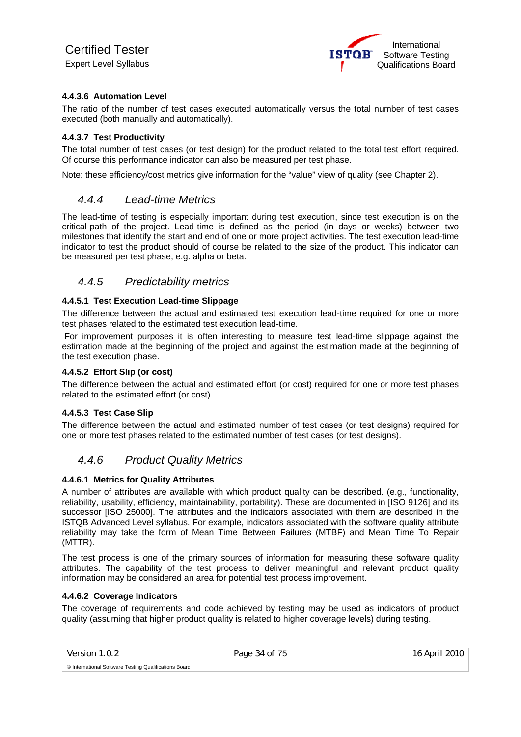#### 4.4.3.6 Automation Level

The ratio of the number of test cases executed automatically versus the total number of test cases executed (both manually and automatically).

#### 4.4.3.7 Test Productivity

The total number of test cases (or test design) for the product related to the total test effort required. Of course this performance indicator can also be measured per test phase.

Note: these efficiency/cost metrics give information for the "value" view of quality (see Chapter 2).

### *4.4.4 Lead-time Metrics*

The lead-time of testing is especially important during test execution, since test execution is on the critical-path of the project. Lead-time is defined as the period (in days or weeks) between two milestones that identify the start and end of one or more project activities. The test execution lead-time indicator to test the product should of course be related to the size of the product. This indicator can be measured per test phase, e.g. alpha or beta.

### *4.4.5 Predictability metrics*

#### 4.4.5.1 Test Execution Lead-time Slippage

The difference between the actual and estimated test execution lead-time required for one or more test phases related to the estimated test execution lead-time.

For improvement purposes it is often interesting to measure test lead-time slippage against the estimation made at the beginning of the project and against the estimation made at the beginning of the test execution phase.

#### 4.4.5.2 Effort Slip (or cost)

The difference between the actual and estimated effort (or cost) required for one or more test phases related to the estimated effort (or cost).

#### 4.4.5.3 Test Case Slip

The difference between the actual and estimated number of test cases (or test designs) required for one or more test phases related to the estimated number of test cases (or test designs).

### *4.4.6 Product Quality Metrics*

#### 4.4.6.1 Metrics for Quality Attributes

A number of attributes are available with which product quality can be described. (e.g., functionality, reliability, usability, efficiency, maintainability, portability). These are documented in [ISO 9126] and its successor [ISO 25000]. The attributes and the indicators associated with them are described in the ISTQB Advanced Level syllabus. For example, indicators associated with the software quality attribute reliability may take the form of Mean Time Between Failures (MTBF) and Mean Time To Repair (MTTR).

The test process is one of the primary sources of information for measuring these software quality attributes. The capability of the test process to deliver meaningful and relevant product quality information may be considered an area for potential test process improvement.

#### 4.4.6.2 Coverage Indicators

The coverage of requirements and code achieved by testing may be used as indicators of product quality (assuming that higher product quality is related to higher coverage levels) during testing.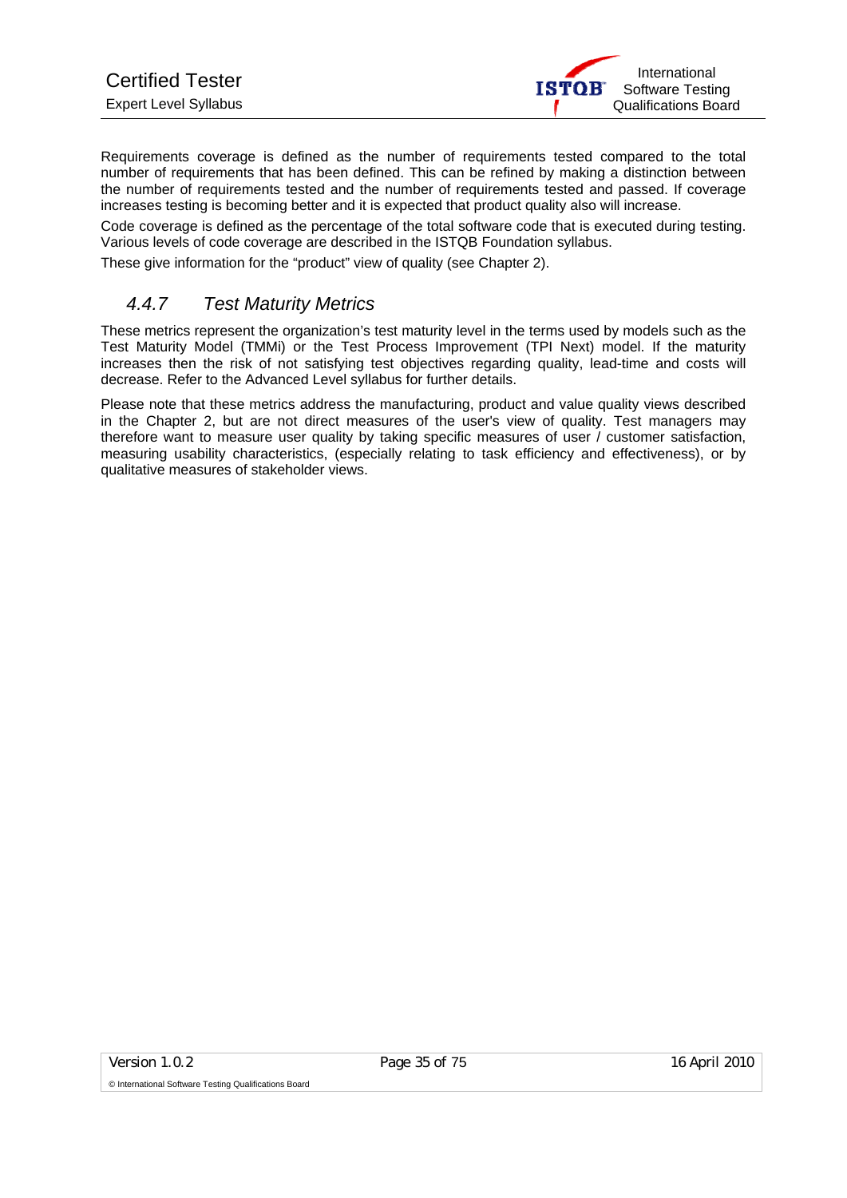Requirements coverage is defined as the number of requirements tested compared to the total number of requirements that has been defined. This can be refined by making a distinction between the number of requirements tested and the number of requirements tested and passed. If coverage increases testing is becoming better and it is expected that product quality also will increase.

Code coverage is defined as the percentage of the total software code that is executed during testing. Various levels of code coverage are described in the ISTQB Foundation syllabus.

These give information for the "product" view of quality (see Chapter 2).

### *4.4.7 Test Maturity Metrics*

These metrics represent the organization's test maturity level in the terms used by models such as the Test Maturity Model (TMMi) or the Test Process Improvement (TPI Next) model. If the maturity increases then the risk of not satisfying test objectives regarding quality, lead-time and costs will decrease. Refer to the Advanced Level syllabus for further details.

Please note that these metrics address the manufacturing, product and value quality views described in the Chapter 2, but are not direct measures of the user's view of quality. Test managers may therefore want to measure user quality by taking specific measures of user / customer satisfaction, measuring usability characteristics, (especially relating to task efficiency and effectiveness), or by qualitative measures of stakeholder views.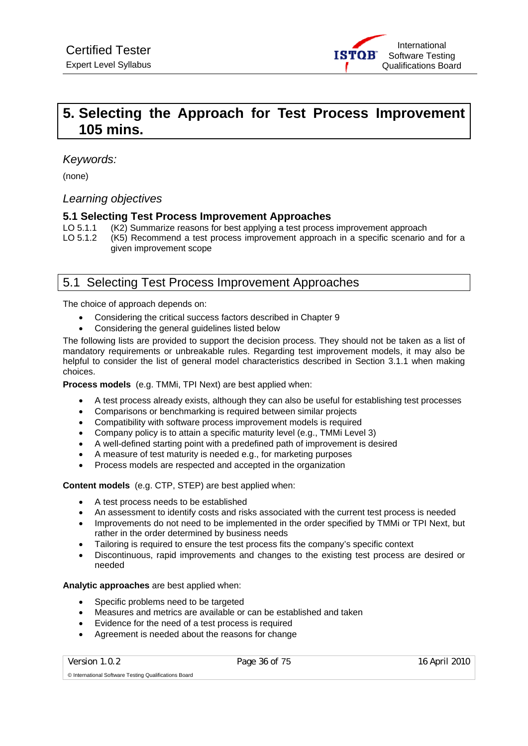# 5. Selecting the Approach for Test Process Improvement 105 mins.

*Keywords:*

(none)

*Learning objectives*

### 5.1 Selecting Test Process Improvement Approaches

LO 5.1.1 (K2) Summarize reasons for best applying a test process improvement approach

LO 5.1.2 (K5) Recommend a test process improvement approach in a specific scenario and for a given improvement scope

## 5.1 Selecting Test Process Improvement Approaches

The choice of approach depends on:

- Considering the critical success factors described in Chapter 9
- Considering the general guidelines listed below

The following lists are provided to support the decision process. They should not be taken as a list of mandatory requirements or unbreakable rules. Regarding test improvement models, it may also be helpful to consider the list of general model characteristics described in Section 3.1.1 when making choices.

**Process models** (e.g. TMMi, TPI Next) are best applied when:

- A test process already exists, although they can also be useful for establishing test processes
- Comparisons or benchmarking is required between similar projects
- Compatibility with software process improvement models is required
- Company policy is to attain a specific maturity level (e.g., TMMi Level 3)
- A well-defined starting point with a predefined path of improvement is desired
- A measure of test maturity is needed e.g., for marketing purposes
- Process models are respected and accepted in the organization

**Content models** (e.g. CTP, STEP) are best applied when:

- A test process needs to be established
- An assessment to identify costs and risks associated with the current test process is needed
- Improvements do not need to be implemented in the order specified by TMMi or TPI Next, but rather in the order determined by business needs
- Tailoring is required to ensure the test process fits the company's specific context
- Discontinuous, rapid improvements and changes to the existing test process are desired or needed

**Analytic approaches** are best applied when:

- Specific problems need to be targeted
- Measures and metrics are available or can be established and taken
- Evidence for the need of a test process is required
- Agreement is needed about the reasons for change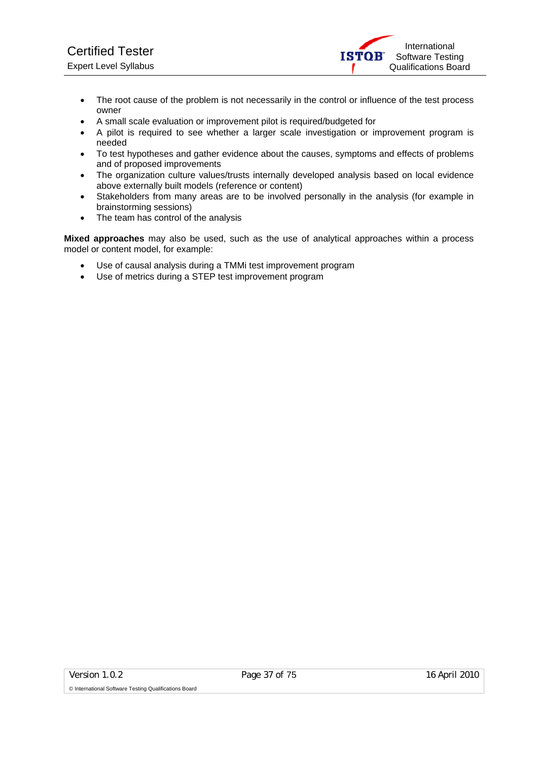- The root cause of the problem is not necessarily in the control or influence of the test process owner
- A small scale evaluation or improvement pilot is required/budgeted for
- A pilot is required to see whether a larger scale investigation or improvement program is needed
- To test hypotheses and gather evidence about the causes, symptoms and effects of problems and of proposed improvements
- The organization culture values/trusts internally developed analysis based on local evidence above externally built models (reference or content)
- Stakeholders from many areas are to be involved personally in the analysis (for example in brainstorming sessions)
- The team has control of the analysis

**Mixed approaches** may also be used, such as the use of analytical approaches within a process model or content model, for example:

- Use of causal analysis during a TMMi test improvement program
- Use of metrics during a STEP test improvement program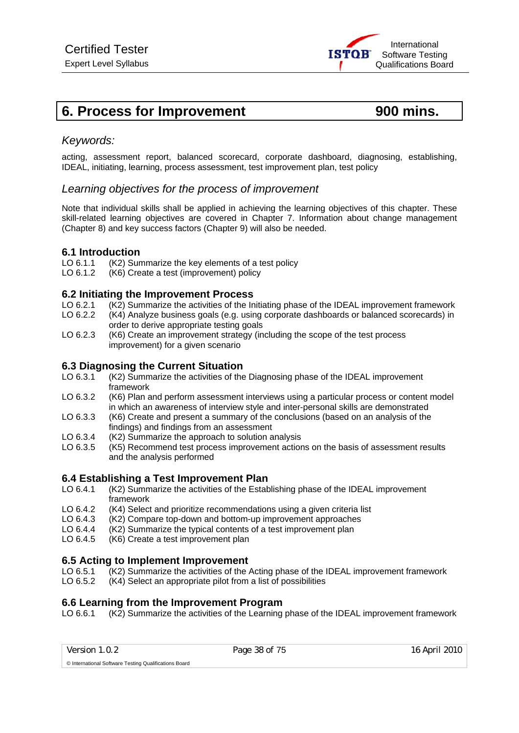# 6. Process for Improvement 900 mins.

## *Keywords:*

acting, assessment report, balanced scorecard, corporate dashboard, diagnosing, establishing, IDEAL, initiating, learning, process assessment, test improvement plan, test policy

## *Learning objectives for the process of improvement*

Note that individual skills shall be applied in achieving the learning objectives of this chapter. These skill-related learning objectives are covered in Chapter 7. Information about change management (Chapter 8) and key success factors (Chapter 9) will also be needed.

### 6.1 Introduction

LO 6.1.1 (K2) Summarize the key elements of a test policy
LO 6.1.2 (K6) Create a test (improvement) policy

### 6.2 Initiating the Improvement Process

LO 6.2.1 (K2) Summarize the activities of the Initiating phase of the IDEAL improvement framework
LO 6.2.2 (K4) Analyze business goals (e.g. using corporate dashboards or balanced scorecards) in order to derive appropriate testing goals
LO 6.2.3 (K6) Create an improvement strategy (including the scope of the test process improvement) for a given scenario

### 6.3 Diagnosing the Current Situation

LO 6.3.1 (K2) Summarize the activities of the Diagnosing phase of the IDEAL improvement framework
LO 6.3.2 (K6) Plan and perform assessment interviews using a particular process or content model in which an awareness of interview style and inter-personal skills are demonstrated
LO 6.3.3 (K6) Create and present a summary of the conclusions (based on an analysis of the findings) and findings from an assessment
LO 6.3.4 (K2) Summarize the approach to solution analysis
LO 6.3.5 (K5) Recommend test process improvement actions on the basis of assessment results and the analysis performed

### 6.4 Establishing a Test Improvement Plan

LO 6.4.1 (K2) Summarize the activities of the Establishing phase of the IDEAL improvement framework
LO 6.4.2 (K4) Select and prioritize recommendations using a given criteria list
LO 6.4.3 (K2) Compare top-down and bottom-up improvement approaches
LO 6.4.4 (K2) Summarize the typical contents of a test improvement plan
LO 6.4.5 (K6) Create a test improvement plan

### 6.5 Acting to Implement Improvement

LO 6.5.1 (K2) Summarize the activities of the Acting phase of the IDEAL improvement framework
LO 6.5.2 (K4) Select an appropriate pilot from a list of possibilities

### 6.6 Learning from the Improvement Program

LO 6.6.1 (K2) Summarize the activities of the Learning phase of the IDEAL improvement framework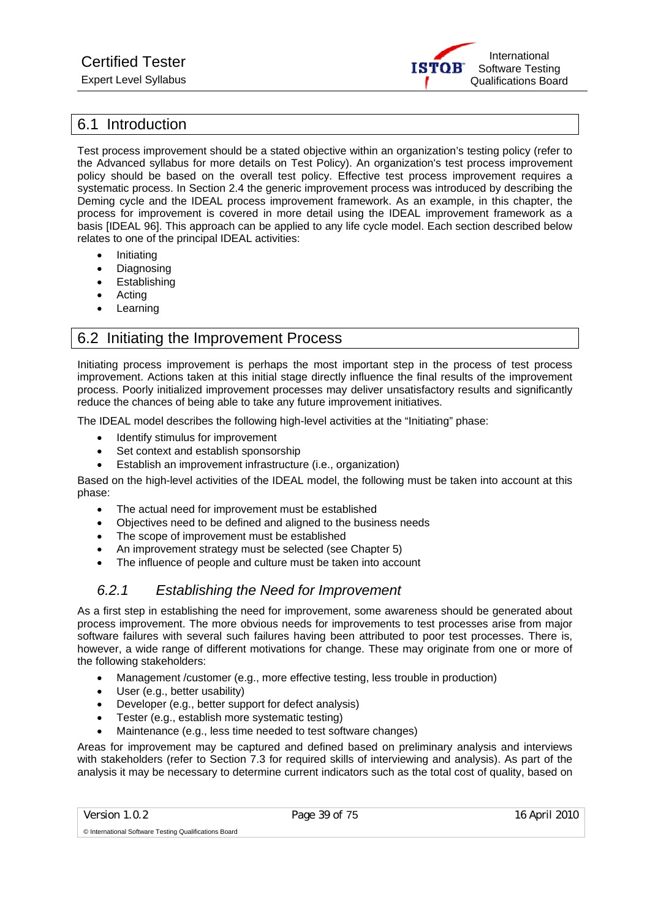## 6.1 Introduction

Test process improvement should be a stated objective within an organization's testing policy (refer to the Advanced syllabus for more details on Test Policy). An organization's test process improvement policy should be based on the overall test policy. Effective test process improvement requires a systematic process. In Section 2.4 the generic improvement process was introduced by describing the Deming cycle and the IDEAL process improvement framework. As an example, in this chapter, the process for improvement is covered in more detail using the IDEAL improvement framework as a basis [IDEAL 96]. This approach can be applied to any life cycle model. Each section described below relates to one of the principal IDEAL activities:

- Initiating
- Diagnosing
- Establishing
- Acting
- Learning

## 6.2 Initiating the Improvement Process

Initiating process improvement is perhaps the most important step in the process of test process improvement. Actions taken at this initial stage directly influence the final results of the improvement process. Poorly initialized improvement processes may deliver unsatisfactory results and significantly reduce the chances of being able to take any future improvement initiatives.

The IDEAL model describes the following high-level activities at the "Initiating" phase:

- Identify stimulus for improvement
- Set context and establish sponsorship
- Establish an improvement infrastructure (i.e., organization)

Based on the high-level activities of the IDEAL model, the following must be taken into account at this phase:

- The actual need for improvement must be established
- Objectives need to be defined and aligned to the business needs
- The scope of improvement must be established
- An improvement strategy must be selected (see Chapter 5)
- The influence of people and culture must be taken into account

### 6.2.1 *Establishing the Need for Improvement*

As a first step in establishing the need for improvement, some awareness should be generated about process improvement. The more obvious needs for improvements to test processes arise from major software failures with several such failures having been attributed to poor test processes. There is, however, a wide range of different motivations for change. These may originate from one or more of the following stakeholders:

- Management /customer (e.g., more effective testing, less trouble in production)
- User (e.g., better usability)
- Developer (e.g., better support for defect analysis)
- Tester (e.g., establish more systematic testing)
- Maintenance (e.g., less time needed to test software changes)

Areas for improvement may be captured and defined based on preliminary analysis and interviews with stakeholders (refer to Section 7.3 for required skills of interviewing and analysis). As part of the analysis it may be necessary to determine current indicators such as the total cost of quality, based on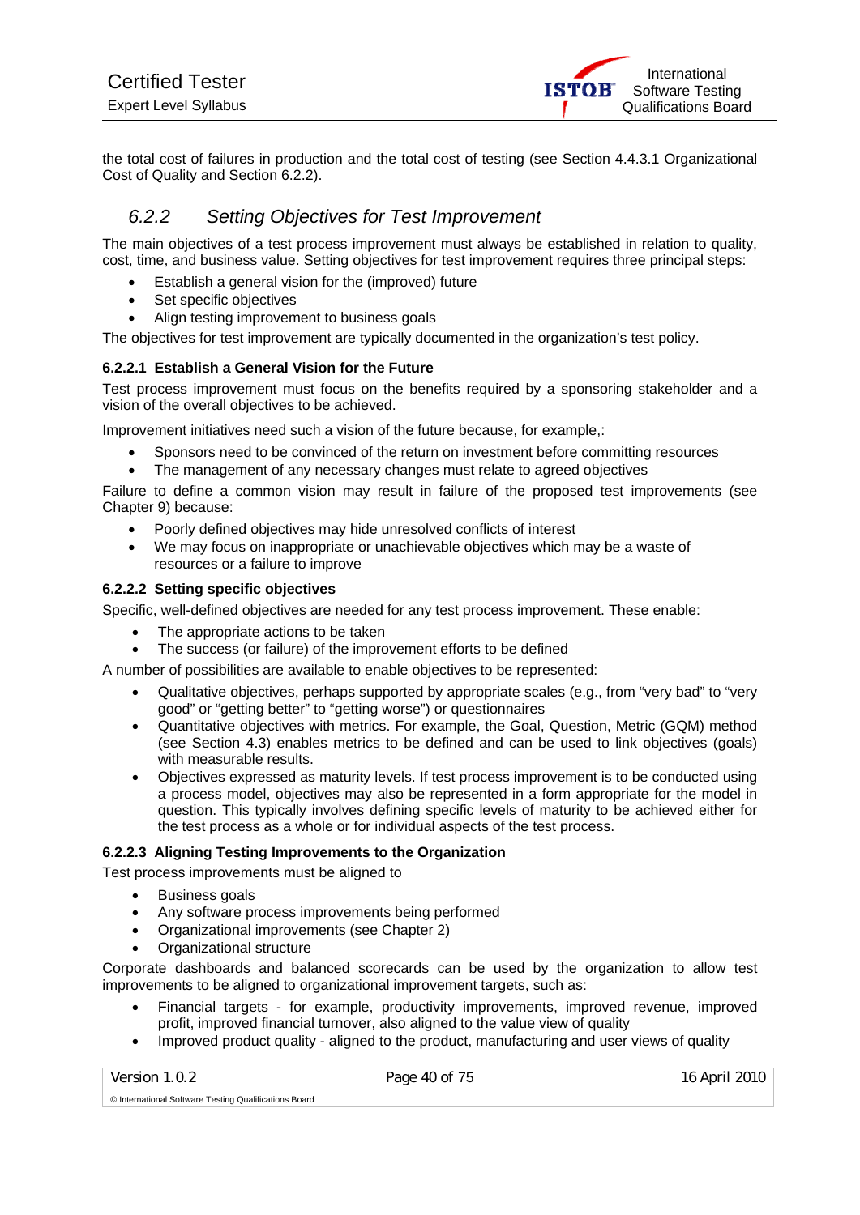the total cost of failures in production and the total cost of testing (see Section 4.4.3.1 Organizational Cost of Quality and Section 6.2.2).

## *6.2.2 Setting Objectives for Test Improvement*

The main objectives of a test process improvement must always be established in relation to quality, cost, time, and business value. Setting objectives for test improvement requires three principal steps:

- Establish a general vision for the (improved) future
- Set specific objectives
- Align testing improvement to business goals

The objectives for test improvement are typically documented in the organization's test policy.

#### 6.2.2.1 Establish a General Vision for the Future

Test process improvement must focus on the benefits required by a sponsoring stakeholder and a vision of the overall objectives to be achieved.

Improvement initiatives need such a vision of the future because, for example,:

- Sponsors need to be convinced of the return on investment before committing resources
- The management of any necessary changes must relate to agreed objectives

Failure to define a common vision may result in failure of the proposed test improvements (see Chapter 9) because:

- Poorly defined objectives may hide unresolved conflicts of interest
- We may focus on inappropriate or unachievable objectives which may be a waste of resources or a failure to improve

#### 6.2.2.2 Setting specific objectives

Specific, well-defined objectives are needed for any test process improvement. These enable:

- The appropriate actions to be taken
- The success (or failure) of the improvement efforts to be defined

A number of possibilities are available to enable objectives to be represented:

- Qualitative objectives, perhaps supported by appropriate scales (e.g., from "very bad" to "very good" or "getting better" to "getting worse") or questionnaires
- Quantitative objectives with metrics. For example, the Goal, Question, Metric (GQM) method (see Section 4.3) enables metrics to be defined and can be used to link objectives (goals) with measurable results.
- Objectives expressed as maturity levels. If test process improvement is to be conducted using a process model, objectives may also be represented in a form appropriate for the model in question. This typically involves defining specific levels of maturity to be achieved either for the test process as a whole or for individual aspects of the test process.

#### 6.2.2.3 Aligning Testing Improvements to the Organization

Test process improvements must be aligned to

- Business goals
- Any software process improvements being performed
- Organizational improvements (see Chapter 2)
- Organizational structure

Corporate dashboards and balanced scorecards can be used by the organization to allow test improvements to be aligned to organizational improvement targets, such as:

- Financial targets - for example, productivity improvements, improved revenue, improved profit, improved financial turnover, also aligned to the value view of quality
- Improved product quality - aligned to the product, manufacturing and user views of quality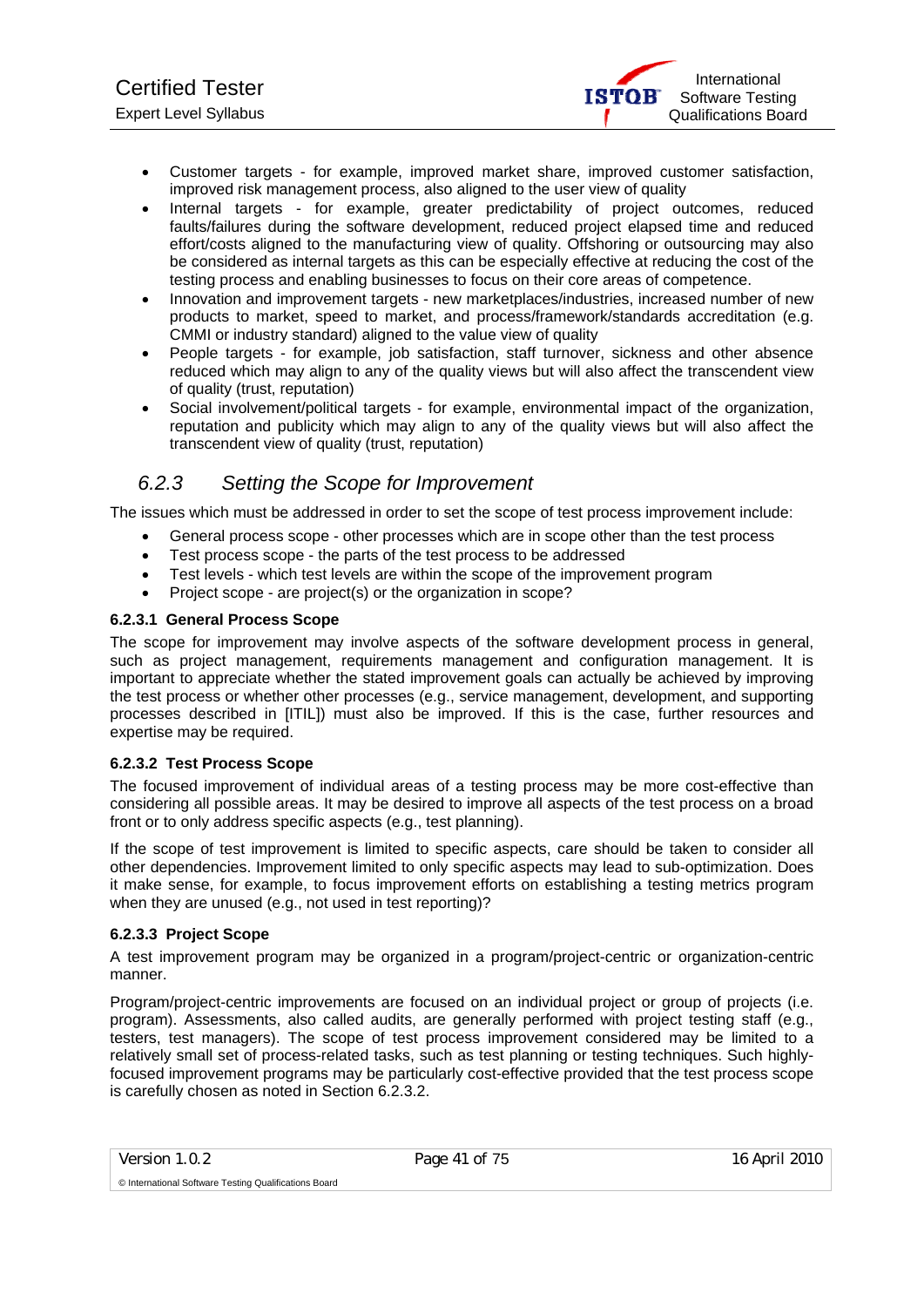- Customer targets - for example, improved market share, improved customer satisfaction, improved risk management process, also aligned to the user view of quality
- Internal targets - for example, greater predictability of project outcomes, reduced faults/failures during the software development, reduced project elapsed time and reduced effort/costs aligned to the manufacturing view of quality. Offshoring or outsourcing may also be considered as internal targets as this can be especially effective at reducing the cost of the testing process and enabling businesses to focus on their core areas of competence.
- Innovation and improvement targets - new marketplaces/industries, increased number of new products to market, speed to market, and process/framework/standards accreditation (e.g. CMMI or industry standard) aligned to the value view of quality
- People targets - for example, job satisfaction, staff turnover, sickness and other absence reduced which may align to any of the quality views but will also affect the transcendent view of quality (trust, reputation)
- Social involvement/political targets - for example, environmental impact of the organization, reputation and publicity which may align to any of the quality views but will also affect the transcendent view of quality (trust, reputation)

## *6.2.3 Setting the Scope for Improvement*

The issues which must be addressed in order to set the scope of test process improvement include:

- General process scope - other processes which are in scope other than the test process
- Test process scope - the parts of the test process to be addressed
- Test levels - which test levels are within the scope of the improvement program
- Project scope - are project(s) or the organization in scope?

#### 6.2.3.1 General Process Scope

The scope for improvement may involve aspects of the software development process in general, such as project management, requirements management and configuration management. It is important to appreciate whether the stated improvement goals can actually be achieved by improving the test process or whether other processes (e.g., service management, development, and supporting processes described in [ITIL]) must also be improved. If this is the case, further resources and expertise may be required.

#### 6.2.3.2 Test Process Scope

The focused improvement of individual areas of a testing process may be more cost-effective than considering all possible areas. It may be desired to improve all aspects of the test process on a broad front or to only address specific aspects (e.g., test planning).

If the scope of test improvement is limited to specific aspects, care should be taken to consider all other dependencies. Improvement limited to only specific aspects may lead to sub-optimization. Does it make sense, for example, to focus improvement efforts on establishing a testing metrics program when they are unused (e.g., not used in test reporting)?

#### 6.2.3.3 Project Scope

A test improvement program may be organized in a program/project-centric or organization-centric manner.

Program/project-centric improvements are focused on an individual project or group of projects (i.e. program). Assessments, also called audits, are generally performed with project testing staff (e.g., testers, test managers). The scope of test process improvement considered may be limited to a relatively small set of process-related tasks, such as test planning or testing techniques. Such highly-focused improvement programs may be particularly cost-effective provided that the test process scope is carefully chosen as noted in Section 6.2.3.2.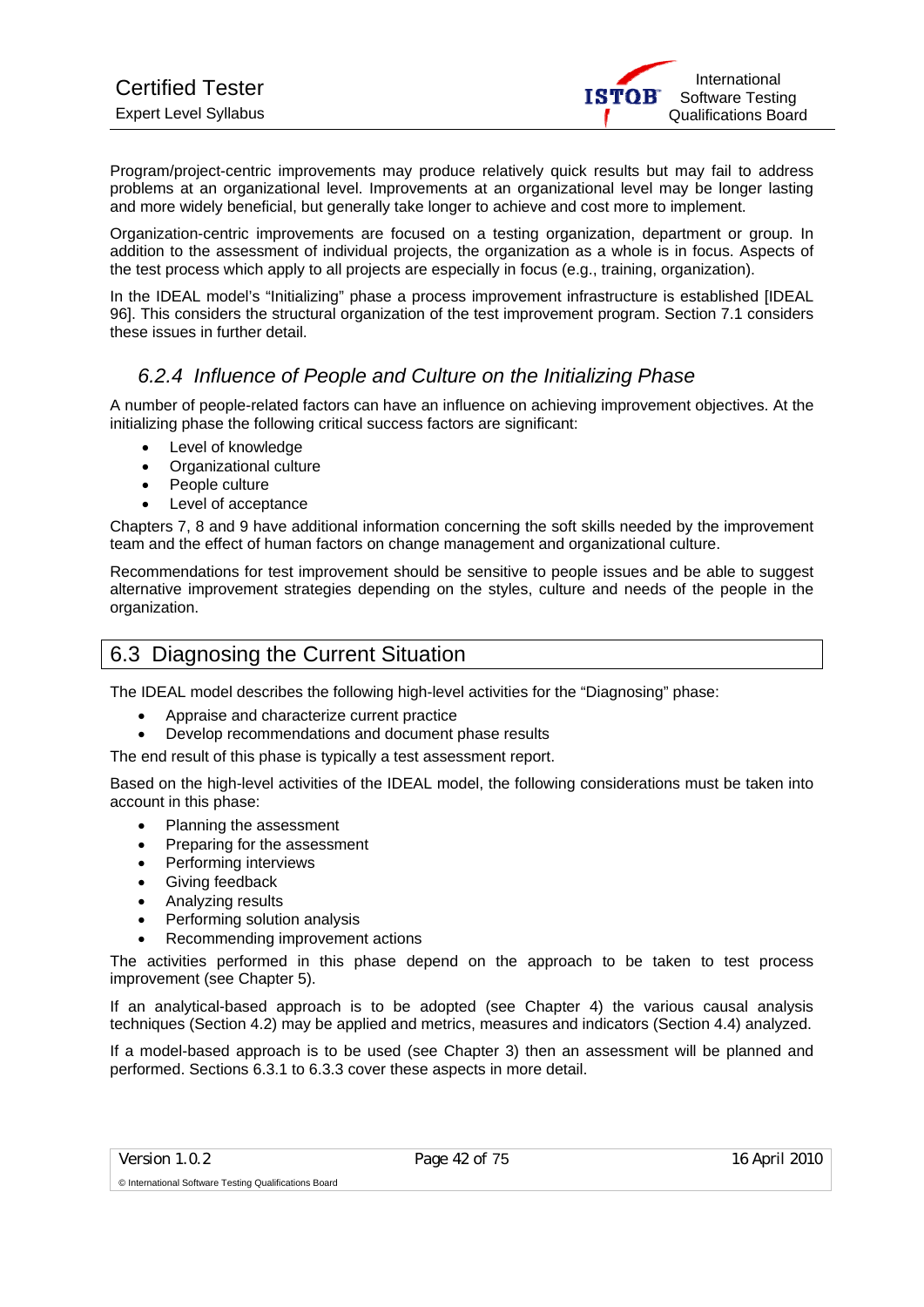Program/project-centric improvements may produce relatively quick results but may fail to address problems at an organizational level. Improvements at an organizational level may be longer lasting and more widely beneficial, but generally take longer to achieve and cost more to implement.

Organization-centric improvements are focused on a testing organization, department or group. In addition to the assessment of individual projects, the organization as a whole is in focus. Aspects of the test process which apply to all projects are especially in focus (e.g., training, organization).

In the IDEAL model's "Initializing" phase a process improvement infrastructure is established [IDEAL 96]. This considers the structural organization of the test improvement program. Section 7.1 considers these issues in further detail.

### *6.2.4 Influence of People and Culture on the Initializing Phase*

A number of people-related factors can have an influence on achieving improvement objectives. At the initializing phase the following critical success factors are significant:

- Level of knowledge
- Organizational culture
- People culture
- Level of acceptance

Chapters 7, 8 and 9 have additional information concerning the soft skills needed by the improvement team and the effect of human factors on change management and organizational culture.

Recommendations for test improvement should be sensitive to people issues and be able to suggest alternative improvement strategies depending on the styles, culture and needs of the people in the organization.

## 6.3 Diagnosing the Current Situation

The IDEAL model describes the following high-level activities for the "Diagnosing" phase:

- Appraise and characterize current practice
- Develop recommendations and document phase results

The end result of this phase is typically a test assessment report.

Based on the high-level activities of the IDEAL model, the following considerations must be taken into account in this phase:

- Planning the assessment
- Preparing for the assessment
- Performing interviews
- Giving feedback
- Analyzing results
- Performing solution analysis
- Recommending improvement actions

The activities performed in this phase depend on the approach to be taken to test process improvement (see Chapter 5).

If an analytical-based approach is to be adopted (see Chapter 4) the various causal analysis techniques (Section 4.2) may be applied and metrics, measures and indicators (Section 4.4) analyzed.

If a model-based approach is to be used (see Chapter 3) then an assessment will be planned and performed. Sections 6.3.1 to 6.3.3 cover these aspects in more detail.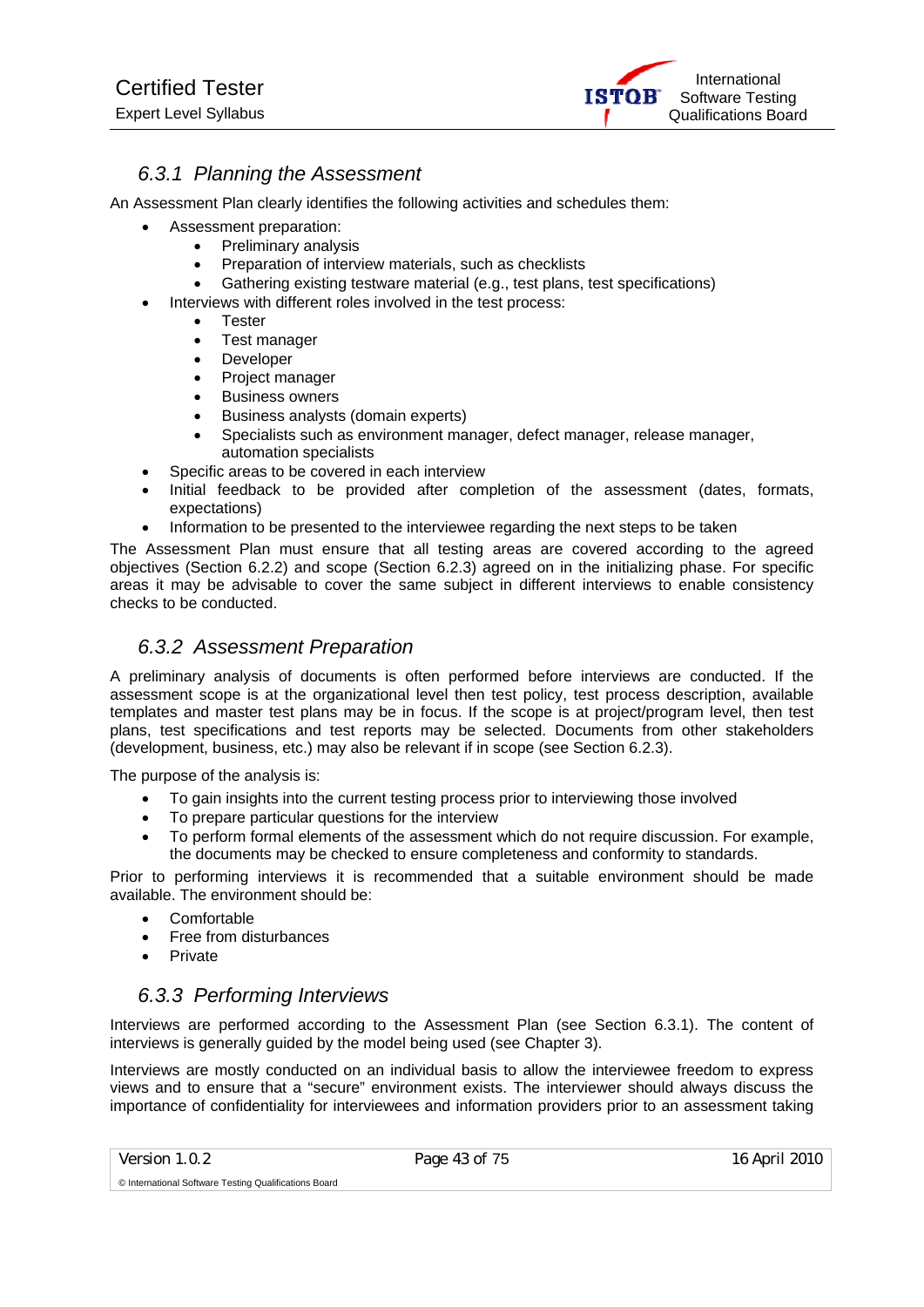### 6.3.1 Planning the Assessment

An Assessment Plan clearly identifies the following activities and schedules them:

- Assessment preparation:
    - Preliminary analysis
    - Preparation of interview materials, such as checklists
    - Gathering existing testware material (e.g., test plans, test specifications)
- Interviews with different roles involved in the test process:
    - Tester
    - Test manager
    - Developer
    - Project manager
    - Business owners
    - Business analysts (domain experts)
    - Specialists such as environment manager, defect manager, release manager, automation specialists
- Specific areas to be covered in each interview
- Initial feedback to be provided after completion of the assessment (dates, formats, expectations)
- Information to be presented to the interviewee regarding the next steps to be taken

The Assessment Plan must ensure that all testing areas are covered according to the agreed objectives (Section 6.2.2) and scope (Section 6.2.3) agreed on in the initializing phase. For specific areas it may be advisable to cover the same subject in different interviews to enable consistency checks to be conducted.

### 6.3.2 Assessment Preparation

A preliminary analysis of documents is often performed before interviews are conducted. If the assessment scope is at the organizational level then test policy, test process description, available templates and master test plans may be in focus. If the scope is at project/program level, then test plans, test specifications and test reports may be selected. Documents from other stakeholders (development, business, etc.) may also be relevant if in scope (see Section 6.2.3).

The purpose of the analysis is:

- To gain insights into the current testing process prior to interviewing those involved
- To prepare particular questions for the interview
- To perform formal elements of the assessment which do not require discussion. For example, the documents may be checked to ensure completeness and conformity to standards.

Prior to performing interviews it is recommended that a suitable environment should be made available. The environment should be:

- Comfortable
- Free from disturbances
- Private

### 6.3.3 Performing Interviews

Interviews are performed according to the Assessment Plan (see Section 6.3.1). The content of interviews is generally guided by the model being used (see Chapter 3).

Interviews are mostly conducted on an individual basis to allow the interviewee freedom to express views and to ensure that a "secure" environment exists. The interviewer should always discuss the importance of confidentiality for interviewees and information providers prior to an assessment taking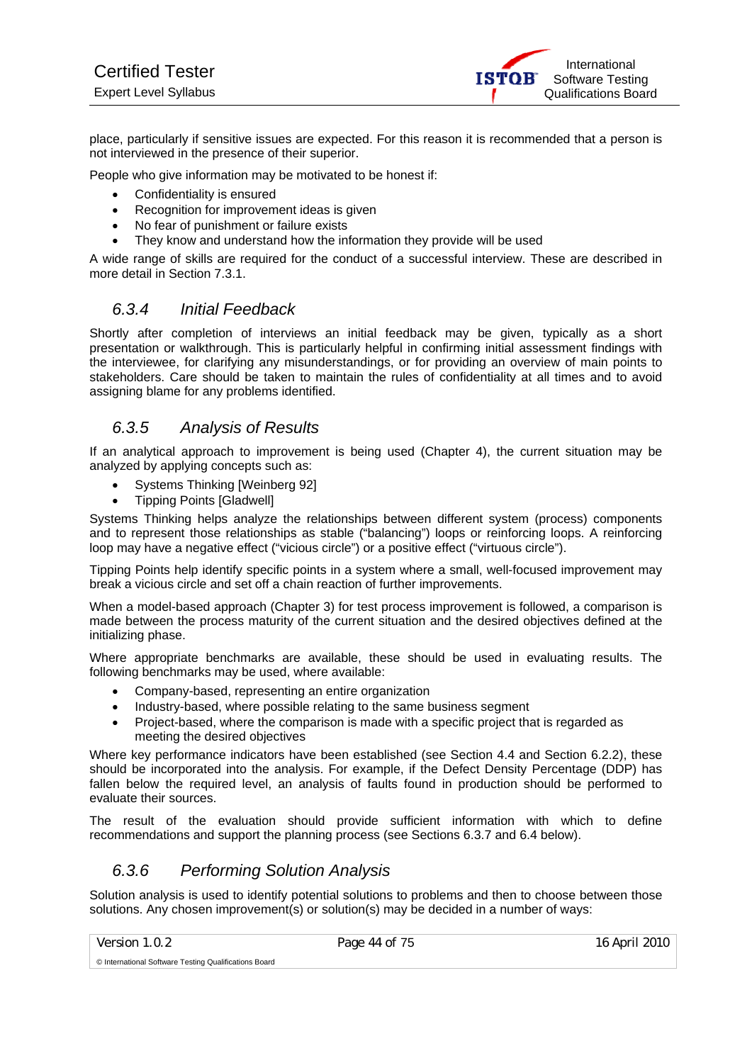place, particularly if sensitive issues are expected. For this reason it is recommended that a person is not interviewed in the presence of their superior.

People who give information may be motivated to be honest if:

- Confidentiality is ensured
- Recognition for improvement ideas is given
- No fear of punishment or failure exists
- They know and understand how the information they provide will be used

A wide range of skills are required for the conduct of a successful interview. These are described in more detail in Section 7.3.1.

### *6.3.4 Initial Feedback*

Shortly after completion of interviews an initial feedback may be given, typically as a short presentation or walkthrough. This is particularly helpful in confirming initial assessment findings with the interviewee, for clarifying any misunderstandings, or for providing an overview of main points to stakeholders. Care should be taken to maintain the rules of confidentiality at all times and to avoid assigning blame for any problems identified.

### *6.3.5 Analysis of Results*

If an analytical approach to improvement is being used (Chapter 4), the current situation may be analyzed by applying concepts such as:

- Systems Thinking [Weinberg 92]
- Tipping Points [Gladwell]

Systems Thinking helps analyze the relationships between different system (process) components and to represent those relationships as stable ("balancing") loops or reinforcing loops. A reinforcing loop may have a negative effect ("vicious circle") or a positive effect ("virtuous circle").

Tipping Points help identify specific points in a system where a small, well-focused improvement may break a vicious circle and set off a chain reaction of further improvements.

When a model-based approach (Chapter 3) for test process improvement is followed, a comparison is made between the process maturity of the current situation and the desired objectives defined at the initializing phase.

Where appropriate benchmarks are available, these should be used in evaluating results. The following benchmarks may be used, where available:

- Company-based, representing an entire organization
- Industry-based, where possible relating to the same business segment
- Project-based, where the comparison is made with a specific project that is regarded as meeting the desired objectives

Where key performance indicators have been established (see Section 4.4 and Section 6.2.2), these should be incorporated into the analysis. For example, if the Defect Density Percentage (DDP) has fallen below the required level, an analysis of faults found in production should be performed to evaluate their sources.

The result of the evaluation should provide sufficient information with which to define recommendations and support the planning process (see Sections 6.3.7 and 6.4 below).

### *6.3.6 Performing Solution Analysis*

Solution analysis is used to identify potential solutions to problems and then to choose between those solutions. Any chosen improvement(s) or solution(s) may be decided in a number of ways: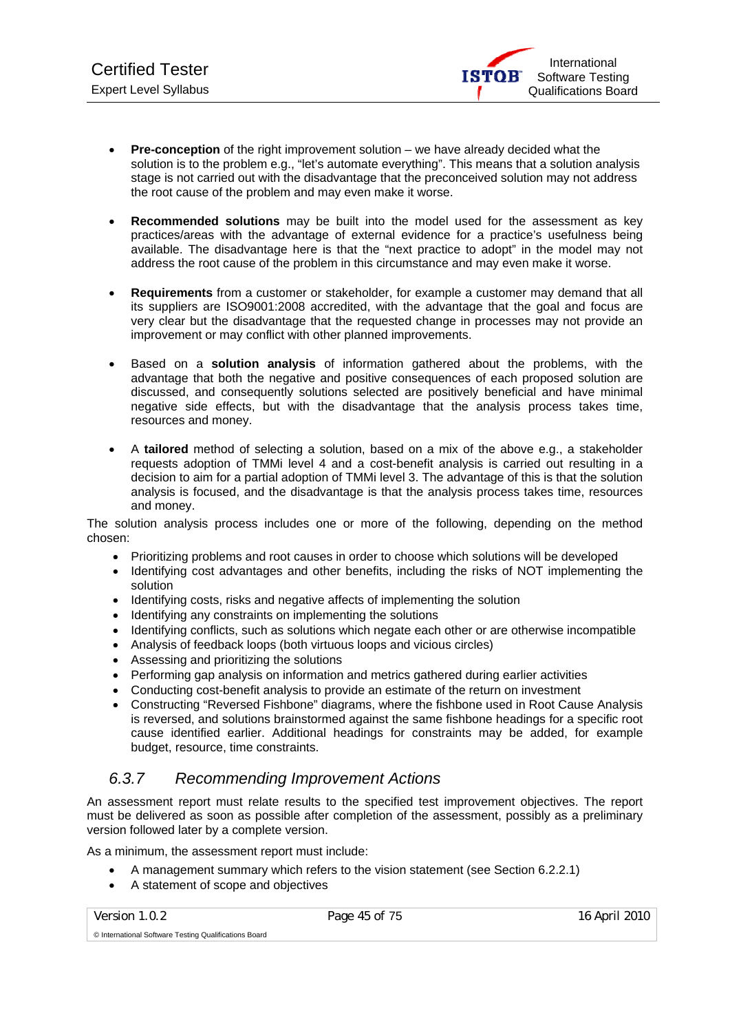- **Pre-conception** of the right improvement solution – we have already decided what the solution is to the problem e.g., "let's automate everything". This means that a solution analysis stage is not carried out with the disadvantage that the preconceived solution may not address the root cause of the problem and may even make it worse.

- **Recommended solutions** may be built into the model used for the assessment as key practices/areas with the advantage of external evidence for a practice's usefulness being available. The disadvantage here is that the "next practice to adopt" in the model may not address the root cause of the problem in this circumstance and may even make it worse.

- **Requirements** from a customer or stakeholder, for example a customer may demand that all its suppliers are ISO9001:2008 accredited, with the advantage that the goal and focus are very clear but the disadvantage that the requested change in processes may not provide an improvement or may conflict with other planned improvements.

- Based on a **solution analysis** of information gathered about the problems, with the advantage that both the negative and positive consequences of each proposed solution are discussed, and consequently solutions selected are positively beneficial and have minimal negative side effects, but with the disadvantage that the analysis process takes time, resources and money.

- A **tailored** method of selecting a solution, based on a mix of the above e.g., a stakeholder requests adoption of TMMi level 4 and a cost-benefit analysis is carried out resulting in a decision to aim for a partial adoption of TMMi level 3. The advantage of this is that the solution analysis is focused, and the disadvantage is that the analysis process takes time, resources and money.

The solution analysis process includes one or more of the following, depending on the method chosen:

- Prioritizing problems and root causes in order to choose which solutions will be developed
- Identifying cost advantages and other benefits, including the risks of NOT implementing the solution
- Identifying costs, risks and negative affects of implementing the solution
- Identifying any constraints on implementing the solutions
- Identifying conflicts, such as solutions which negate each other or are otherwise incompatible
- Analysis of feedback loops (both virtuous loops and vicious circles)
- Assessing and prioritizing the solutions
- Performing gap analysis on information and metrics gathered during earlier activities
- Conducting cost-benefit analysis to provide an estimate of the return on investment
- Constructing "Reversed Fishbone" diagrams, where the fishbone used in Root Cause Analysis is reversed, and solutions brainstormed against the same fishbone headings for a specific root cause identified earlier. Additional headings for constraints may be added, for example budget, resource, time constraints.

### *6.3.7 Recommending Improvement Actions*

An assessment report must relate results to the specified test improvement objectives. The report must be delivered as soon as possible after completion of the assessment, possibly as a preliminary version followed later by a complete version.

As a minimum, the assessment report must include:

- A management summary which refers to the vision statement (see Section 6.2.2.1)
- A statement of scope and objectives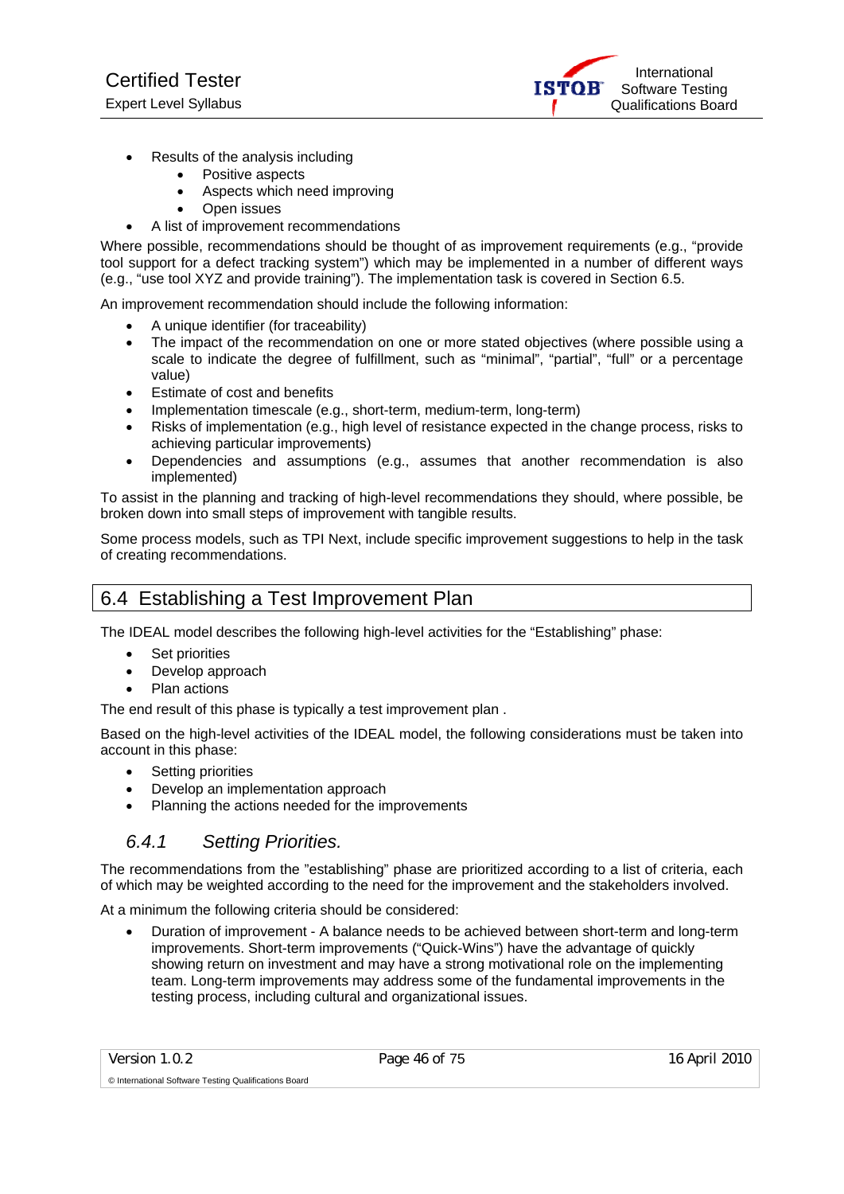- Results of the analysis including
  - Positive aspects
  - Aspects which need improving
  - Open issues
- A list of improvement recommendations

Where possible, recommendations should be thought of as improvement requirements (e.g., "provide tool support for a defect tracking system") which may be implemented in a number of different ways (e.g., "use tool XYZ and provide training"). The implementation task is covered in Section 6.5.

An improvement recommendation should include the following information:

- A unique identifier (for traceability)
- The impact of the recommendation on one or more stated objectives (where possible using a scale to indicate the degree of fulfillment, such as "minimal", "partial", "full" or a percentage value)
- Estimate of cost and benefits
- Implementation timescale (e.g., short-term, medium-term, long-term)
- Risks of implementation (e.g., high level of resistance expected in the change process, risks to achieving particular improvements)
- Dependencies and assumptions (e.g., assumes that another recommendation is also implemented)

To assist in the planning and tracking of high-level recommendations they should, where possible, be broken down into small steps of improvement with tangible results.

Some process models, such as TPI Next, include specific improvement suggestions to help in the task of creating recommendations.

## 6.4 Establishing a Test Improvement Plan

The IDEAL model describes the following high-level activities for the "Establishing" phase:

- Set priorities
- Develop approach
- Plan actions

The end result of this phase is typically a test improvement plan .

Based on the high-level activities of the IDEAL model, the following considerations must be taken into account in this phase:

- Setting priorities
- Develop an implementation approach
- Planning the actions needed for the improvements

### 6.4.1 Setting Priorities.

The recommendations from the "establishing" phase are prioritized according to a list of criteria, each of which may be weighted according to the need for the improvement and the stakeholders involved.

At a minimum the following criteria should be considered:

- Duration of improvement - A balance needs to be achieved between short-term and long-term improvements. Short-term improvements ("Quick-Wins") have the advantage of quickly showing return on investment and may have a strong motivational role on the implementing team. Long-term improvements may address some of the fundamental improvements in the testing process, including cultural and organizational issues.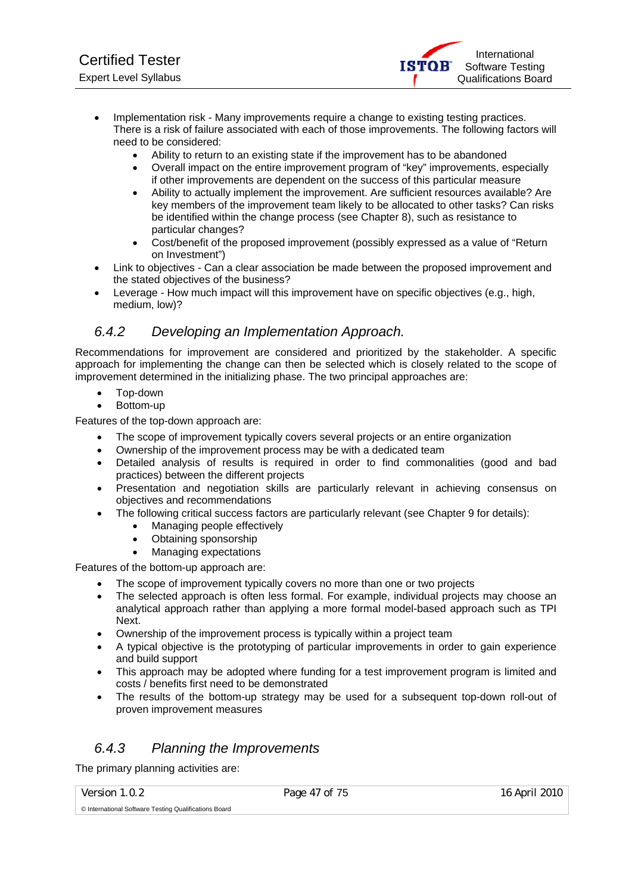- Implementation risk - Many improvements require a change to existing testing practices. There is a risk of failure associated with each of those improvements. The following factors will need to be considered:
  - Ability to return to an existing state if the improvement has to be abandoned
  - Overall impact on the entire improvement program of "key" improvements, especially if other improvements are dependent on the success of this particular measure
  - Ability to actually implement the improvement. Are sufficient resources available? Are key members of the improvement team likely to be allocated to other tasks? Can risks be identified within the change process (see Chapter 8), such as resistance to particular changes?
  - Cost/benefit of the proposed improvement (possibly expressed as a value of "Return on Investment")
- Link to objectives - Can a clear association be made between the proposed improvement and the stated objectives of the business?
- Leverage - How much impact will this improvement have on specific objectives (e.g., high, medium, low)?

### *6.4.2 Developing an Implementation Approach.*

Recommendations for improvement are considered and prioritized by the stakeholder. A specific approach for implementing the change can then be selected which is closely related to the scope of improvement determined in the initializing phase. The two principal approaches are:

- Top-down
- Bottom-up

Features of the top-down approach are:

- The scope of improvement typically covers several projects or an entire organization
- Ownership of the improvement process may be with a dedicated team
- Detailed analysis of results is required in order to find commonalities (good and bad practices) between the different projects
- Presentation and negotiation skills are particularly relevant in achieving consensus on objectives and recommendations
- The following critical success factors are particularly relevant (see Chapter 9 for details):
  - Managing people effectively
  - Obtaining sponsorship
  - Managing expectations

Features of the bottom-up approach are:

- The scope of improvement typically covers no more than one or two projects
- The selected approach is often less formal. For example, individual projects may choose an analytical approach rather than applying a more formal model-based approach such as TPI Next.
- Ownership of the improvement process is typically within a project team
- A typical objective is the prototyping of particular improvements in order to gain experience and build support
- This approach may be adopted where funding for a test improvement program is limited and costs / benefits first need to be demonstrated
- The results of the bottom-up strategy may be used for a subsequent top-down roll-out of proven improvement measures

### *6.4.3 Planning the Improvements*

The primary planning activities are: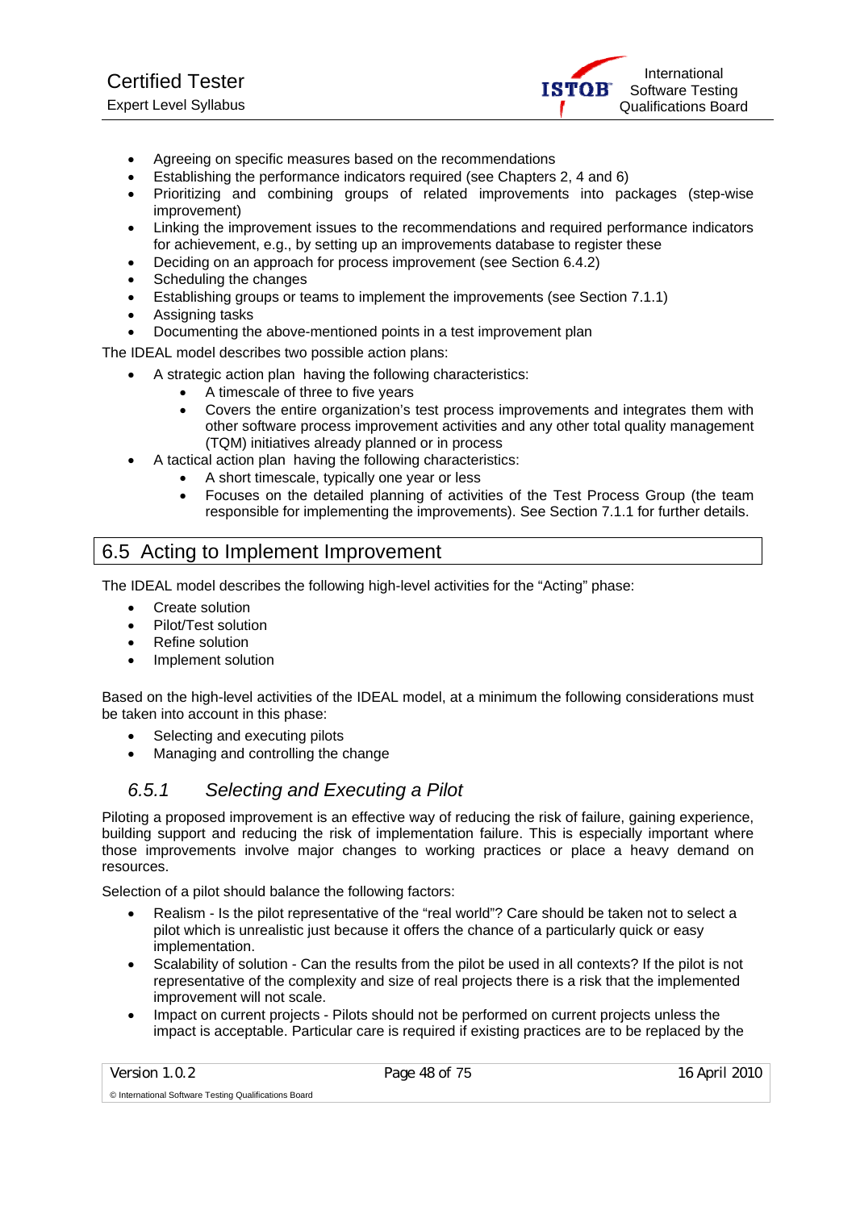- Agreeing on specific measures based on the recommendations
- Establishing the performance indicators required (see Chapters 2, 4 and 6)
- Prioritizing and combining groups of related improvements into packages (step-wise improvement)
- Linking the improvement issues to the recommendations and required performance indicators for achievement, e.g., by setting up an improvements database to register these
- Deciding on an approach for process improvement (see Section 6.4.2)
- Scheduling the changes
- Establishing groups or teams to implement the improvements (see Section 7.1.1)
- Assigning tasks
- Documenting the above-mentioned points in a test improvement plan

The IDEAL model describes two possible action plans:

- A strategic action plan having the following characteristics:
  - A timescale of three to five years
  - Covers the entire organization's test process improvements and integrates them with other software process improvement activities and any other total quality management (TQM) initiatives already planned or in process
- A tactical action plan having the following characteristics:
  - A short timescale, typically one year or less
  - Focuses on the detailed planning of activities of the Test Process Group (the team responsible for implementing the improvements). See Section 7.1.1 for further details.

## 6.5 Acting to Implement Improvement

The IDEAL model describes the following high-level activities for the "Acting" phase:

- Create solution
- Pilot/Test solution
- Refine solution
- Implement solution

Based on the high-level activities of the IDEAL model, at a minimum the following considerations must be taken into account in this phase:

- Selecting and executing pilots
- Managing and controlling the change

### *6.5.1 Selecting and Executing a Pilot*

Piloting a proposed improvement is an effective way of reducing the risk of failure, gaining experience, building support and reducing the risk of implementation failure. This is especially important where those improvements involve major changes to working practices or place a heavy demand on resources.

Selection of a pilot should balance the following factors:

- Realism - Is the pilot representative of the "real world"? Care should be taken not to select a pilot which is unrealistic just because it offers the chance of a particularly quick or easy implementation.
- Scalability of solution - Can the results from the pilot be used in all contexts? If the pilot is not representative of the complexity and size of real projects there is a risk that the implemented improvement will not scale.
- Impact on current projects - Pilots should not be performed on current projects unless the impact is acceptable. Particular care is required if existing practices are to be replaced by the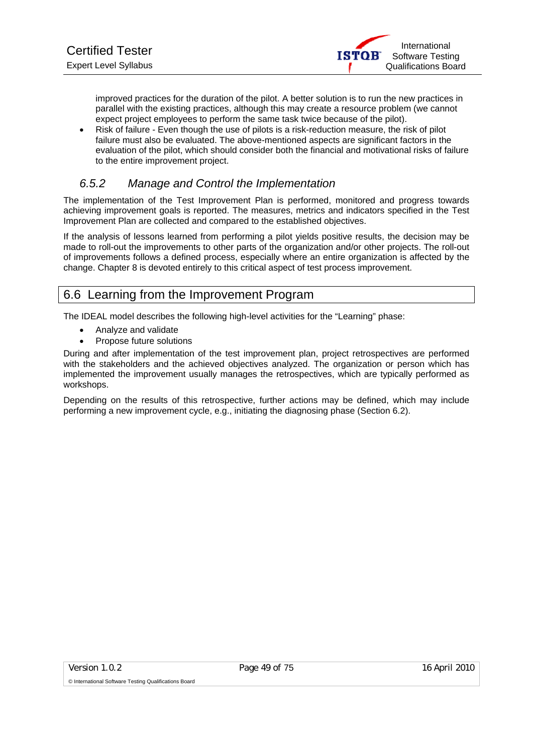improved practices for the duration of the pilot. A better solution is to run the new practices in parallel with the existing practices, although this may create a resource problem (we cannot expect project employees to perform the same task twice because of the pilot).

- Risk of failure - Even though the use of pilots is a risk-reduction measure, the risk of pilot failure must also be evaluated. The above-mentioned aspects are significant factors in the evaluation of the pilot, which should consider both the financial and motivational risks of failure to the entire improvement project.

### *6.5.2 Manage and Control the Implementation*

The implementation of the Test Improvement Plan is performed, monitored and progress towards achieving improvement goals is reported. The measures, metrics and indicators specified in the Test Improvement Plan are collected and compared to the established objectives.

If the analysis of lessons learned from performing a pilot yields positive results, the decision may be made to roll-out the improvements to other parts of the organization and/or other projects. The roll-out of improvements follows a defined process, especially where an entire organization is affected by the change. Chapter 8 is devoted entirely to this critical aspect of test process improvement.

## 6.6 Learning from the Improvement Program

The IDEAL model describes the following high-level activities for the "Learning" phase:

- Analyze and validate
- Propose future solutions

During and after implementation of the test improvement plan, project retrospectives are performed with the stakeholders and the achieved objectives analyzed. The organization or person which has implemented the improvement usually manages the retrospectives, which are typically performed as workshops.

Depending on the results of this retrospective, further actions may be defined, which may include performing a new improvement cycle, e.g., initiating the diagnosing phase (Section 6.2).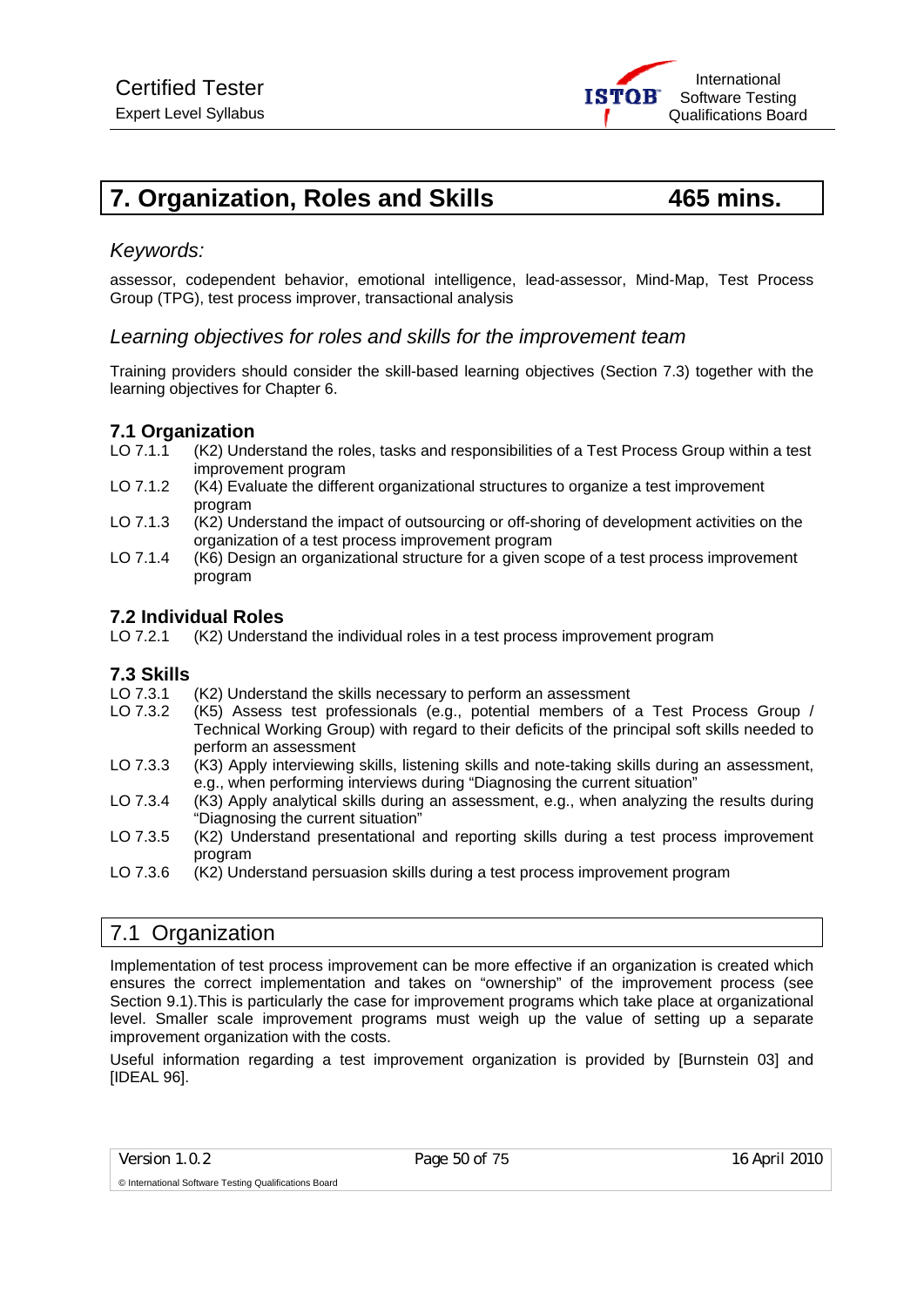# 7. Organization, Roles and Skills 465 mins.

*Keywords:*

assessor, codependent behavior, emotional intelligence, lead-assessor, Mind-Map, Test Process Group (TPG), test process improver, transactional analysis

## *Learning objectives for roles and skills for the improvement team*

Training providers should consider the skill-based learning objectives (Section 7.3) together with the learning objectives for Chapter 6.

### 7.1 Organization

LO 7.1.1 (K2) Understand the roles, tasks and responsibilities of a Test Process Group within a test improvement program

LO 7.1.2 (K4) Evaluate the different organizational structures to organize a test improvement program

LO 7.1.3 (K2) Understand the impact of outsourcing or off-shoring of development activities on the organization of a test process improvement program

LO 7.1.4 (K6) Design an organizational structure for a given scope of a test process improvement program

### 7.2 Individual Roles

LO 7.2.1 (K2) Understand the individual roles in a test process improvement program

### 7.3 Skills

LO 7.3.1 (K2) Understand the skills necessary to perform an assessment

LO 7.3.2 (K5) Assess test professionals (e.g., potential members of a Test Process Group / Technical Working Group) with regard to their deficits of the principal soft skills needed to perform an assessment

LO 7.3.3 (K3) Apply interviewing skills, listening skills and note-taking skills during an assessment, e.g., when performing interviews during "Diagnosing the current situation"

LO 7.3.4 (K3) Apply analytical skills during an assessment, e.g., when analyzing the results during "Diagnosing the current situation"

LO 7.3.5 (K2) Understand presentational and reporting skills during a test process improvement program

LO 7.3.6 (K2) Understand persuasion skills during a test process improvement program

## 7.1 Organization

Implementation of test process improvement can be more effective if an organization is created which ensures the correct implementation and takes on "ownership" of the improvement process (see Section 9.1).This is particularly the case for improvement programs which take place at organizational level. Smaller scale improvement programs must weigh up the value of setting up a separate improvement organization with the costs.

Useful information regarding a test improvement organization is provided by [Burnstein 03] and [IDEAL 96].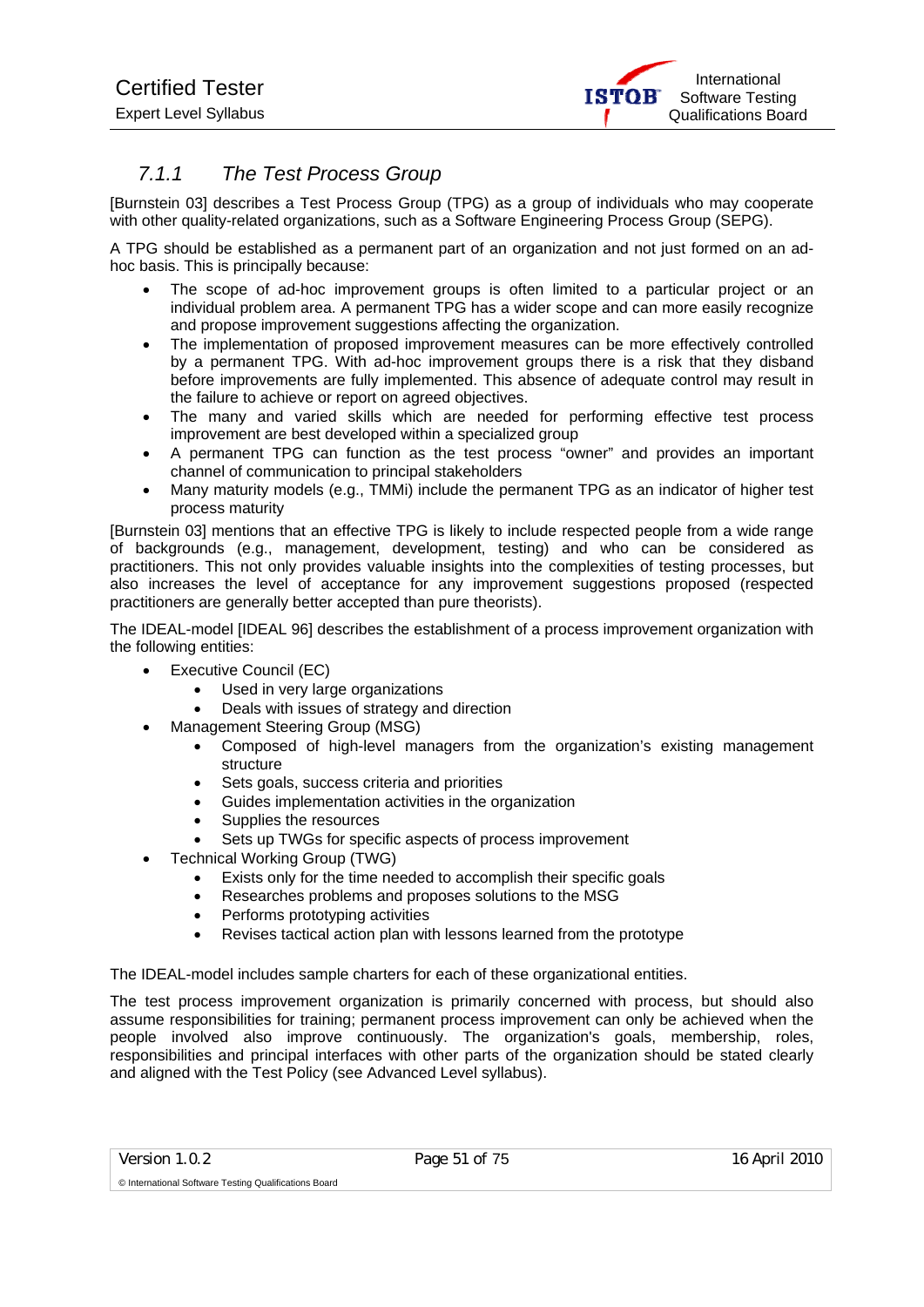### *7.1.1 The Test Process Group*

[Burnstein 03] describes a Test Process Group (TPG) as a group of individuals who may cooperate with other quality-related organizations, such as a Software Engineering Process Group (SEPG).

A TPG should be established as a permanent part of an organization and not just formed on an ad-hoc basis. This is principally because:

- The scope of ad-hoc improvement groups is often limited to a particular project or an individual problem area. A permanent TPG has a wider scope and can more easily recognize and propose improvement suggestions affecting the organization.
- The implementation of proposed improvement measures can be more effectively controlled by a permanent TPG. With ad-hoc improvement groups there is a risk that they disband before improvements are fully implemented. This absence of adequate control may result in the failure to achieve or report on agreed objectives.
- The many and varied skills which are needed for performing effective test process improvement are best developed within a specialized group
- A permanent TPG can function as the test process "owner" and provides an important channel of communication to principal stakeholders
- Many maturity models (e.g., TMMi) include the permanent TPG as an indicator of higher test process maturity

[Burnstein 03] mentions that an effective TPG is likely to include respected people from a wide range of backgrounds (e.g., management, development, testing) and who can be considered as practitioners. This not only provides valuable insights into the complexities of testing processes, but also increases the level of acceptance for any improvement suggestions proposed (respected practitioners are generally better accepted than pure theorists).

The IDEAL-model [IDEAL 96] describes the establishment of a process improvement organization with the following entities:

- Executive Council (EC)
  - Used in very large organizations
  - Deals with issues of strategy and direction
- Management Steering Group (MSG)
  - Composed of high-level managers from the organization's existing management structure
  - Sets goals, success criteria and priorities
  - Guides implementation activities in the organization
  - Supplies the resources
  - Sets up TWGs for specific aspects of process improvement
- Technical Working Group (TWG)
  - Exists only for the time needed to accomplish their specific goals
  - Researches problems and proposes solutions to the MSG
  - Performs prototyping activities
  - Revises tactical action plan with lessons learned from the prototype

The IDEAL-model includes sample charters for each of these organizational entities.

The test process improvement organization is primarily concerned with process, but should also assume responsibilities for training; permanent process improvement can only be achieved when the people involved also improve continuously. The organization's goals, membership, roles, responsibilities and principal interfaces with other parts of the organization should be stated clearly and aligned with the Test Policy (see Advanced Level syllabus).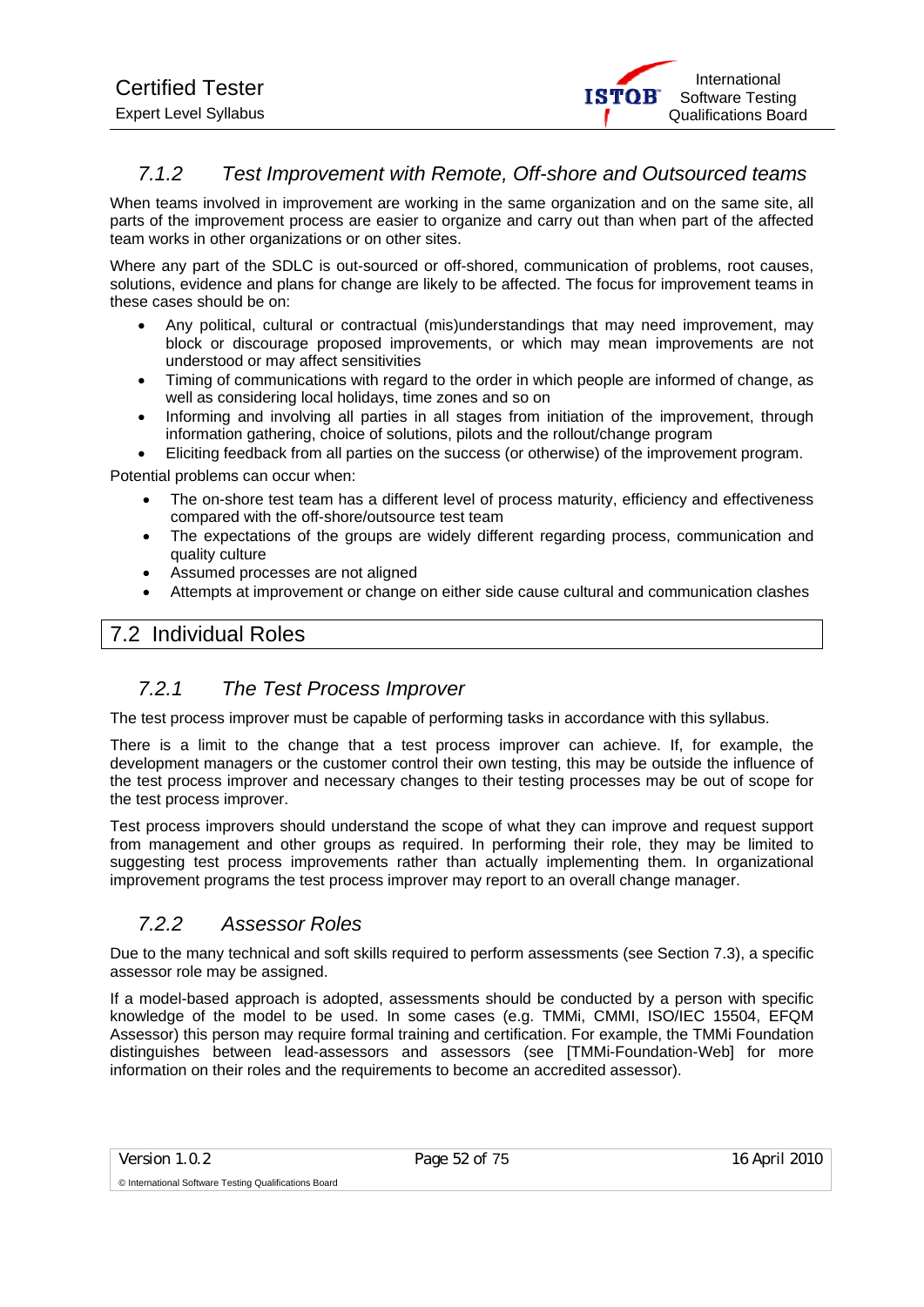### 7.1.2 Test Improvement with Remote, Off-shore and Outsourced teams

When teams involved in improvement are working in the same organization and on the same site, all parts of the improvement process are easier to organize and carry out than when part of the affected team works in other organizations or on other sites.

Where any part of the SDLC is out-sourced or off-shored, communication of problems, root causes, solutions, evidence and plans for change are likely to be affected. The focus for improvement teams in these cases should be on:

- Any political, cultural or contractual (mis)understandings that may need improvement, may block or discourage proposed improvements, or which may mean improvements are not understood or may affect sensitivities
- Timing of communications with regard to the order in which people are informed of change, as well as considering local holidays, time zones and so on
- Informing and involving all parties in all stages from initiation of the improvement, through information gathering, choice of solutions, pilots and the rollout/change program
- Eliciting feedback from all parties on the success (or otherwise) of the improvement program.

Potential problems can occur when:

- The on-shore test team has a different level of process maturity, efficiency and effectiveness compared with the off-shore/outsource test team
- The expectations of the groups are widely different regarding process, communication and quality culture
- Assumed processes are not aligned
- Attempts at improvement or change on either side cause cultural and communication clashes

## 7.2 Individual Roles

### 7.2.1 The Test Process Improver

The test process improver must be capable of performing tasks in accordance with this syllabus.

There is a limit to the change that a test process improver can achieve. If, for example, the development managers or the customer control their own testing, this may be outside the influence of the test process improver and necessary changes to their testing processes may be out of scope for the test process improver.

Test process improvers should understand the scope of what they can improve and request support from management and other groups as required. In performing their role, they may be limited to suggesting test process improvements rather than actually implementing them. In organizational improvement programs the test process improver may report to an overall change manager.

### 7.2.2 Assessor Roles

Due to the many technical and soft skills required to perform assessments (see Section 7.3), a specific assessor role may be assigned.

If a model-based approach is adopted, assessments should be conducted by a person with specific knowledge of the model to be used. In some cases (e.g. TMMi, CMMI, ISO/IEC 15504, EFQM Assessor) this person may require formal training and certification. For example, the TMMi Foundation distinguishes between lead-assessors and assessors (see [TMMi-Foundation-Web] for more information on their roles and the requirements to become an accredited assessor).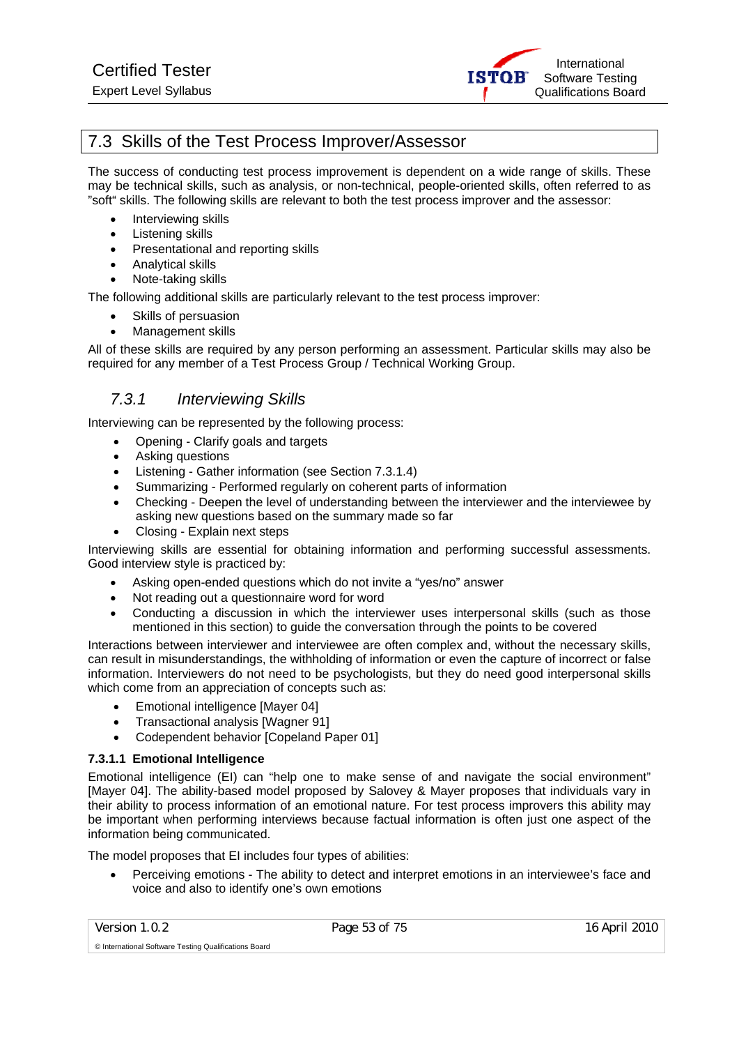## 7.3 Skills of the Test Process Improver/Assessor

The success of conducting test process improvement is dependent on a wide range of skills. These may be technical skills, such as analysis, or non-technical, people-oriented skills, often referred to as "soft" skills. The following skills are relevant to both the test process improver and the assessor:

- Interviewing skills
- Listening skills
- Presentational and reporting skills
- Analytical skills
- Note-taking skills

The following additional skills are particularly relevant to the test process improver:

- Skills of persuasion
- Management skills

All of these skills are required by any person performing an assessment. Particular skills may also be required for any member of a Test Process Group / Technical Working Group.

### 7.3.1 *Interviewing Skills*

Interviewing can be represented by the following process:

- Opening - Clarify goals and targets
- Asking questions
- Listening - Gather information (see Section 7.3.1.4)
- Summarizing - Performed regularly on coherent parts of information
- Checking - Deepen the level of understanding between the interviewer and the interviewee by asking new questions based on the summary made so far
- Closing - Explain next steps

Interviewing skills are essential for obtaining information and performing successful assessments. Good interview style is practiced by:

- Asking open-ended questions which do not invite a "yes/no" answer
- Not reading out a questionnaire word for word
- Conducting a discussion in which the interviewer uses interpersonal skills (such as those mentioned in this section) to guide the conversation through the points to be covered

Interactions between interviewer and interviewee are often complex and, without the necessary skills, can result in misunderstandings, the withholding of information or even the capture of incorrect or false information. Interviewers do not need to be psychologists, but they do need good interpersonal skills which come from an appreciation of concepts such as:

- Emotional intelligence [Mayer 04]
- Transactional analysis [Wagner 91]
- Codependent behavior [Copeland Paper 01]

#### 7.3.1.1 Emotional Intelligence

Emotional intelligence (EI) can "help one to make sense of and navigate the social environment" [Mayer 04]. The ability-based model proposed by Salovey & Mayer proposes that individuals vary in their ability to process information of an emotional nature. For test process improvers this ability may be important when performing interviews because factual information is often just one aspect of the information being communicated.

The model proposes that EI includes four types of abilities:

- Perceiving emotions - The ability to detect and interpret emotions in an interviewee's face and voice and also to identify one's own emotions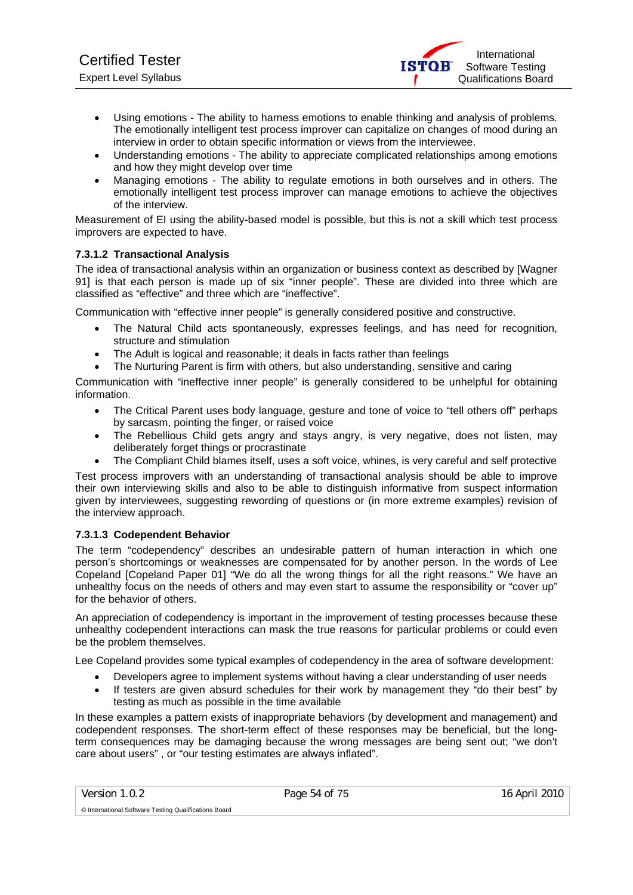- Using emotions - The ability to harness emotions to enable thinking and analysis of problems. The emotionally intelligent test process improver can capitalize on changes of mood during an interview in order to obtain specific information or views from the interviewee.
- Understanding emotions - The ability to appreciate complicated relationships among emotions and how they might develop over time
- Managing emotions - The ability to regulate emotions in both ourselves and in others. The emotionally intelligent test process improver can manage emotions to achieve the objectives of the interview.

Measurement of EI using the ability-based model is possible, but this is not a skill which test process improvers are expected to have.

#### 7.3.1.2 Transactional Analysis

The idea of transactional analysis within an organization or business context as described by [Wagner 91] is that each person is made up of six "inner people". These are divided into three which are classified as "effective" and three which are "ineffective".

Communication with "effective inner people" is generally considered positive and constructive.

- The Natural Child acts spontaneously, expresses feelings, and has need for recognition, structure and stimulation
- The Adult is logical and reasonable; it deals in facts rather than feelings
- The Nurturing Parent is firm with others, but also understanding, sensitive and caring

Communication with "ineffective inner people" is generally considered to be unhelpful for obtaining information.

- The Critical Parent uses body language, gesture and tone of voice to "tell others off" perhaps by sarcasm, pointing the finger, or raised voice
- The Rebellious Child gets angry and stays angry, is very negative, does not listen, may deliberately forget things or procrastinate
- The Compliant Child blames itself, uses a soft voice, whines, is very careful and self protective

Test process improvers with an understanding of transactional analysis should be able to improve their own interviewing skills and also to be able to distinguish informative from suspect information given by interviewees, suggesting rewording of questions or (in more extreme examples) revision of the interview approach.

#### 7.3.1.3 Codependent Behavior

The term "codependency" describes an undesirable pattern of human interaction in which one person's shortcomings or weaknesses are compensated for by another person. In the words of Lee Copeland [Copeland Paper 01] "We do all the wrong things for all the right reasons." We have an unhealthy focus on the needs of others and may even start to assume the responsibility or "cover up" for the behavior of others.

An appreciation of codependency is important in the improvement of testing processes because these unhealthy codependent interactions can mask the true reasons for particular problems or could even be the problem themselves.

Lee Copeland provides some typical examples of codependency in the area of software development:

- Developers agree to implement systems without having a clear understanding of user needs
- If testers are given absurd schedules for their work by management they "do their best" by testing as much as possible in the time available

In these examples a pattern exists of inappropriate behaviors (by development and management) and codependent responses. The short-term effect of these responses may be beneficial, but the long-term consequences may be damaging because the wrong messages are being sent out; "we don't care about users" , or "our testing estimates are always inflated".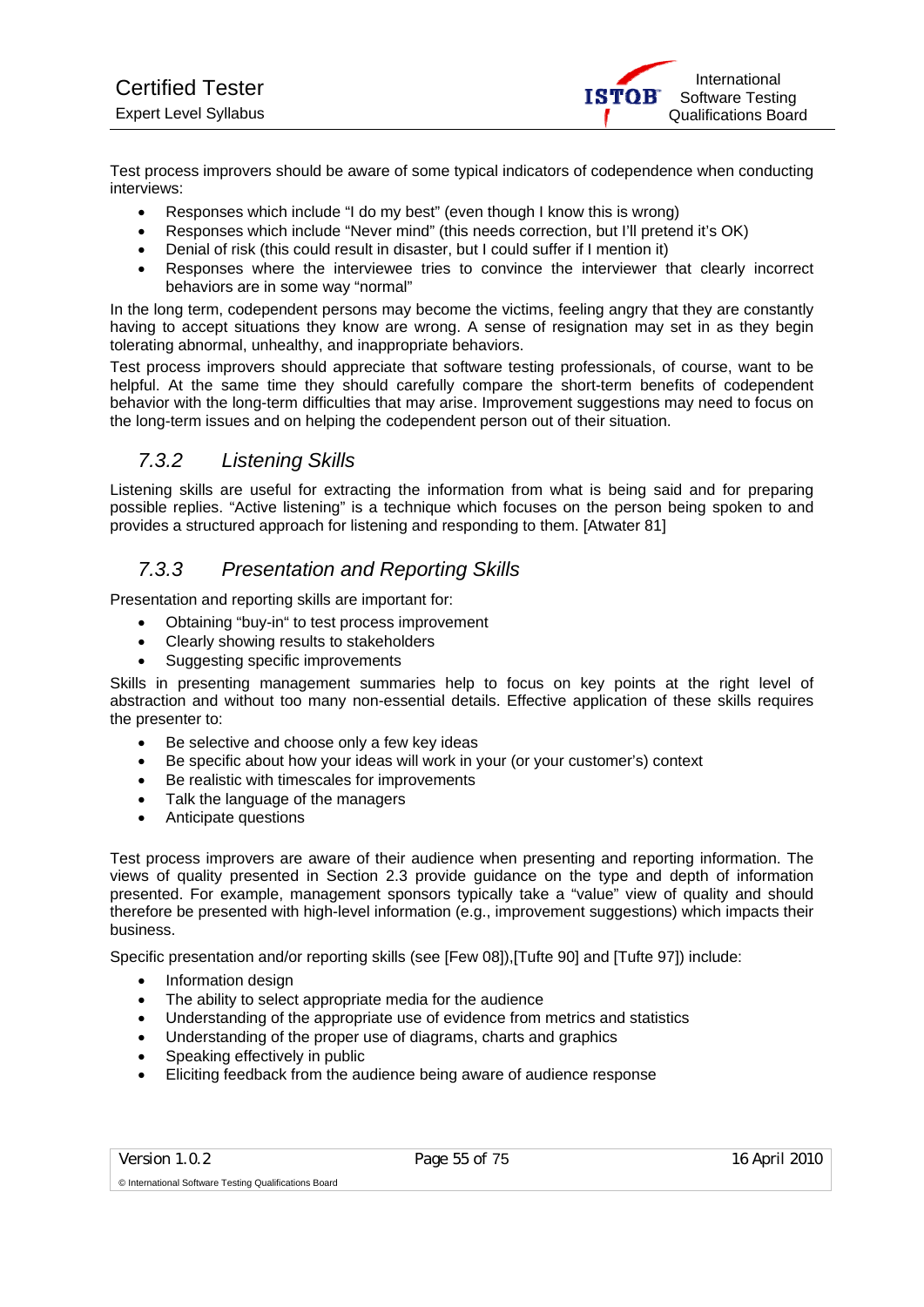Test process improvers should be aware of some typical indicators of codependence when conducting interviews:

- Responses which include “I do my best” (even though I know this is wrong)
- Responses which include “Never mind” (this needs correction, but I’ll pretend it’s OK)
- Denial of risk (this could result in disaster, but I could suffer if I mention it)
- Responses where the interviewee tries to convince the interviewer that clearly incorrect behaviors are in some way “normal”

In the long term, codependent persons may become the victims, feeling angry that they are constantly having to accept situations they know are wrong. A sense of resignation may set in as they begin tolerating abnormal, unhealthy, and inappropriate behaviors.

Test process improvers should appreciate that software testing professionals, of course, want to be helpful. At the same time they should carefully compare the short-term benefits of codependent behavior with the long-term difficulties that may arise. Improvement suggestions may need to focus on the long-term issues and on helping the codependent person out of their situation.

### *7.3.2 Listening Skills*

Listening skills are useful for extracting the information from what is being said and for preparing possible replies. “Active listening” is a technique which focuses on the person being spoken to and provides a structured approach for listening and responding to them. [Atwater 81]

### *7.3.3 Presentation and Reporting Skills*

Presentation and reporting skills are important for:

- Obtaining “buy-in“ to test process improvement
- Clearly showing results to stakeholders
- Suggesting specific improvements

Skills in presenting management summaries help to focus on key points at the right level of abstraction and without too many non-essential details. Effective application of these skills requires the presenter to:

- Be selective and choose only a few key ideas
- Be specific about how your ideas will work in your (or your customer’s) context
- Be realistic with timescales for improvements
- Talk the language of the managers
- Anticipate questions

Test process improvers are aware of their audience when presenting and reporting information. The views of quality presented in Section 2.3 provide guidance on the type and depth of information presented. For example, management sponsors typically take a “value” view of quality and should therefore be presented with high-level information (e.g., improvement suggestions) which impacts their business.

Specific presentation and/or reporting skills (see [Few 08]),[Tufte 90] and [Tufte 97]) include:

- Information design
- The ability to select appropriate media for the audience
- Understanding of the appropriate use of evidence from metrics and statistics
- Understanding of the proper use of diagrams, charts and graphics
- Speaking effectively in public
- Eliciting feedback from the audience being aware of audience response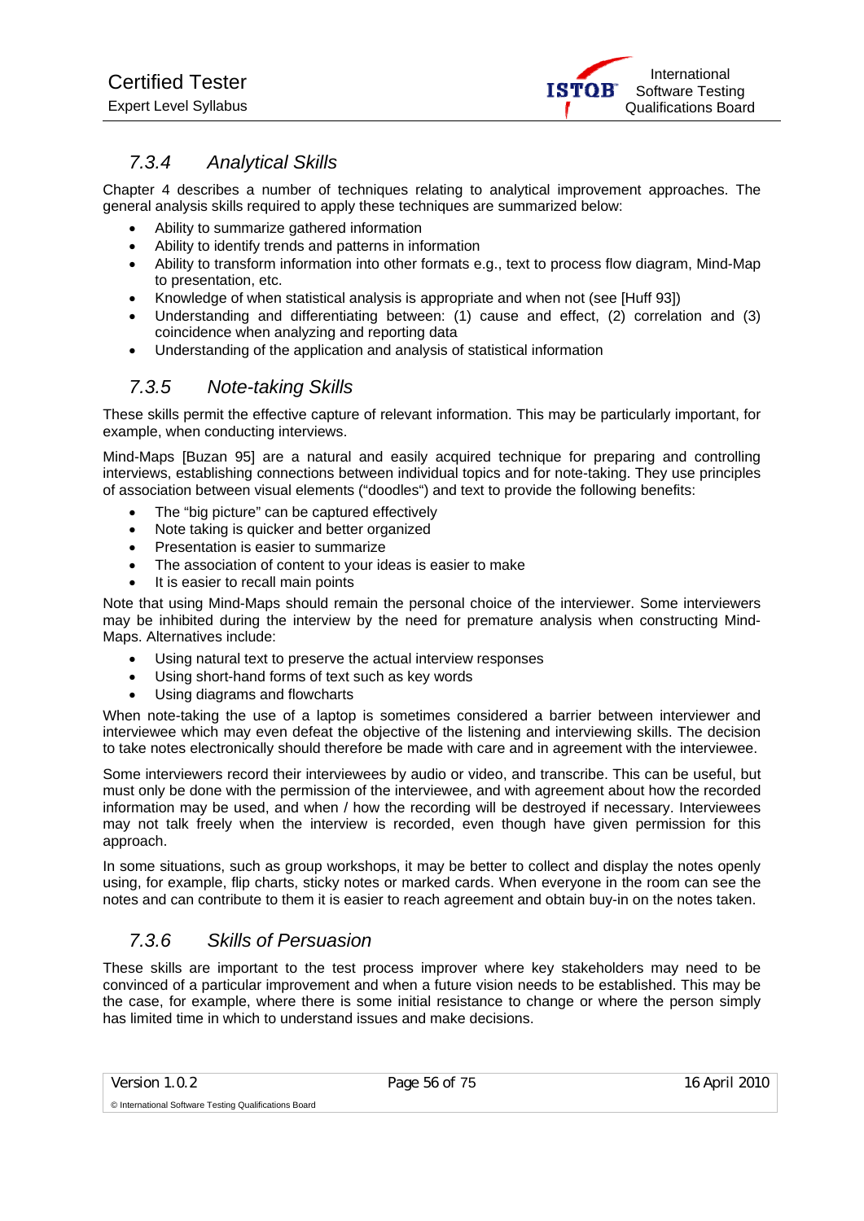### 7.3.4 Analytical Skills

Chapter 4 describes a number of techniques relating to analytical improvement approaches. The general analysis skills required to apply these techniques are summarized below:

- Ability to summarize gathered information
- Ability to identify trends and patterns in information
- Ability to transform information into other formats e.g., text to process flow diagram, Mind-Map to presentation, etc.
- Knowledge of when statistical analysis is appropriate and when not (see [Huff 93])
- Understanding and differentiating between: (1) cause and effect, (2) correlation and (3) coincidence when analyzing and reporting data
- Understanding of the application and analysis of statistical information

### 7.3.5 Note-taking Skills

These skills permit the effective capture of relevant information. This may be particularly important, for example, when conducting interviews.

Mind-Maps [Buzan 95] are a natural and easily acquired technique for preparing and controlling interviews, establishing connections between individual topics and for note-taking. They use principles of association between visual elements ("doodles") and text to provide the following benefits:

- The "big picture" can be captured effectively
- Note taking is quicker and better organized
- Presentation is easier to summarize
- The association of content to your ideas is easier to make
- It is easier to recall main points

Note that using Mind-Maps should remain the personal choice of the interviewer. Some interviewers may be inhibited during the interview by the need for premature analysis when constructing Mind-Maps. Alternatives include:

- Using natural text to preserve the actual interview responses
- Using short-hand forms of text such as key words
- Using diagrams and flowcharts

When note-taking the use of a laptop is sometimes considered a barrier between interviewer and interviewee which may even defeat the objective of the listening and interviewing skills. The decision to take notes electronically should therefore be made with care and in agreement with the interviewee.

Some interviewers record their interviewees by audio or video, and transcribe. This can be useful, but must only be done with the permission of the interviewee, and with agreement about how the recorded information may be used, and when / how the recording will be destroyed if necessary. Interviewees may not talk freely when the interview is recorded, even though have given permission for this approach.

In some situations, such as group workshops, it may be better to collect and display the notes openly using, for example, flip charts, sticky notes or marked cards. When everyone in the room can see the notes and can contribute to them it is easier to reach agreement and obtain buy-in on the notes taken.

### 7.3.6 Skills of Persuasion

These skills are important to the test process improver where key stakeholders may need to be convinced of a particular improvement and when a future vision needs to be established. This may be the case, for example, where there is some initial resistance to change or where the person simply has limited time in which to understand issues and make decisions.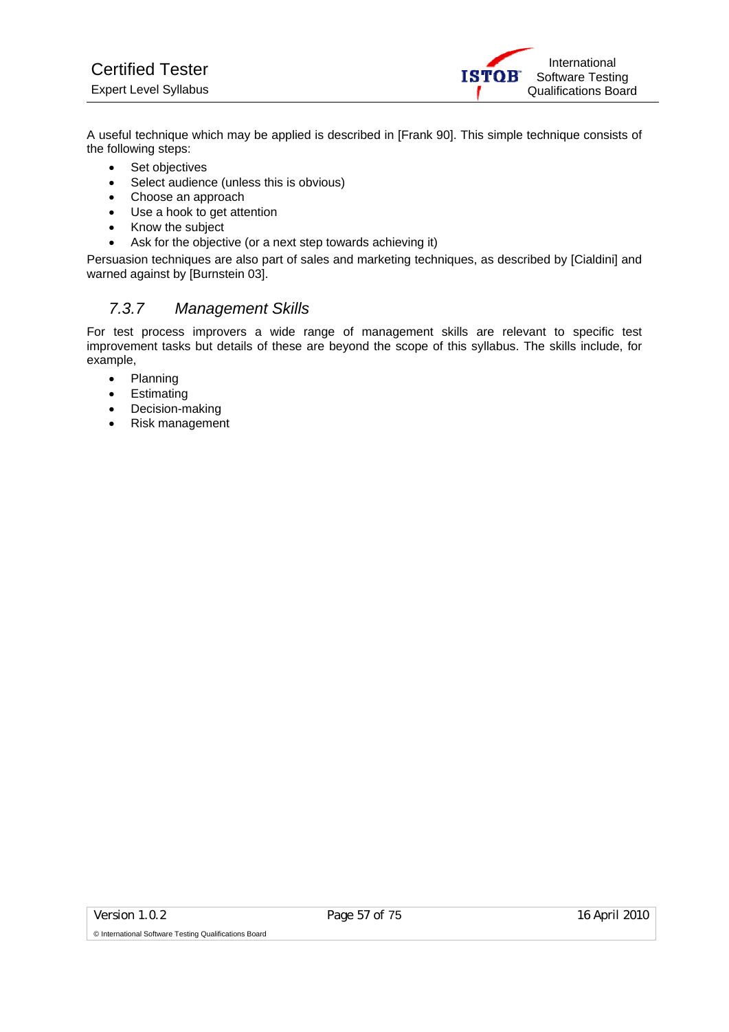A useful technique which may be applied is described in [Frank 90]. This simple technique consists of the following steps:

- Set objectives
- Select audience (unless this is obvious)
- Choose an approach
- Use a hook to get attention
- Know the subject
- Ask for the objective (or a next step towards achieving it)

Persuasion techniques are also part of sales and marketing techniques, as described by [Cialdini] and warned against by [Burnstein 03].

### *7.3.7 Management Skills*

For test process improvers a wide range of management skills are relevant to specific test improvement tasks but details of these are beyond the scope of this syllabus. The skills include, for example,

- Planning
- Estimating
- Decision-making
- Risk management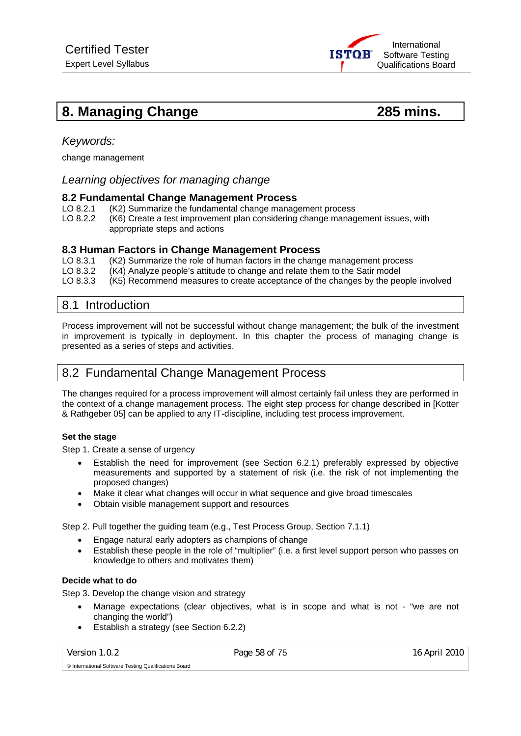# 8. Managing Change 285 mins.

*Keywords:*

change management

*Learning objectives for managing change*

### 8.2 Fundamental Change Management Process

LO 8.2.1 (K2) Summarize the fundamental change management process
LO 8.2.2 (K6) Create a test improvement plan considering change management issues, with appropriate steps and actions

### 8.3 Human Factors in Change Management Process

LO 8.3.1 (K2) Summarize the role of human factors in the change management process
LO 8.3.2 (K4) Analyze people's attitude to change and relate them to the Satir model
LO 8.3.3 (K5) Recommend measures to create acceptance of the changes by the people involved

## 8.1 Introduction

Process improvement will not be successful without change management; the bulk of the investment in improvement is typically in deployment. In this chapter the process of managing change is presented as a series of steps and activities.

## 8.2 Fundamental Change Management Process

The changes required for a process improvement will almost certainly fail unless they are performed in the context of a change management process. The eight step process for change described in [Kotter & Rathgeber 05] can be applied to any IT-discipline, including test process improvement.

**Set the stage**

Step 1. Create a sense of urgency

- Establish the need for improvement (see Section 6.2.1) preferably expressed by objective measurements and supported by a statement of risk (i.e. the risk of not implementing the proposed changes)
- Make it clear what changes will occur in what sequence and give broad timescales
- Obtain visible management support and resources

Step 2. Pull together the guiding team (e.g., Test Process Group, Section 7.1.1)

- Engage natural early adopters as champions of change
- Establish these people in the role of "multiplier" (i.e. a first level support person who passes on knowledge to others and motivates them)

**Decide what to do**

Step 3. Develop the change vision and strategy

- Manage expectations (clear objectives, what is in scope and what is not - "we are not changing the world")
- Establish a strategy (see Section 6.2.2)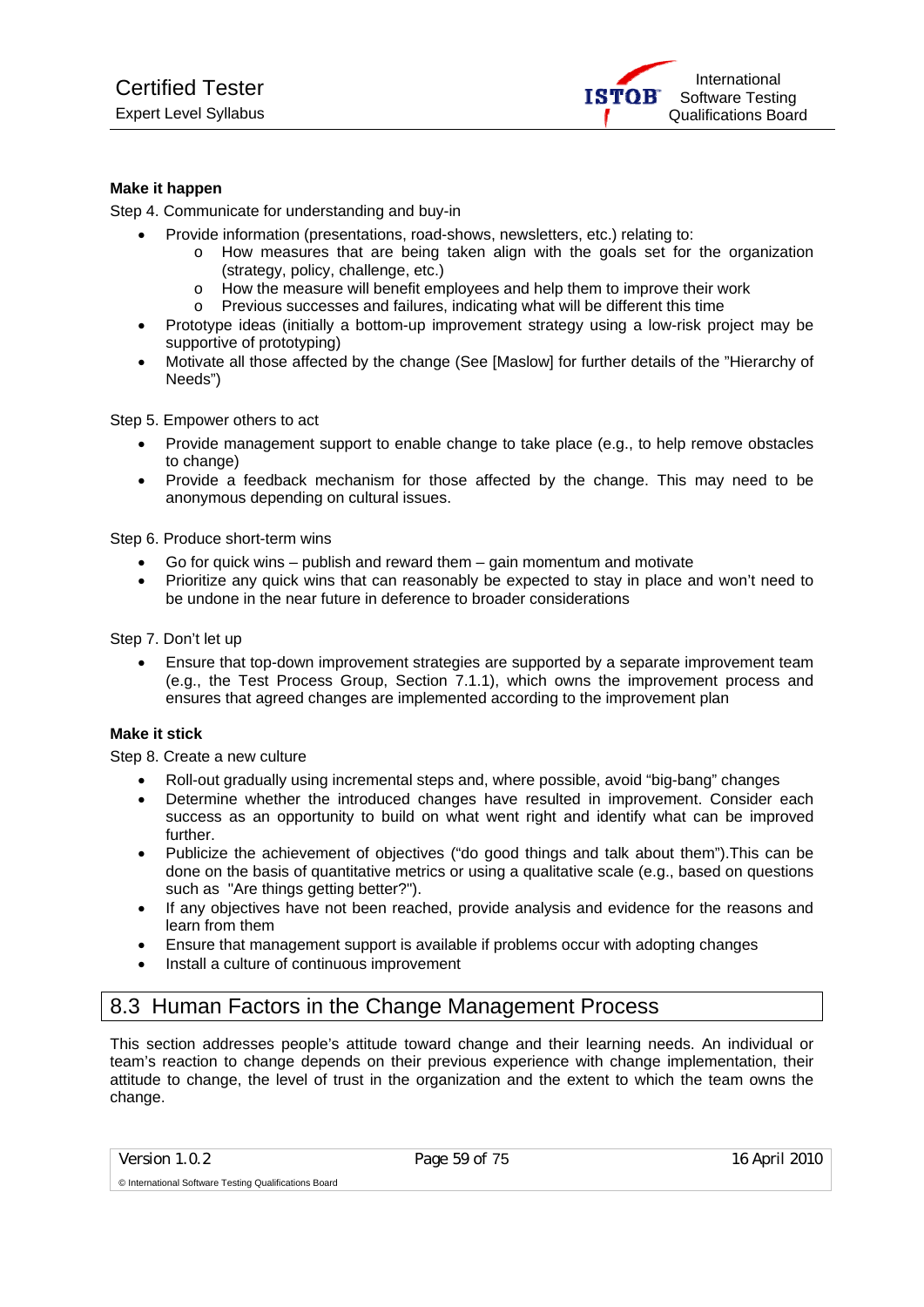**Make it happen**

Step 4. Communicate for understanding and buy-in

- Provide information (presentations, road-shows, newsletters, etc.) relating to:
  - How measures that are being taken align with the goals set for the organization (strategy, policy, challenge, etc.)
  - How the measure will benefit employees and help them to improve their work
  - Previous successes and failures, indicating what will be different this time
- Prototype ideas (initially a bottom-up improvement strategy using a low-risk project may be supportive of prototyping)
- Motivate all those affected by the change (See [Maslow] for further details of the "Hierarchy of Needs")

Step 5. Empower others to act

- Provide management support to enable change to take place (e.g., to help remove obstacles to change)
- Provide a feedback mechanism for those affected by the change. This may need to be anonymous depending on cultural issues.

Step 6. Produce short-term wins

- Go for quick wins – publish and reward them – gain momentum and motivate
- Prioritize any quick wins that can reasonably be expected to stay in place and won't need to be undone in the near future in deference to broader considerations

Step 7. Don't let up

- Ensure that top-down improvement strategies are supported by a separate improvement team (e.g., the Test Process Group, Section 7.1.1), which owns the improvement process and ensures that agreed changes are implemented according to the improvement plan

**Make it stick**

Step 8. Create a new culture

- Roll-out gradually using incremental steps and, where possible, avoid "big-bang" changes
- Determine whether the introduced changes have resulted in improvement. Consider each success as an opportunity to build on what went right and identify what can be improved further.
- Publicize the achievement of objectives ("do good things and talk about them").This can be done on the basis of quantitative metrics or using a qualitative scale (e.g., based on questions such as "Are things getting better?").
- If any objectives have not been reached, provide analysis and evidence for the reasons and learn from them
- Ensure that management support is available if problems occur with adopting changes
- Install a culture of continuous improvement

## 8.3 Human Factors in the Change Management Process

This section addresses people's attitude toward change and their learning needs. An individual or team's reaction to change depends on their previous experience with change implementation, their attitude to change, the level of trust in the organization and the extent to which the team owns the change.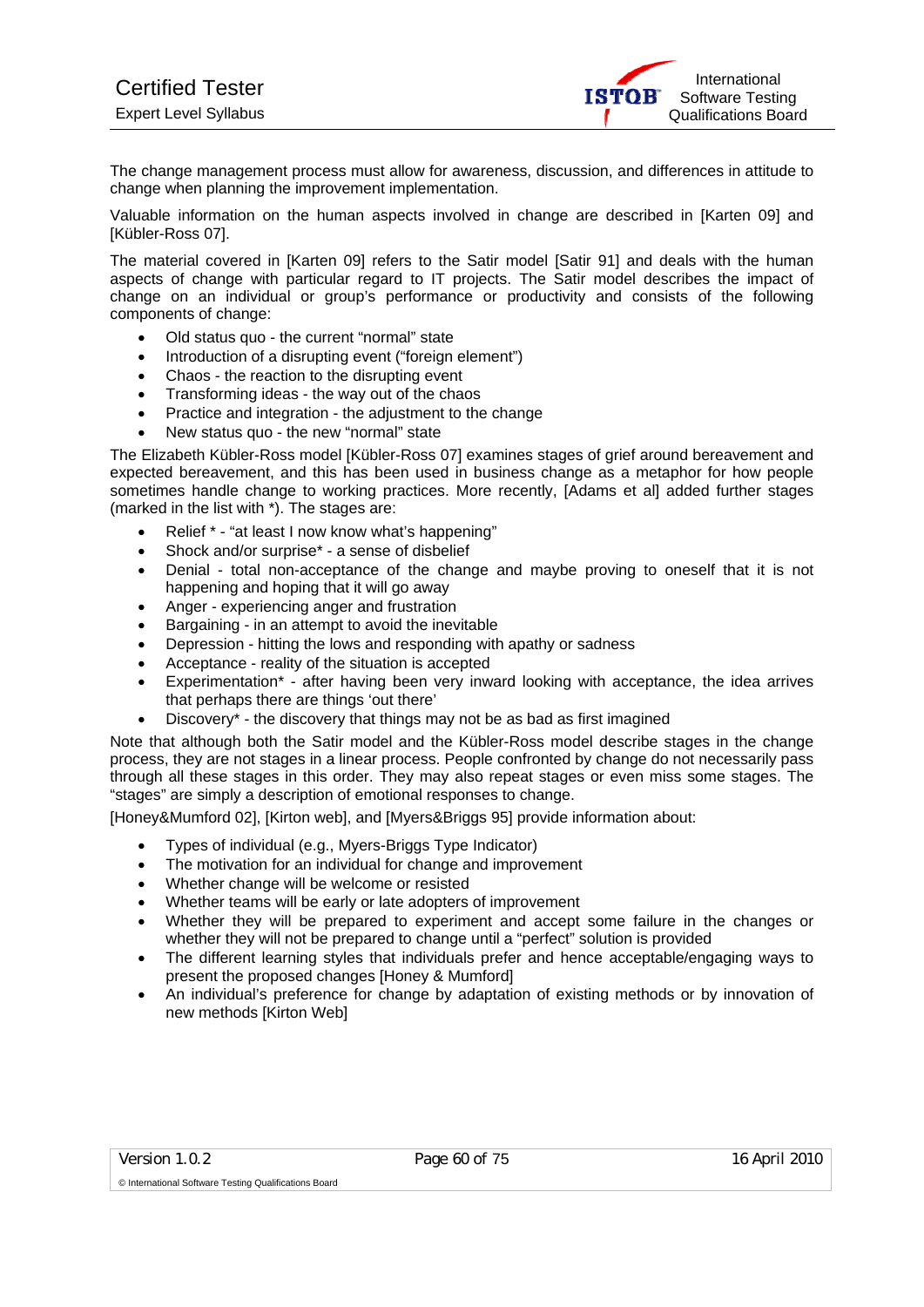The change management process must allow for awareness, discussion, and differences in attitude to change when planning the improvement implementation.

Valuable information on the human aspects involved in change are described in [Karten 09] and [Kübler-Ross 07].

The material covered in [Karten 09] refers to the Satir model [Satir 91] and deals with the human aspects of change with particular regard to IT projects. The Satir model describes the impact of change on an individual or group's performance or productivity and consists of the following components of change:

- Old status quo - the current "normal" state
- Introduction of a disrupting event ("foreign element")
- Chaos - the reaction to the disrupting event
- Transforming ideas - the way out of the chaos
- Practice and integration - the adjustment to the change
- New status quo - the new "normal" state

The Elizabeth Kübler-Ross model [Kübler-Ross 07] examines stages of grief around bereavement and expected bereavement, and this has been used in business change as a metaphor for how people sometimes handle change to working practices. More recently, [Adams et al] added further stages (marked in the list with *). The stages are:

- Relief * - "at least I now know what's happening"
- Shock and/or surprise* - a sense of disbelief
- Denial - total non-acceptance of the change and maybe proving to oneself that it is not happening and hoping that it will go away
- Anger - experiencing anger and frustration
- Bargaining - in an attempt to avoid the inevitable
- Depression - hitting the lows and responding with apathy or sadness
- Acceptance - reality of the situation is accepted
- Experimentation* - after having been very inward looking with acceptance, the idea arrives that perhaps there are things 'out there'
- Discovery* - the discovery that things may not be as bad as first imagined

Note that although both the Satir model and the Kübler-Ross model describe stages in the change process, they are not stages in a linear process. People confronted by change do not necessarily pass through all these stages in this order. They may also repeat stages or even miss some stages. The "stages" are simply a description of emotional responses to change.

[Honey&Mumford 02], [Kirton web], and [Myers&Briggs 95] provide information about:

- Types of individual (e.g., Myers-Briggs Type Indicator)
- The motivation for an individual for change and improvement
- Whether change will be welcome or resisted
- Whether teams will be early or late adopters of improvement
- Whether they will be prepared to experiment and accept some failure in the changes or whether they will not be prepared to change until a "perfect" solution is provided
- The different learning styles that individuals prefer and hence acceptable/engaging ways to present the proposed changes [Honey & Mumford]
- An individual's preference for change by adaptation of existing methods or by innovation of new methods [Kirton Web]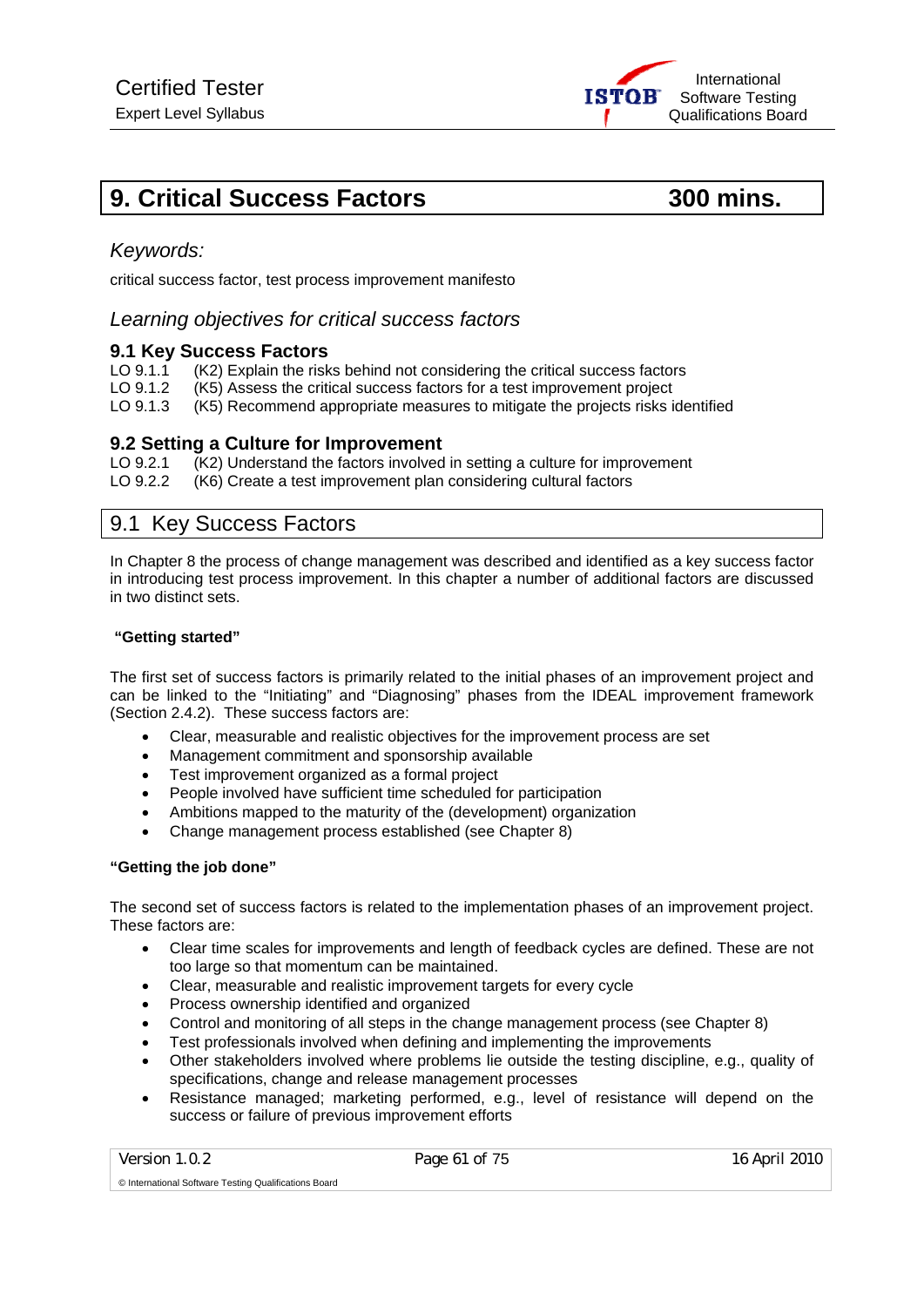# 9. Critical Success Factors 300 mins.

*Keywords:*

critical success factor, test process improvement manifesto

*Learning objectives for critical success factors*

### 9.1 Key Success Factors

LO 9.1.1 (K2) Explain the risks behind not considering the critical success factors
LO 9.1.2 (K5) Assess the critical success factors for a test improvement project
LO 9.1.3 (K5) Recommend appropriate measures to mitigate the projects risks identified

### 9.2 Setting a Culture for Improvement

LO 9.2.1 (K2) Understand the factors involved in setting a culture for improvement
LO 9.2.2 (K6) Create a test improvement plan considering cultural factors

## 9.1 Key Success Factors

In Chapter 8 the process of change management was described and identified as a key success factor in introducing test process improvement. In this chapter a number of additional factors are discussed in two distinct sets.

**"Getting started"**

The first set of success factors is primarily related to the initial phases of an improvement project and can be linked to the "Initiating" and "Diagnosing" phases from the IDEAL improvement framework (Section 2.4.2). These success factors are:

- Clear, measurable and realistic objectives for the improvement process are set
- Management commitment and sponsorship available
- Test improvement organized as a formal project
- People involved have sufficient time scheduled for participation
- Ambitions mapped to the maturity of the (development) organization
- Change management process established (see Chapter 8)

**"Getting the job done"**

The second set of success factors is related to the implementation phases of an improvement project. These factors are:

- Clear time scales for improvements and length of feedback cycles are defined. These are not too large so that momentum can be maintained.
- Clear, measurable and realistic improvement targets for every cycle
- Process ownership identified and organized
- Control and monitoring of all steps in the change management process (see Chapter 8)
- Test professionals involved when defining and implementing the improvements
- Other stakeholders involved where problems lie outside the testing discipline, e.g., quality of specifications, change and release management processes
- Resistance managed; marketing performed, e.g., level of resistance will depend on the success or failure of previous improvement efforts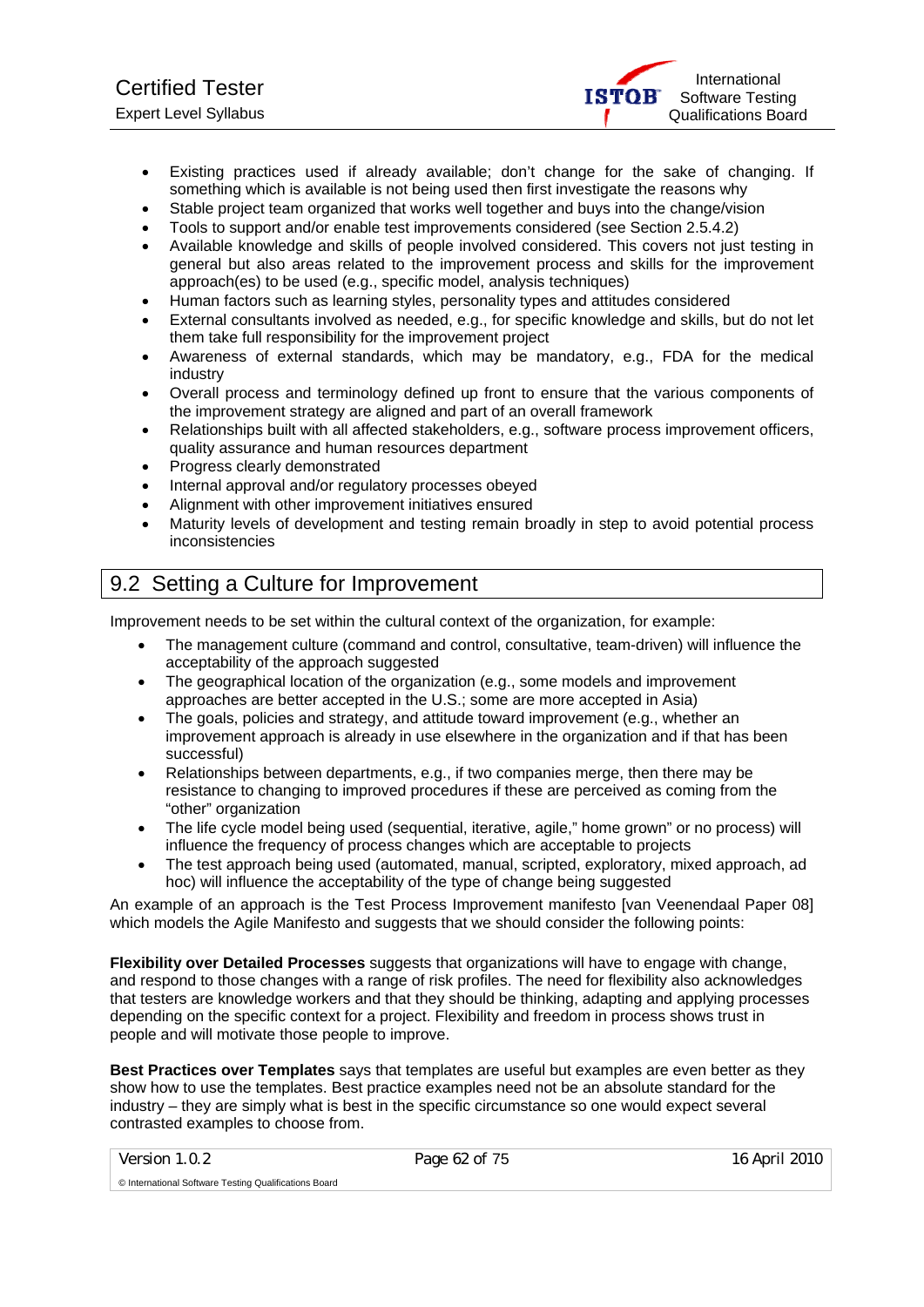- Existing practices used if already available; don't change for the sake of changing. If something which is available is not being used then first investigate the reasons why
- Stable project team organized that works well together and buys into the change/vision
- Tools to support and/or enable test improvements considered (see Section 2.5.4.2)
- Available knowledge and skills of people involved considered. This covers not just testing in general but also areas related to the improvement process and skills for the improvement approach(es) to be used (e.g., specific model, analysis techniques)
- Human factors such as learning styles, personality types and attitudes considered
- External consultants involved as needed, e.g., for specific knowledge and skills, but do not let them take full responsibility for the improvement project
- Awareness of external standards, which may be mandatory, e.g., FDA for the medical industry
- Overall process and terminology defined up front to ensure that the various components of the improvement strategy are aligned and part of an overall framework
- Relationships built with all affected stakeholders, e.g., software process improvement officers, quality assurance and human resources department
- Progress clearly demonstrated
- Internal approval and/or regulatory processes obeyed
- Alignment with other improvement initiatives ensured
- Maturity levels of development and testing remain broadly in step to avoid potential process inconsistencies

## 9.2 Setting a Culture for Improvement

Improvement needs to be set within the cultural context of the organization, for example:

- The management culture (command and control, consultative, team-driven) will influence the acceptability of the approach suggested
- The geographical location of the organization (e.g., some models and improvement approaches are better accepted in the U.S.; some are more accepted in Asia)
- The goals, policies and strategy, and attitude toward improvement (e.g., whether an improvement approach is already in use elsewhere in the organization and if that has been successful)
- Relationships between departments, e.g., if two companies merge, then there may be resistance to changing to improved procedures if these are perceived as coming from the "other" organization
- The life cycle model being used (sequential, iterative, agile," home grown" or no process) will influence the frequency of process changes which are acceptable to projects
- The test approach being used (automated, manual, scripted, exploratory, mixed approach, ad hoc) will influence the acceptability of the type of change being suggested

An example of an approach is the Test Process Improvement manifesto [van Veenendaal Paper 08] which models the Agile Manifesto and suggests that we should consider the following points:

**Flexibility over Detailed Processes** suggests that organizations will have to engage with change, and respond to those changes with a range of risk profiles. The need for flexibility also acknowledges that testers are knowledge workers and that they should be thinking, adapting and applying processes depending on the specific context for a project. Flexibility and freedom in process shows trust in people and will motivate those people to improve.

**Best Practices over Templates** says that templates are useful but examples are even better as they show how to use the templates. Best practice examples need not be an absolute standard for the industry – they are simply what is best in the specific circumstance so one would expect several contrasted examples to choose from.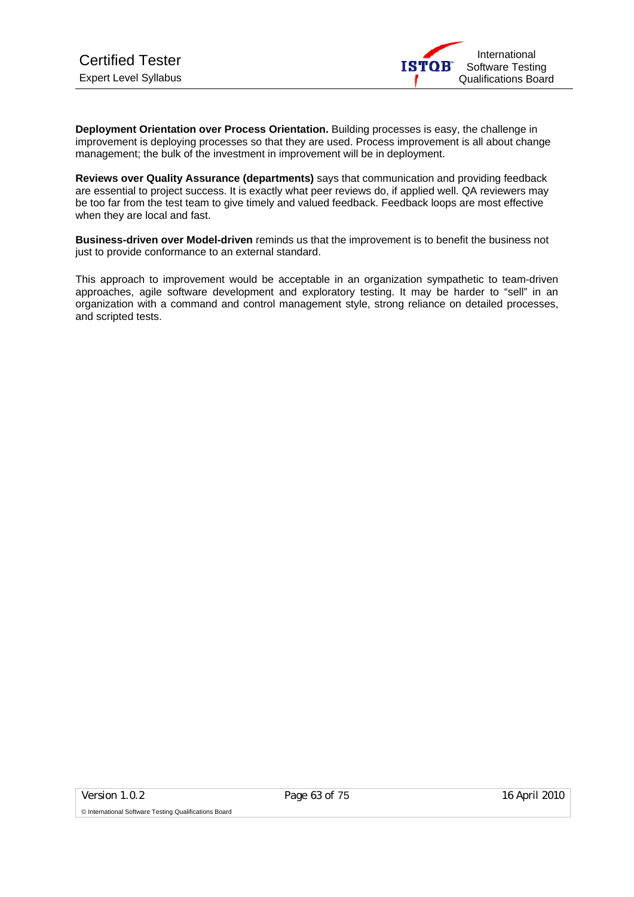**Deployment Orientation over Process Orientation.** Building processes is easy, the challenge in improvement is deploying processes so that they are used. Process improvement is all about change management; the bulk of the investment in improvement will be in deployment.

**Reviews over Quality Assurance (departments)** says that communication and providing feedback are essential to project success. It is exactly what peer reviews do, if applied well. QA reviewers may be too far from the test team to give timely and valued feedback. Feedback loops are most effective when they are local and fast.

**Business-driven over Model-driven** reminds us that the improvement is to benefit the business not just to provide conformance to an external standard.

This approach to improvement would be acceptable in an organization sympathetic to team-driven approaches, agile software development and exploratory testing. It may be harder to "sell" in an organization with a command and control management style, strong reliance on detailed processes, and scripted tests.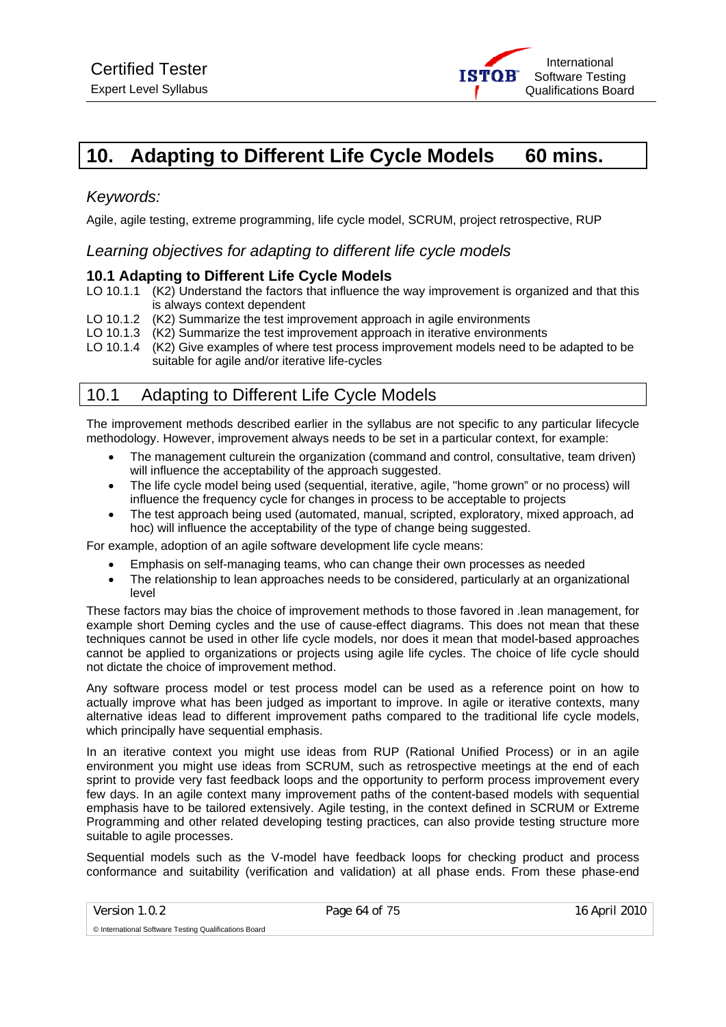# 10. Adapting to Different Life Cycle Models 60 mins.

*Keywords:*

Agile, agile testing, extreme programming, life cycle model, SCRUM, project retrospective, RUP

## *Learning objectives for adapting to different life cycle models*

### 10.1 Adapting to Different Life Cycle Models

LO 10.1.1 (K2) Understand the factors that influence the way improvement is organized and that this is always context dependent

LO 10.1.2 (K2) Summarize the test improvement approach in agile environments

LO 10.1.3 (K2) Summarize the test improvement approach in iterative environments

LO 10.1.4 (K2) Give examples of where test process improvement models need to be adapted to be suitable for agile and/or iterative life-cycles

## 10.1 Adapting to Different Life Cycle Models

The improvement methods described earlier in the syllabus are not specific to any particular lifecycle methodology. However, improvement always needs to be set in a particular context, for example:

- The management culturein the organization (command and control, consultative, team driven) will influence the acceptability of the approach suggested.
- The life cycle model being used (sequential, iterative, agile, "home grown" or no process) will influence the frequency cycle for changes in process to be acceptable to projects
- The test approach being used (automated, manual, scripted, exploratory, mixed approach, ad hoc) will influence the acceptability of the type of change being suggested.

For example, adoption of an agile software development life cycle means:

- Emphasis on self-managing teams, who can change their own processes as needed
- The relationship to lean approaches needs to be considered, particularly at an organizational level

These factors may bias the choice of improvement methods to those favored in .lean management, for example short Deming cycles and the use of cause-effect diagrams. This does not mean that these techniques cannot be used in other life cycle models, nor does it mean that model-based approaches cannot be applied to organizations or projects using agile life cycles. The choice of life cycle should not dictate the choice of improvement method.

Any software process model or test process model can be used as a reference point on how to actually improve what has been judged as important to improve. In agile or iterative contexts, many alternative ideas lead to different improvement paths compared to the traditional life cycle models, which principally have sequential emphasis.

In an iterative context you might use ideas from RUP (Rational Unified Process) or in an agile environment you might use ideas from SCRUM, such as retrospective meetings at the end of each sprint to provide very fast feedback loops and the opportunity to perform process improvement every few days. In an agile context many improvement paths of the content-based models with sequential emphasis have to be tailored extensively. Agile testing, in the context defined in SCRUM or Extreme Programming and other related developing testing practices, can also provide testing structure more suitable to agile processes.

Sequential models such as the V-model have feedback loops for checking product and process conformance and suitability (verification and validation) at all phase ends. From these phase-end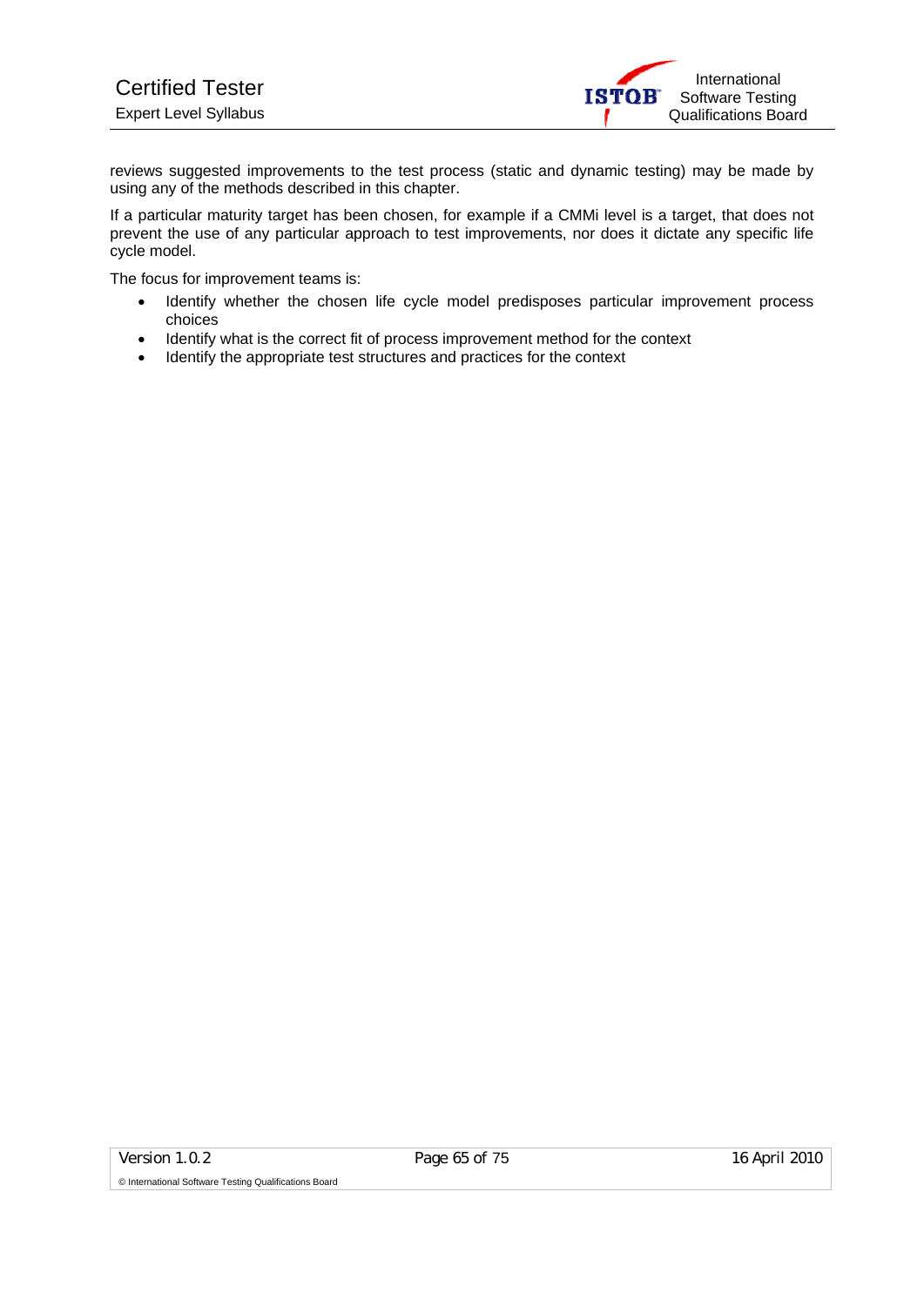reviews suggested improvements to the test process (static and dynamic testing) may be made by using any of the methods described in this chapter.

If a particular maturity target has been chosen, for example if a CMMi level is a target, that does not prevent the use of any particular approach to test improvements, nor does it dictate any specific life cycle model.

The focus for improvement teams is:

- Identify whether the chosen life cycle model predisposes particular improvement process choices
- Identify what is the correct fit of process improvement method for the context
- Identify the appropriate test structures and practices for the context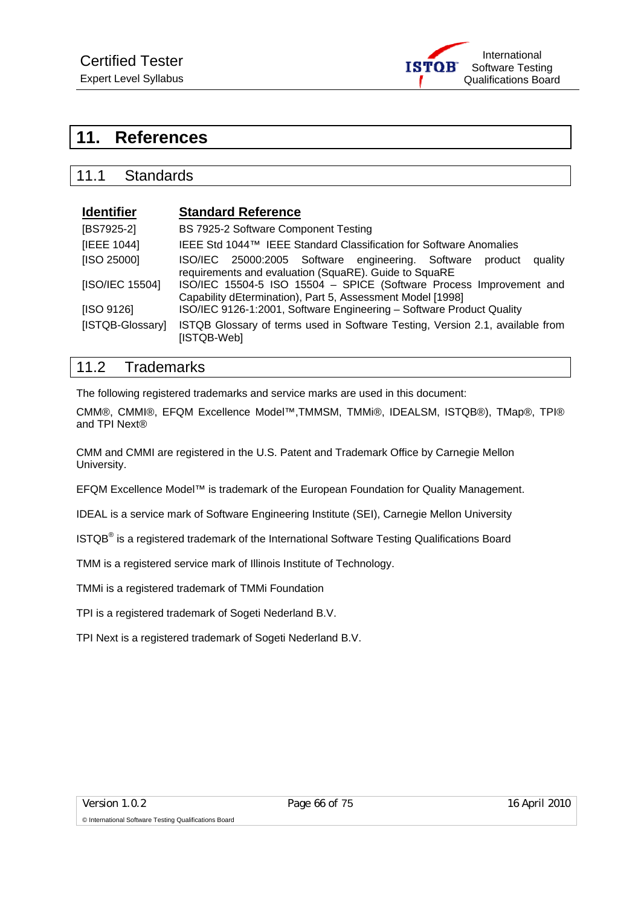# 11. References

## 11.1 Standards

| Identifier | Standard Reference |
|---|---|
| [BS7925-2] | BS 7925-2 Software Component Testing |
| [IEEE 1044] | IEEE Std 1044™ IEEE Standard Classification for Software Anomalies |
| [ISO 25000] | ISO/IEC 25000:2005 Software engineering. Software product quality requirements and evaluation (SquaRE). Guide to SquaRE |
| [ISO/IEC 15504] | ISO/IEC 15504-5 ISO 15504 – SPICE (Software Process Improvement and Capability dEtermination), Part 5, Assessment Model [1998] |
| [ISO 9126] | ISO/IEC 9126-1:2001, Software Engineering – Software Product Quality |
| [ISTQB-Glossary] | ISTQB Glossary of terms used in Software Testing, Version 2.1, available from [ISTQB-Web] |

## 11.2 Trademarks

The following registered trademarks and service marks are used in this document:

CMM®, CMMI®, EFQM Excellence Model™,TMMSM, TMMi®, IDEALSM, ISTQB®), TMap®, TPI® and TPI Next®

CMM and CMMI are registered in the U.S. Patent and Trademark Office by Carnegie Mellon University.

EFQM Excellence Model™ is trademark of the European Foundation for Quality Management.

IDEAL is a service mark of Software Engineering Institute (SEI), Carnegie Mellon University

ISTQB® is a registered trademark of the International Software Testing Qualifications Board

TMM is a registered service mark of Illinois Institute of Technology.

TMMi is a registered trademark of TMMi Foundation

TPI is a registered trademark of Sogeti Nederland B.V.

TPI Next is a registered trademark of Sogeti Nederland B.V.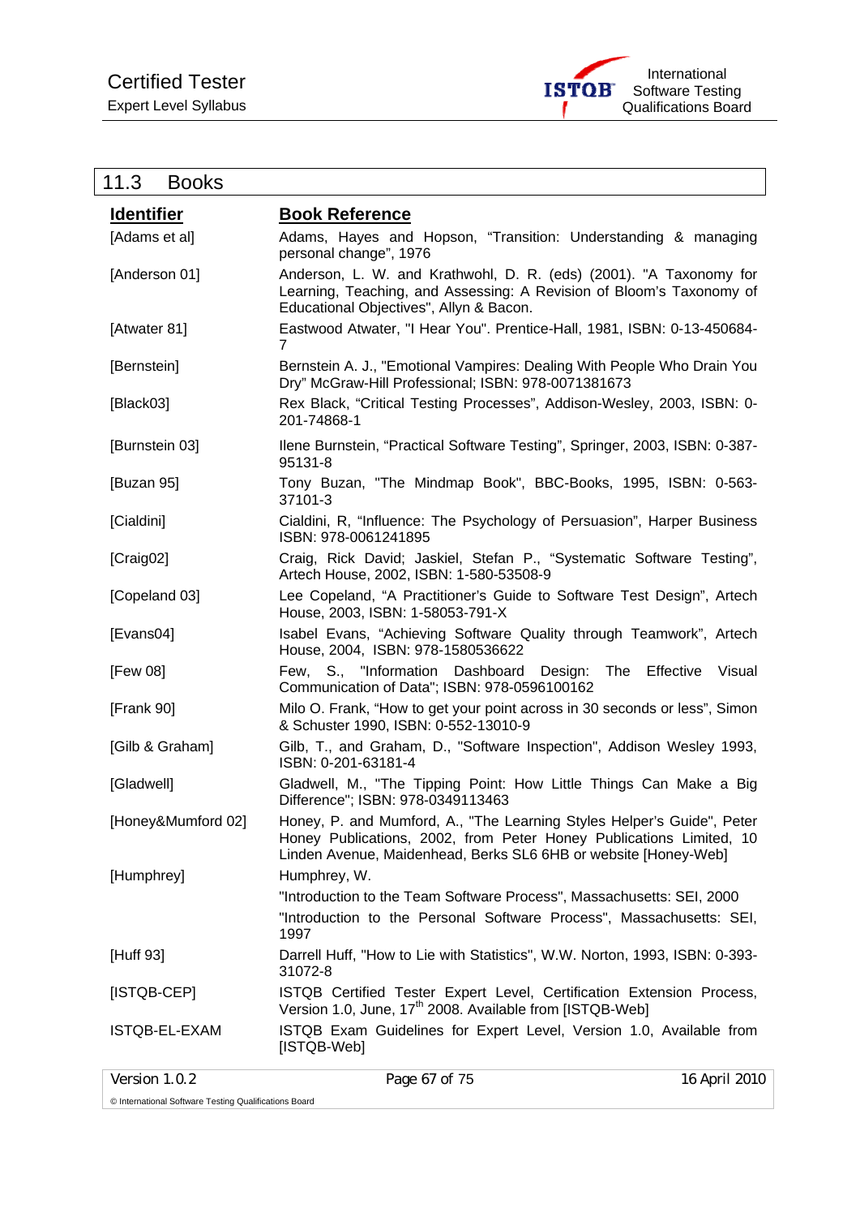## 11.3 Books

| Identifier | Book Reference |
|---|---|
| [Adams et al] | Adams, Hayes and Hopson, "Transition: Understanding & managing personal change", 1976 |
| [Anderson 01] | Anderson, L. W. and Krathwohl, D. R. (eds) (2001). "A Taxonomy for Learning, Teaching, and Assessing: A Revision of Bloom's Taxonomy of Educational Objectives", Allyn & Bacon. |
| [Atwater 81] | Eastwood Atwater, "I Hear You". Prentice-Hall, 1981, ISBN: 0-13-450684-7 |
| [Bernstein] | Bernstein A. J., "Emotional Vampires: Dealing With People Who Drain You Dry" McGraw-Hill Professional; ISBN: 978-0071381673 |
| [Black03] | Rex Black, "Critical Testing Processes", Addison-Wesley, 2003, ISBN: 0-201-74868-1 |
| [Burnstein 03] | Ilene Burnstein, "Practical Software Testing", Springer, 2003, ISBN: 0-387-95131-8 |
| [Buzan 95] | Tony Buzan, "The Mindmap Book", BBC-Books, 1995, ISBN: 0-563-37101-3 |
| [Cialdini] | Cialdini, R, "Influence: The Psychology of Persuasion", Harper Business ISBN: 978-0061241895 |
| [Craig02] | Craig, Rick David; Jaskiel, Stefan P., "Systematic Software Testing", Artech House, 2002, ISBN: 1-580-53508-9 |
| [Copeland 03] | Lee Copeland, "A Practitioner's Guide to Software Test Design", Artech House, 2003, ISBN: 1-58053-791-X |
| [Evans04] | Isabel Evans, "Achieving Software Quality through Teamwork", Artech House, 2004, ISBN: 978-1580536622 |
| [Few 08] | Few, S., "Information Dashboard Design: The Effective Visual Communication of Data"; ISBN: 978-0596100162 |
| [Frank 90] | Milo O. Frank, "How to get your point across in 30 seconds or less", Simon & Schuster 1990, ISBN: 0-552-13010-9 |
| [Gilb & Graham] | Gilb, T., and Graham, D., "Software Inspection", Addison Wesley 1993, ISBN: 0-201-63181-4 |
| [Gladwell] | Gladwell, M., "The Tipping Point: How Little Things Can Make a Big Difference"; ISBN: 978-0349113463 |
| [Honey&Mumford 02] | Honey, P. and Mumford, A., "The Learning Styles Helper's Guide", Peter Honey Publications, 2002, from Peter Honey Publications Limited, 10 Linden Avenue, Maidenhead, Berks SL6 6HB or website [Honey-Web] |
| [Humphrey] | Humphrey, W.<br>"Introduction to the Team Software Process", Massachusetts: SEI, 2000<br>"Introduction to the Personal Software Process", Massachusetts: SEI, 1997 |
| [Huff 93] | Darrell Huff, "How to Lie with Statistics", W.W. Norton, 1993, ISBN: 0-393-31072-8 |
| [ISTQB-CEP] | ISTQB Certified Tester Expert Level, Certification Extension Process, Version 1.0, June, 17th 2008. Available from [ISTQB-Web] |
| ISTQB-EL-EXAM | ISTQB Exam Guidelines for Expert Level, Version 1.0, Available from [ISTQB-Web] |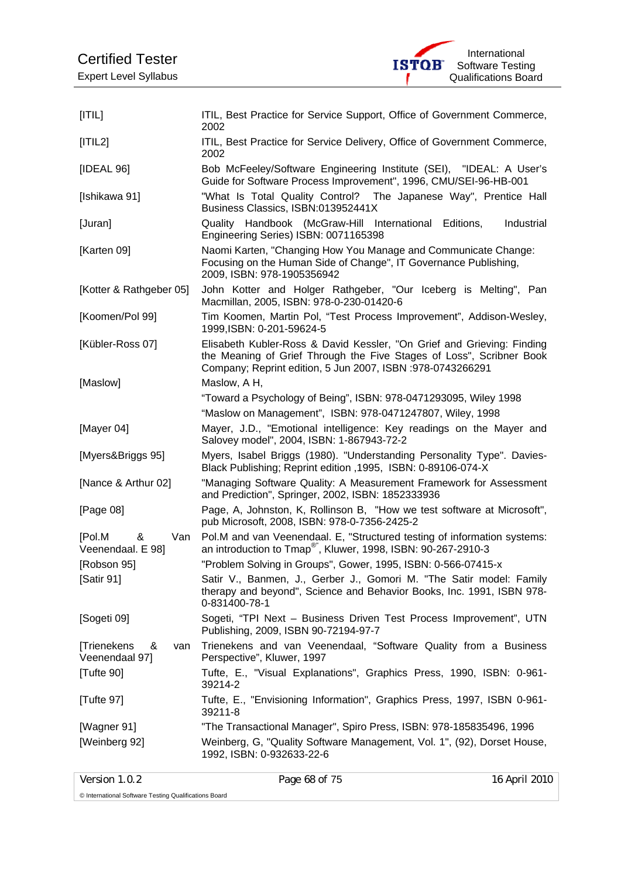| | |
|---|---|
| [ITIL] | ITIL, Best Practice for Service Support, Office of Government Commerce, 2002 |
| [ITIL2] | ITIL, Best Practice for Service Delivery, Office of Government Commerce, 2002 |
| [IDEAL 96] | Bob McFeeley/Software Engineering Institute (SEI), "IDEAL: A User's Guide for Software Process Improvement", 1996, CMU/SEI-96-HB-001 |
| [Ishikawa 91] | "What Is Total Quality Control? The Japanese Way", Prentice Hall Business Classics, ISBN:013952441X |
| [Juran] | Quality Handbook (McGraw-Hill International Editions, Industrial Engineering Series) ISBN: 0071165398 |
| [Karten 09] | Naomi Karten, "Changing How You Manage and Communicate Change: Focusing on the Human Side of Change", IT Governance Publishing, 2009, ISBN: 978-1905356942 |
| [Kotter & Rathgeber 05] | John Kotter and Holger Rathgeber, "Our Iceberg is Melting", Pan Macmillan, 2005, ISBN: 978-0-230-01420-6 |
| [Koomen/Pol 99] | Tim Koomen, Martin Pol, "Test Process Improvement", Addison-Wesley, 1999,ISBN: 0-201-59624-5 |
| [Kübler-Ross 07] | Elisabeth Kubler-Ross & David Kessler, "On Grief and Grieving: Finding the Meaning of Grief Through the Five Stages of Loss", Scribner Book Company; Reprint edition, 5 Jun 2007, ISBN :978-0743266291 |
| [Maslow] | Maslow, A H,<br>"Toward a Psychology of Being", ISBN: 978-0471293095, Wiley 1998<br>"Maslow on Management", ISBN: 978-0471247807, Wiley, 1998 |
| [Mayer 04] | Mayer, J.D., "Emotional intelligence: Key readings on the Mayer and Salovey model", 2004, ISBN: 1-867943-72-2 |
| [Myers&Briggs 95] | Myers, Isabel Briggs (1980). "Understanding Personality Type". Davies-Black Publishing; Reprint edition ,1995, ISBN: 0-89106-074-X |
| [Nance & Arthur 02] | "Managing Software Quality: A Measurement Framework for Assessment and Prediction", Springer, 2002, ISBN: 1852333936 |
| [Page 08] | Page, A, Johnston, K, Rollinson B, "How we test software at Microsoft", pub Microsoft, 2008, ISBN: 978-0-7356-2425-2 |
| [Pol.M & Van Veenendaal. E 98] | Pol.M and van Veenendaal. E, "Structured testing of information systems: an introduction to Tmap®", Kluwer, 1998, ISBN: 90-267-2910-3 |
| [Robson 95] | "Problem Solving in Groups", Gower, 1995, ISBN: 0-566-07415-x |
| [Satir 91] | Satir V., Banmen, J., Gerber J., Gomori M. "The Satir model: Family therapy and beyond", Science and Behavior Books, Inc. 1991, ISBN 978-0-831400-78-1 |
| [Sogeti 09] | Sogeti, "TPI Next – Business Driven Test Process Improvement", UTN Publishing, 2009, ISBN 90-72194-97-7 |
| [Trienekens & van Veenendaal 97] | Trienekens and van Veenendaal, "Software Quality from a Business Perspective", Kluwer, 1997 |
| [Tufte 90] | Tufte, E., "Visual Explanations", Graphics Press, 1990, ISBN: 0-961-39214-2 |
| [Tufte 97] | Tufte, E., "Envisioning Information", Graphics Press, 1997, ISBN 0-961-39211-8 |
| [Wagner 91] | "The Transactional Manager", Spiro Press, ISBN: 978-185835496, 1996 |
| [Weinberg 92] | Weinberg, G, "Quality Software Management, Vol. 1", (92), Dorset House, 1992, ISBN: 0-932633-22-6 |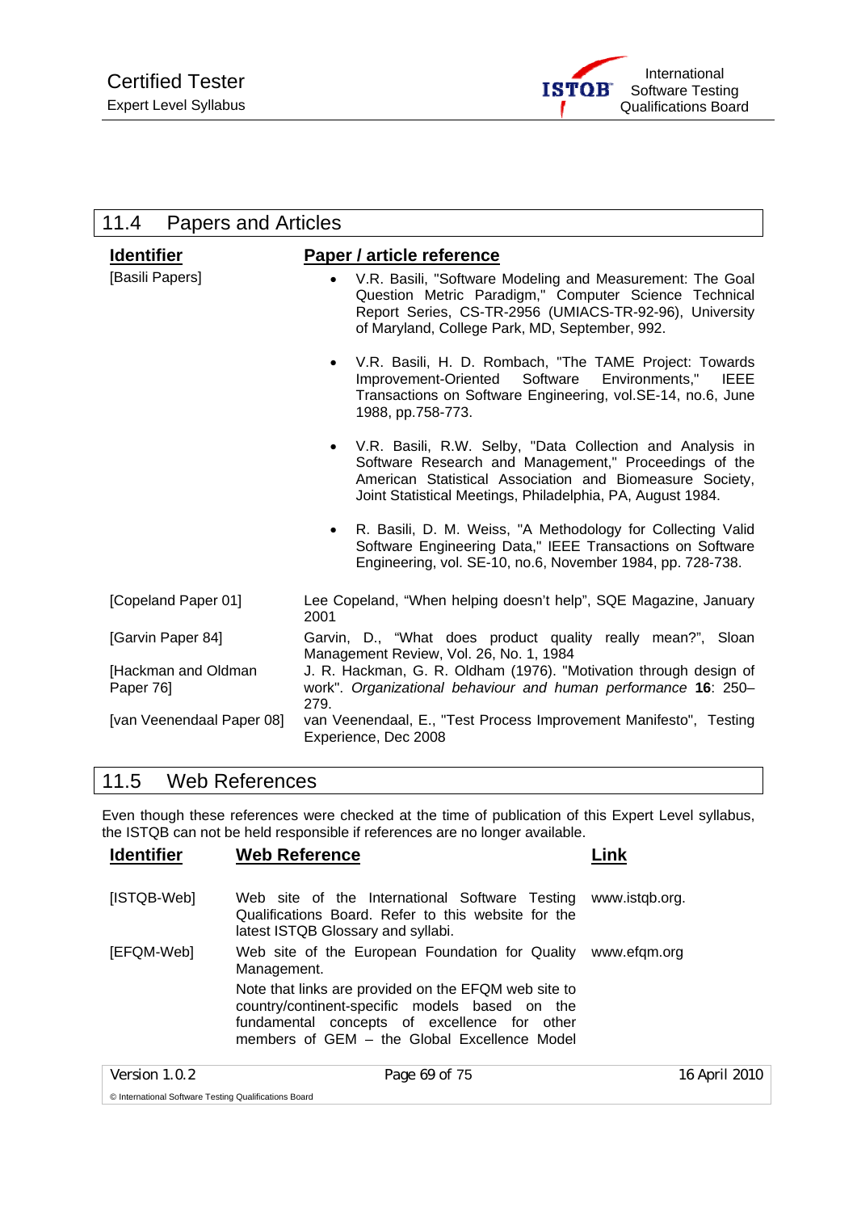## 11.4 Papers and Articles

| Identifier | Paper / article reference |
|---|---|
| [Basili Papers] | • V.R. Basili, "Software Modeling and Measurement: The Goal Question Metric Paradigm," Computer Science Technical Report Series, CS-TR-2956 (UMIACS-TR-92-96), University of Maryland, College Park, MD, September, 992.<br>• V.R. Basili, H. D. Rombach, "The TAME Project: Towards Improvement-Oriented Software Environments," IEEE Transactions on Software Engineering, vol.SE-14, no.6, June 1988, pp.758-773.<br>• V.R. Basili, R.W. Selby, "Data Collection and Analysis in Software Research and Management," Proceedings of the American Statistical Association and Biomeasure Society, Joint Statistical Meetings, Philadelphia, PA, August 1984.<br>• R. Basili, D. M. Weiss, "A Methodology for Collecting Valid Software Engineering Data," IEEE Transactions on Software Engineering, vol. SE-10, no.6, November 1984, pp. 728-738. |
| [Copeland Paper 01] | Lee Copeland, "When helping doesn't help", SQE Magazine, January 2001 |
| [Garvin Paper 84] | Garvin, D., "What does product quality really mean?", Sloan Management Review, Vol. 26, No. 1, 1984 |
| [Hackman and Oldman Paper 76] | J. R. Hackman, G. R. Oldham (1976). "Motivation through design of work". *Organizational behaviour and human performance* **16**: 250–279. |
| [van Veenendaal Paper 08] | van Veenendaal, E., "Test Process Improvement Manifesto", Testing Experience, Dec 2008 |

## 11.5 Web References

Even though these references were checked at the time of publication of this Expert Level syllabus, the ISTQB can not be held responsible if references are no longer available.

| Identifier | Web Reference | Link |
|---|---|---|
| [ISTQB-Web] | Web site of the International Software Testing Qualifications Board. Refer to this website for the latest ISTQB Glossary and syllabi. | www.istqb.org. |
| [EFQM-Web] | Web site of the European Foundation for Quality Management.<br>Note that links are provided on the EFQM web site to country/continent-specific models based on the fundamental concepts of excellence for other members of GEM – the Global Excellence Model | www.efqm.org |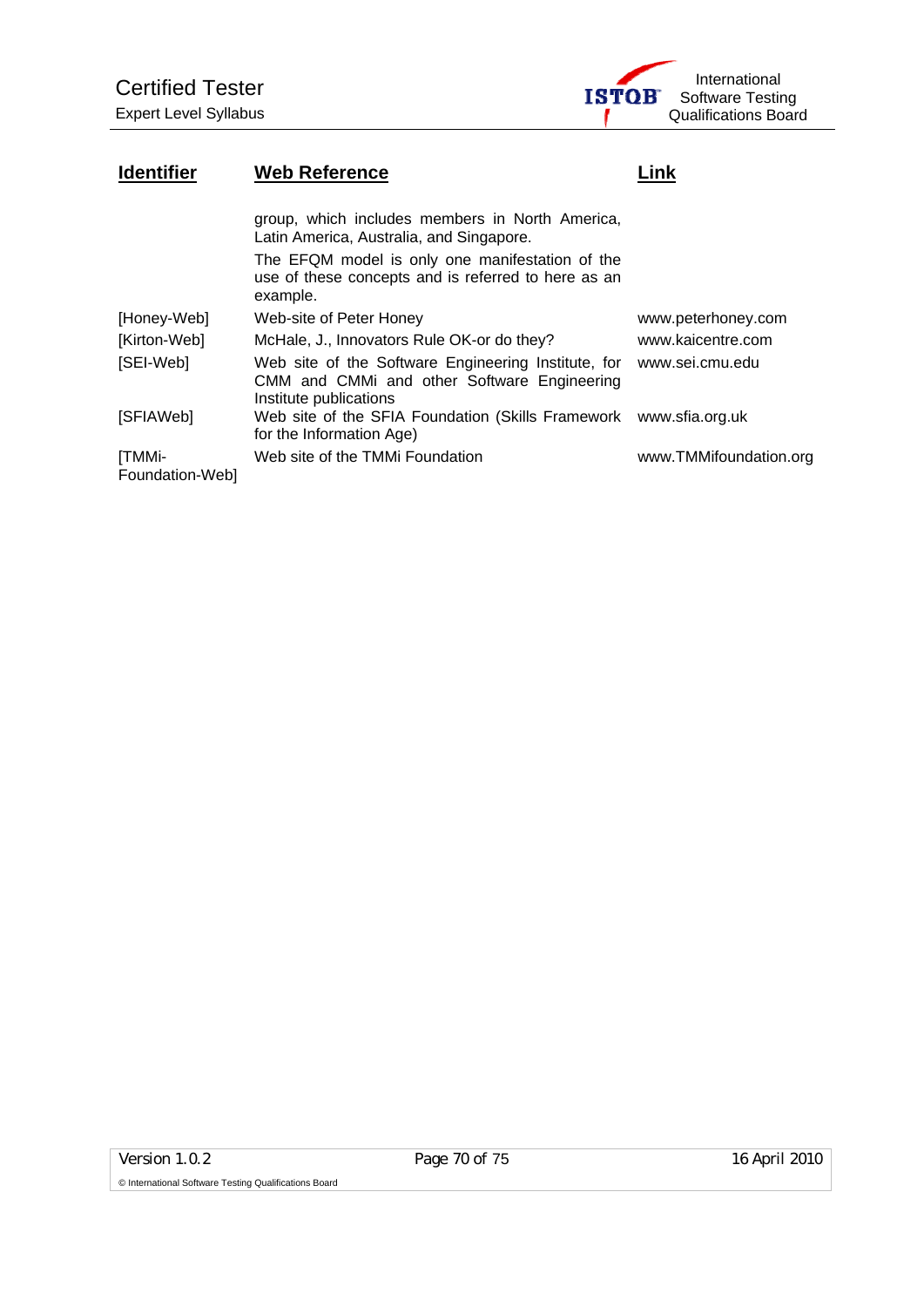| Identifier | Web Reference | Link |
|---|---|---|
| | group, which includes members in North America, Latin America, Australia, and Singapore. The EFQM model is only one manifestation of the use of these concepts and is referred to here as an example. | |
| [Honey-Web] | Web-site of Peter Honey | www.peterhoney.com |
| [Kirton-Web] | McHale, J., Innovators Rule OK-or do they? | www.kaicentre.com |
| [SEI-Web] | Web site of the Software Engineering Institute, for CMM and CMMi and other Software Engineering Institute publications | www.sei.cmu.edu |
| [SFIAWeb] | Web site of the SFIA Foundation (Skills Framework for the Information Age) | www.sfia.org.uk |
| [TMMi-Foundation-Web] | Web site of the TMMi Foundation | www.TMMifoundation.org |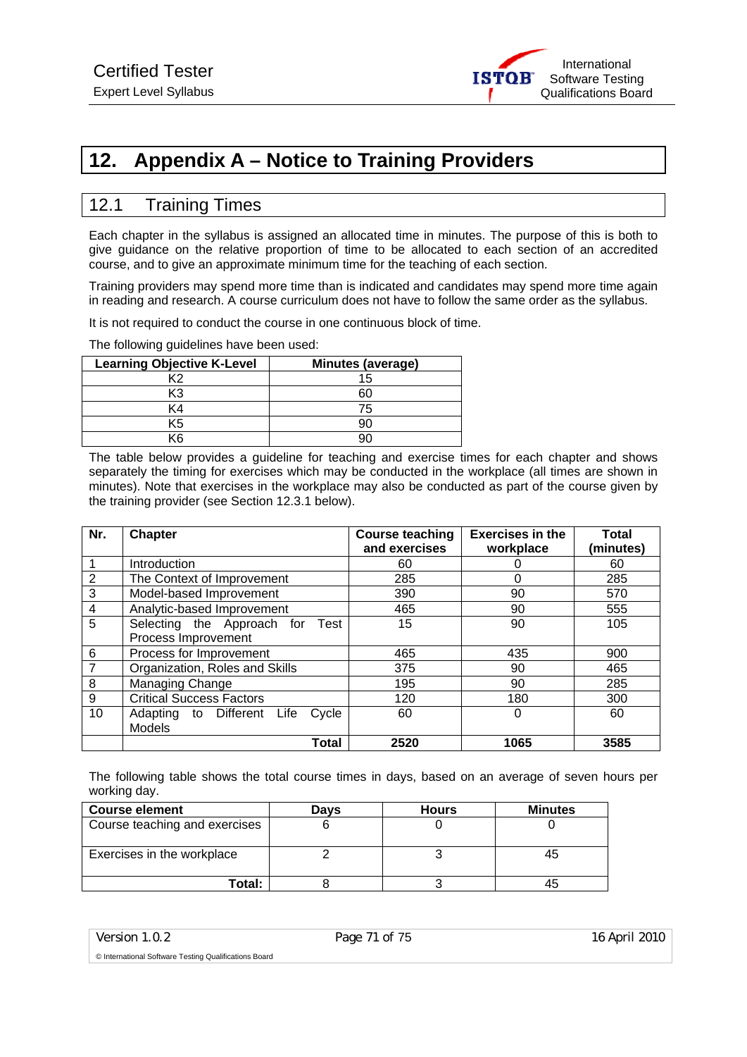// Appendix A – Notice to Training Providers: headings, text, three tables

# 12. Appendix A – Notice to Training Providers

## 12.1 Training Times

Each chapter in the syllabus is assigned an allocated time in minutes. The purpose of this is both to give guidance on the relative proportion of time to be allocated to each section of an accredited course, and to give an approximate minimum time for the teaching of each section.

Training providers may spend more time than is indicated and candidates may spend more time again in reading and research. A course curriculum does not have to follow the same order as the syllabus.

It is not required to conduct the course in one continuous block of time.

The following guidelines have been used:

| Learning Objective K-Level | Minutes (average) |
| --- | --- |
| K2 | 15 |
| K3 | 60 |
| K4 | 75 |
| K5 | 90 |
| K6 | 90 |

The table below provides a guideline for teaching and exercise times for each chapter and shows separately the timing for exercises which may be conducted in the workplace (all times are shown in minutes). Note that exercises in the workplace may also be conducted as part of the course given by the training provider (see Section 12.3.1 below).

| Nr. | Chapter | Course teaching and exercises | Exercises in the workplace | Total (minutes) |
| --- | --- | --- | --- | --- |
| 1 | Introduction | 60 | 0 | 60 |
| 2 | The Context of Improvement | 285 | 0 | 285 |
| 3 | Model-based Improvement | 390 | 90 | 570 |
| 4 | Analytic-based Improvement | 465 | 90 | 555 |
| 5 | Selecting the Approach for Test Process Improvement | 15 | 90 | 105 |
| 6 | Process for Improvement | 465 | 435 | 900 |
| 7 | Organization, Roles and Skills | 375 | 90 | 465 |
| 8 | Managing Change | 195 | 90 | 285 |
| 9 | Critical Success Factors | 120 | 180 | 300 |
| 10 | Adapting to Different Life Cycle Models | 60 | 0 | 60 |
| | **Total** | **2520** | **1065** | **3585** |

The following table shows the total course times in days, based on an average of seven hours per working day.

| Course element | Days | Hours | Minutes |
| --- | --- | --- | --- |
| Course teaching and exercises | 6 | 0 | 0 |
| Exercises in the workplace | 2 | 3 | 45 |
| **Total:** | 8 | 3 | 45 |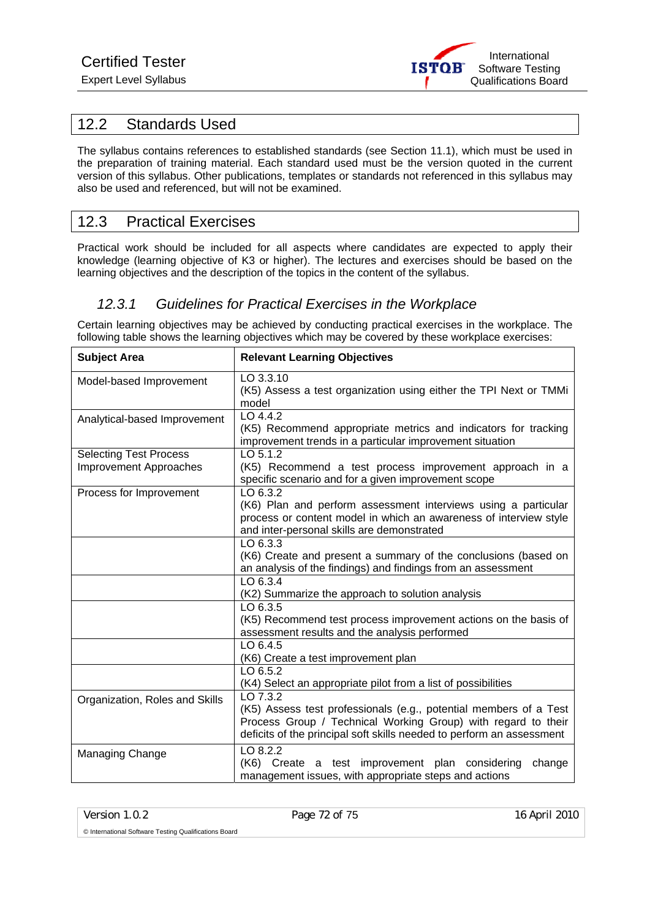## 12.2 Standards Used

The syllabus contains references to established standards (see Section 11.1), which must be used in the preparation of training material. Each standard used must be the version quoted in the current version of this syllabus. Other publications, templates or standards not referenced in this syllabus may also be used and referenced, but will not be examined.

## 12.3 Practical Exercises

Practical work should be included for all aspects where candidates are expected to apply their knowledge (learning objective of K3 or higher). The lectures and exercises should be based on the learning objectives and the description of the topics in the content of the syllabus.

### *12.3.1 Guidelines for Practical Exercises in the Workplace*

Certain learning objectives may be achieved by conducting practical exercises in the workplace. The following table shows the learning objectives which may be covered by these workplace exercises:

| **Subject Area** | **Relevant Learning Objectives** |
|---|---|
| Model-based Improvement | LO 3.3.10<br>(K5) Assess a test organization using either the TPI Next or TMMi model |
| Analytical-based Improvement | LO 4.4.2<br>(K5) Recommend appropriate metrics and indicators for tracking improvement trends in a particular improvement situation |
| Selecting Test Process Improvement Approaches | LO 5.1.2<br>(K5) Recommend a test process improvement approach in a specific scenario and for a given improvement scope |
| Process for Improvement | LO 6.3.2<br>(K6) Plan and perform assessment interviews using a particular process or content model in which an awareness of interview style and inter-personal skills are demonstrated |
| | LO 6.3.3<br>(K6) Create and present a summary of the conclusions (based on an analysis of the findings) and findings from an assessment |
| | LO 6.3.4<br>(K2) Summarize the approach to solution analysis |
| | LO 6.3.5<br>(K5) Recommend test process improvement actions on the basis of assessment results and the analysis performed |
| | LO 6.4.5<br>(K6) Create a test improvement plan |
| | LO 6.5.2<br>(K4) Select an appropriate pilot from a list of possibilities |
| Organization, Roles and Skills | LO 7.3.2<br>(K5) Assess test professionals (e.g., potential members of a Test Process Group / Technical Working Group) with regard to their deficits of the principal soft skills needed to perform an assessment |
| Managing Change | LO 8.2.2<br>(K6) Create a test improvement plan considering change management issues, with appropriate steps and actions |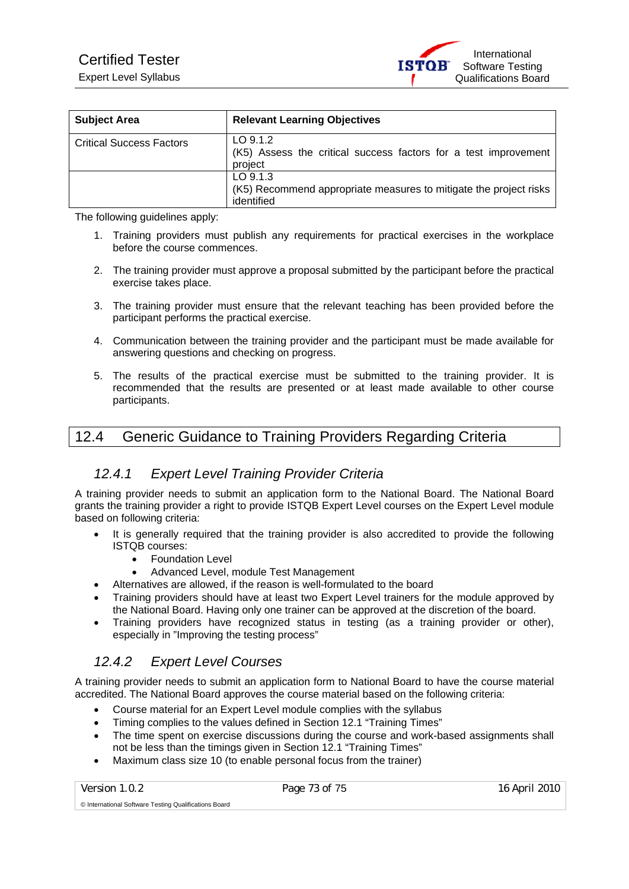| Subject Area | Relevant Learning Objectives |
|---|---|
| Critical Success Factors | LO 9.1.2<br>(K5) Assess the critical success factors for a test improvement project |
| | LO 9.1.3<br>(K5) Recommend appropriate measures to mitigate the project risks identified |

The following guidelines apply:

1. Training providers must publish any requirements for practical exercises in the workplace before the course commences.

2. The training provider must approve a proposal submitted by the participant before the practical exercise takes place.

3. The training provider must ensure that the relevant teaching has been provided before the participant performs the practical exercise.

4. Communication between the training provider and the participant must be made available for answering questions and checking on progress.

5. The results of the practical exercise must be submitted to the training provider. It is recommended that the results are presented or at least made available to other course participants.

## 12.4 Generic Guidance to Training Providers Regarding Criteria

### *12.4.1 Expert Level Training Provider Criteria*

A training provider needs to submit an application form to the National Board. The National Board grants the training provider a right to provide ISTQB Expert Level courses on the Expert Level module based on following criteria:

- It is generally required that the training provider is also accredited to provide the following ISTQB courses:
    - Foundation Level
    - Advanced Level, module Test Management
- Alternatives are allowed, if the reason is well-formulated to the board
- Training providers should have at least two Expert Level trainers for the module approved by the National Board. Having only one trainer can be approved at the discretion of the board.
- Training providers have recognized status in testing (as a training provider or other), especially in "Improving the testing process"

### *12.4.2 Expert Level Courses*

A training provider needs to submit an application form to National Board to have the course material accredited. The National Board approves the course material based on the following criteria:

- Course material for an Expert Level module complies with the syllabus
- Timing complies to the values defined in Section 12.1 "Training Times"
- The time spent on exercise discussions during the course and work-based assignments shall not be less than the timings given in Section 12.1 "Training Times"
- Maximum class size 10 (to enable personal focus from the trainer)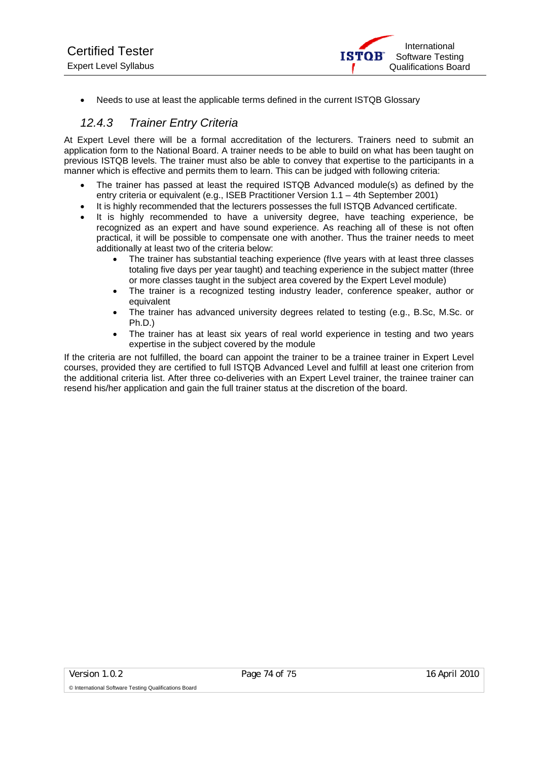- Needs to use at least the applicable terms defined in the current ISTQB Glossary

### *12.4.3 Trainer Entry Criteria*

At Expert Level there will be a formal accreditation of the lecturers. Trainers need to submit an application form to the National Board. A trainer needs to be able to build on what has been taught on previous ISTQB levels. The trainer must also be able to convey that expertise to the participants in a manner which is effective and permits them to learn. This can be judged with following criteria:

- The trainer has passed at least the required ISTQB Advanced module(s) as defined by the entry criteria or equivalent (e.g., ISEB Practitioner Version 1.1 – 4th September 2001)
- It is highly recommended that the lecturers possesses the full ISTQB Advanced certificate.
- It is highly recommended to have a university degree, have teaching experience, be recognized as an expert and have sound experience. As reaching all of these is not often practical, it will be possible to compensate one with another. Thus the trainer needs to meet additionally at least two of the criteria below:
    - The trainer has substantial teaching experience (fIve years with at least three classes totaling five days per year taught) and teaching experience in the subject matter (three or more classes taught in the subject area covered by the Expert Level module)
    - The trainer is a recognized testing industry leader, conference speaker, author or equivalent
    - The trainer has advanced university degrees related to testing (e.g., B.Sc, M.Sc. or Ph.D.)
    - The trainer has at least six years of real world experience in testing and two years expertise in the subject covered by the module

If the criteria are not fulfilled, the board can appoint the trainer to be a trainee trainer in Expert Level courses, provided they are certified to full ISTQB Advanced Level and fulfill at least one criterion from the additional criteria list. After three co-deliveries with an Expert Level trainer, the trainee trainer can resend his/her application and gain the full trainer status at the discretion of the board.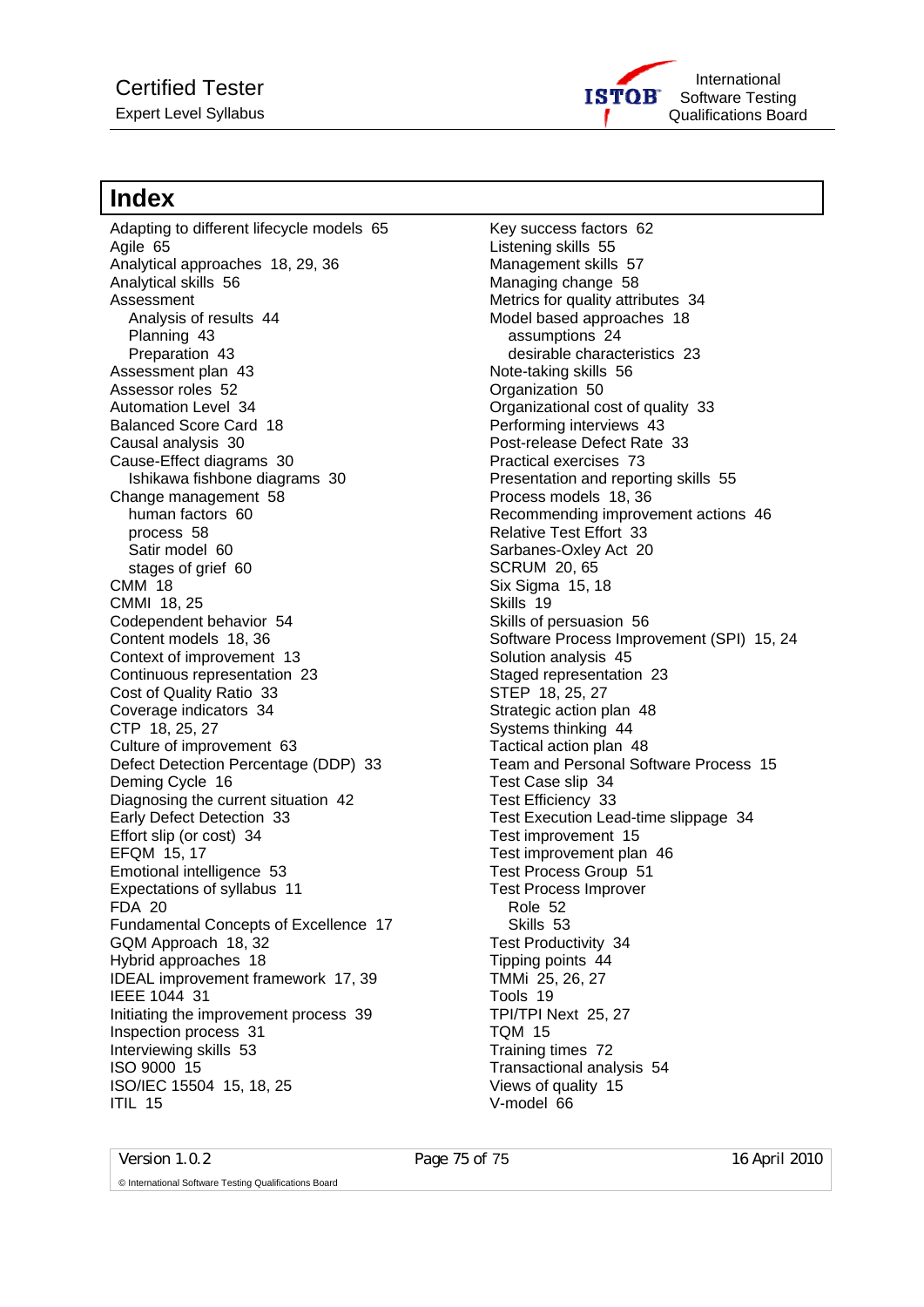# Index

Adapting to different lifecycle models 65
Agile 65
Analytical approaches 18, 29, 36
Analytical skills 56
Assessment
  Analysis of results 44
  Planning 43
  Preparation 43
Assessment plan 43
Assessor roles 52
Automation Level 34
Balanced Score Card 18
Causal analysis 30
Cause-Effect diagrams 30
  Ishikawa fishbone diagrams 30
Change management 58
  human factors 60
  process 58
  Satir model 60
  stages of grief 60
CMM 18
CMMI 18, 25
Codependent behavior 54
Content models 18, 36
Context of improvement 13
Continuous representation 23
Cost of Quality Ratio 33
Coverage indicators 34
CTP 18, 25, 27
Culture of improvement 63
Defect Detection Percentage (DDP) 33
Deming Cycle 16
Diagnosing the current situation 42
Early Defect Detection 33
Effort slip (or cost) 34
EFQM 15, 17
Emotional intelligence 53
Expectations of syllabus 11
FDA 20
Fundamental Concepts of Excellence 17
GQM Approach 18, 32
Hybrid approaches 18
IDEAL improvement framework 17, 39
IEEE 1044 31
Initiating the improvement process 39
Inspection process 31
Interviewing skills 53
ISO 9000 15
ISO/IEC 15504 15, 18, 25
ITIL 15
Key success factors 62
Listening skills 55
Management skills 57
Managing change 58
Metrics for quality attributes 34
Model based approaches 18
  assumptions 24
  desirable characteristics 23
Note-taking skills 56
Organization 50
Organizational cost of quality 33
Performing interviews 43
Post-release Defect Rate 33
Practical exercises 73
Presentation and reporting skills 55
Process models 18, 36
Recommending improvement actions 46
Relative Test Effort 33
Sarbanes-Oxley Act 20
SCRUM 20, 65
Six Sigma 15, 18
Skills 19
Skills of persuasion 56
Software Process Improvement (SPI) 15, 24
Solution analysis 45
Staged representation 23
STEP 18, 25, 27
Strategic action plan 48
Systems thinking 44
Tactical action plan 48
Team and Personal Software Process 15
Test Case slip 34
Test Efficiency 33
Test Execution Lead-time slippage 34
Test improvement 15
Test improvement plan 46
Test Process Group 51
Test Process Improver
  Role 52
  Skills 53
Test Productivity 34
Tipping points 44
TMMi 25, 26, 27
Tools 19
TPI/TPI Next 25, 27
TQM 15
Training times 72
Transactional analysis 54
Views of quality 15
V-model 66